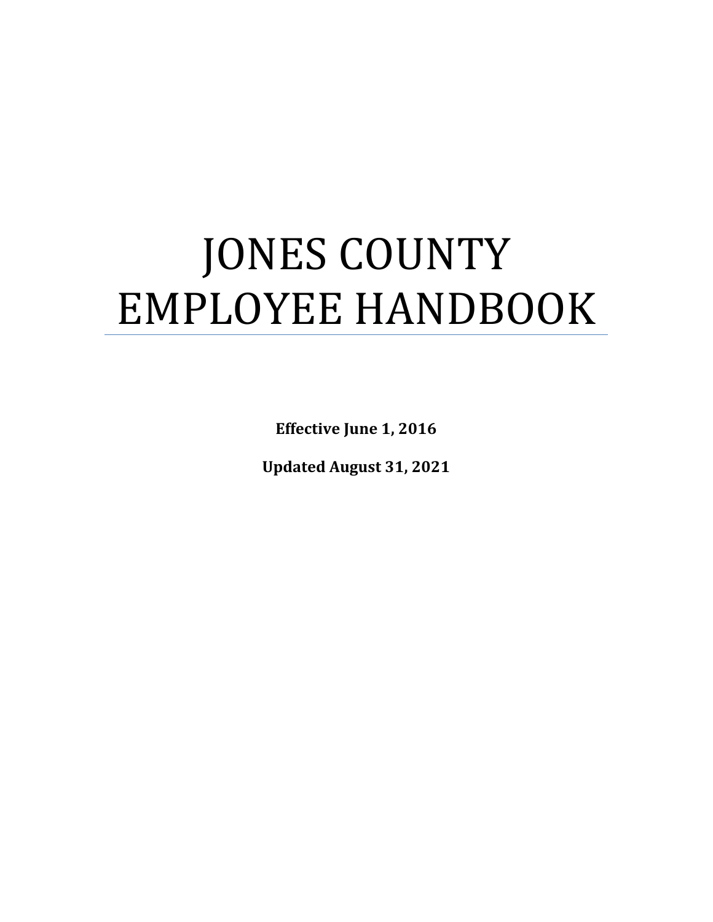# JONES COUNTY EMPLOYEE HANDBOOK

**Effective June 1, 2016**

**Updated August 31, 2021**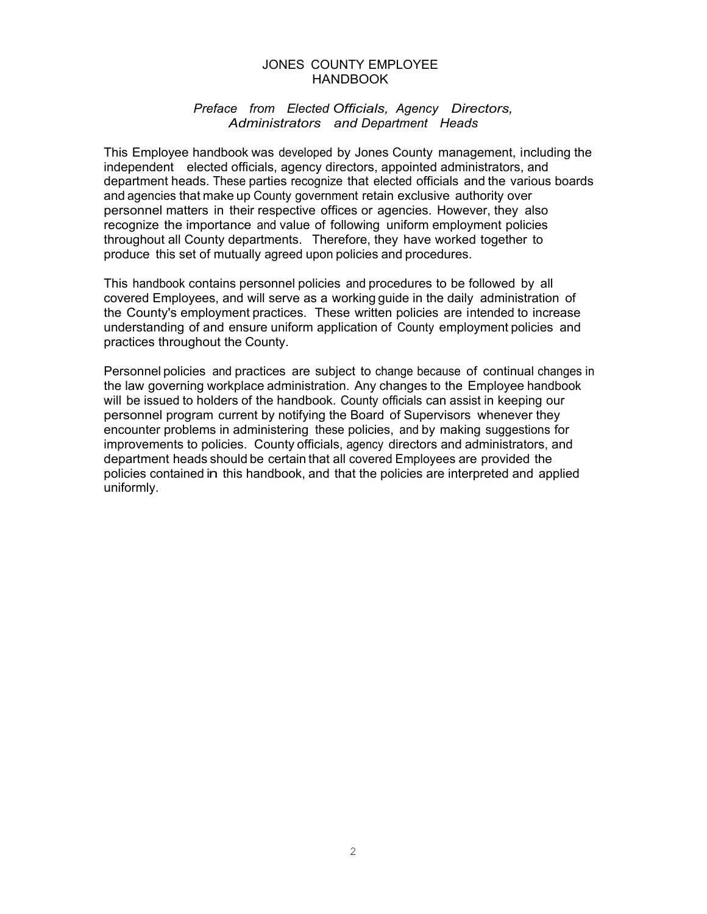# JONES COUNTY EMPLOYEE HANDBOOK

## *Preface from Elected Officials, Agency Directors, Administrators and Department Heads*

This Employee handbook was developed by Jones County management, including the independent elected officials, agency directors, appointed administrators, and department heads. These parties recognize that elected officials and the various boards and agencies that make up County government retain exclusive authority over personnel matters in their respective offices or agencies. However, they also recognize the importance and value of following uniform employment policies throughout all County departments. Therefore, they have worked together to produce this set of mutually agreed upon policies and procedures.

This handbook contains personnel policies and procedures to be followed by all covered Employees, and will serve as a working guide in the daily administration of the County's employment practices. These written policies are intended to increase understanding of and ensure uniform application of County employment policies and practices throughout the County.

Personnel policies and practices are subject to change because of continual changes in the law governing workplace administration. Any changes to the Employee handbook will be issued to holders of the handbook. County officials can assist in keeping our personnel program current by notifying the Board of Supervisors whenever they encounter problems in administering these policies, and by making suggestions for improvements to policies. County officials, agency directors and administrators, and department heads should be certain that all covered Employees are provided the policies contained in this handbook, and that the policies are interpreted and applied uniformly.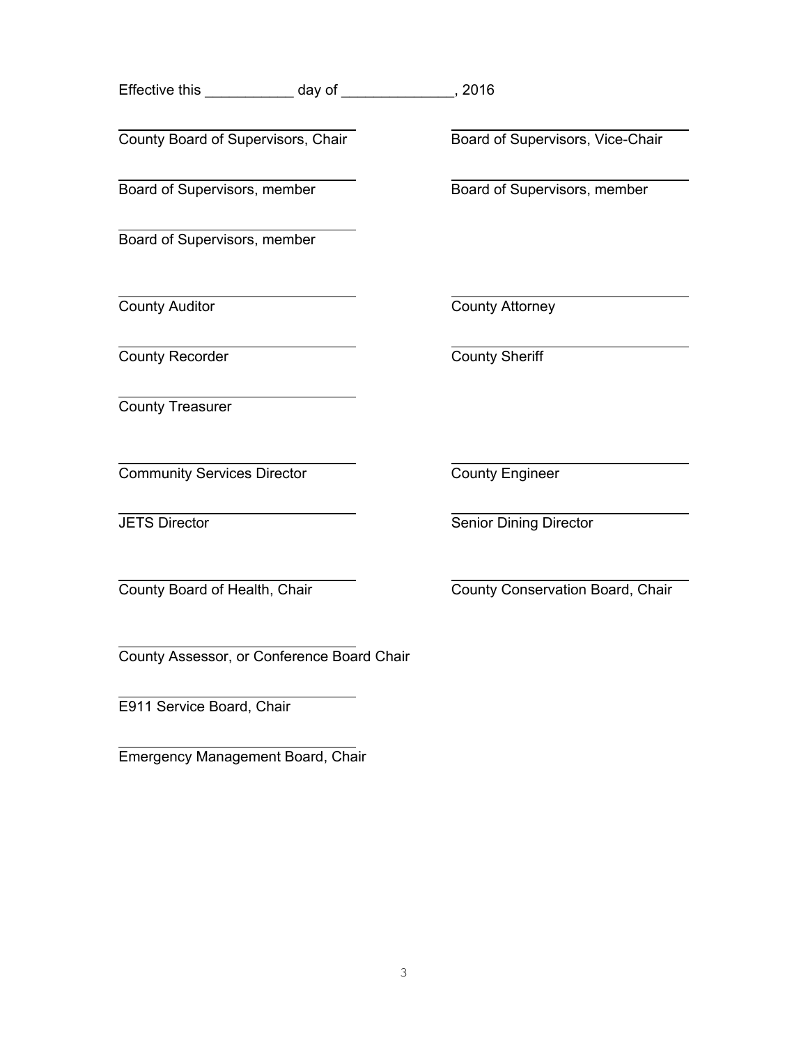Effective this ___________ day of ______________, 2016

| | |
|---|---|
| \_\_\_\_\_\_\_\_\_\_\_\_\_\_\_\_\_\_\_\_\_\_\_\_\_\_\_\_\_\_ County Board of Supervisors, Chair | \_\_\_\_\_\_\_\_\_\_\_\_\_\_\_\_\_\_\_\_\_\_\_\_\_\_\_\_\_\_ Board of Supervisors, Vice-Chair |
| \_\_\_\_\_\_\_\_\_\_\_\_\_\_\_\_\_\_\_\_\_\_\_\_\_\_\_\_\_\_ Board of Supervisors, member | \_\_\_\_\_\_\_\_\_\_\_\_\_\_\_\_\_\_\_\_\_\_\_\_\_\_\_\_\_\_ Board of Supervisors, member |
| \_\_\_\_\_\_\_\_\_\_\_\_\_\_\_\_\_\_\_\_\_\_\_\_\_\_\_\_\_\_ Board of Supervisors, member | |
| \_\_\_\_\_\_\_\_\_\_\_\_\_\_\_\_\_\_\_\_\_\_\_\_\_\_\_\_\_\_ County Auditor | \_\_\_\_\_\_\_\_\_\_\_\_\_\_\_\_\_\_\_\_\_\_\_\_\_\_\_\_\_\_ County Attorney |
| \_\_\_\_\_\_\_\_\_\_\_\_\_\_\_\_\_\_\_\_\_\_\_\_\_\_\_\_\_\_ County Recorder | \_\_\_\_\_\_\_\_\_\_\_\_\_\_\_\_\_\_\_\_\_\_\_\_\_\_\_\_\_\_ County Sheriff |
| \_\_\_\_\_\_\_\_\_\_\_\_\_\_\_\_\_\_\_\_\_\_\_\_\_\_\_\_\_\_ County Treasurer | |
| \_\_\_\_\_\_\_\_\_\_\_\_\_\_\_\_\_\_\_\_\_\_\_\_\_\_\_\_\_\_ Community Services Director | \_\_\_\_\_\_\_\_\_\_\_\_\_\_\_\_\_\_\_\_\_\_\_\_\_\_\_\_\_\_ County Engineer |
| \_\_\_\_\_\_\_\_\_\_\_\_\_\_\_\_\_\_\_\_\_\_\_\_\_\_\_\_\_\_ JETS Director | \_\_\_\_\_\_\_\_\_\_\_\_\_\_\_\_\_\_\_\_\_\_\_\_\_\_\_\_\_\_ Senior Dining Director |
| \_\_\_\_\_\_\_\_\_\_\_\_\_\_\_\_\_\_\_\_\_\_\_\_\_\_\_\_\_\_ County Board of Health, Chair | \_\_\_\_\_\_\_\_\_\_\_\_\_\_\_\_\_\_\_\_\_\_\_\_\_\_\_\_\_\_ County Conservation Board, Chair |
| \_\_\_\_\_\_\_\_\_\_\_\_\_\_\_\_\_\_\_\_\_\_\_\_\_\_\_\_\_\_ County Assessor, or Conference Board Chair | |
| \_\_\_\_\_\_\_\_\_\_\_\_\_\_\_\_\_\_\_\_\_\_\_\_\_\_\_\_\_\_ E911 Service Board, Chair | |
| \_\_\_\_\_\_\_\_\_\_\_\_\_\_\_\_\_\_\_\_\_\_\_\_\_\_\_\_\_\_ Emergency Management Board, Chair | |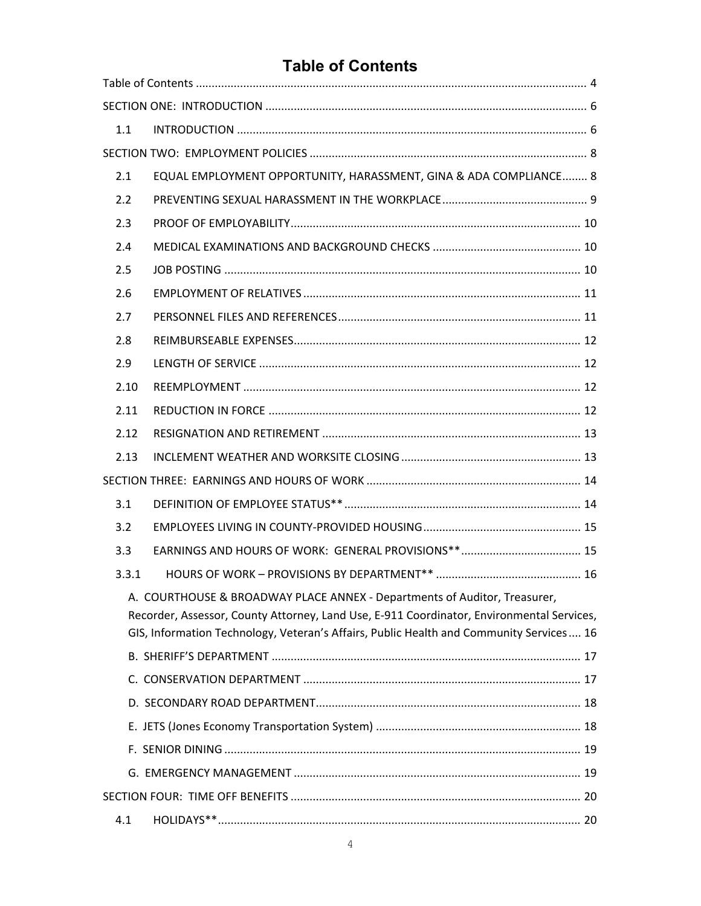# Table of Contents

Table of Contents .......... 4

SECTION ONE: INTRODUCTION .......... 6

- 1.1 INTRODUCTION .......... 6

SECTION TWO: EMPLOYMENT POLICIES .......... 8

- 2.1 EQUAL EMPLOYMENT OPPORTUNITY, HARASSMENT, GINA & ADA COMPLIANCE .......... 8
- 2.2 PREVENTING SEXUAL HARASSMENT IN THE WORKPLACE .......... 9
- 2.3 PROOF OF EMPLOYABILITY .......... 10
- 2.4 MEDICAL EXAMINATIONS AND BACKGROUND CHECKS .......... 10
- 2.5 JOB POSTING .......... 10
- 2.6 EMPLOYMENT OF RELATIVES .......... 11
- 2.7 PERSONNEL FILES AND REFERENCES .......... 11
- 2.8 REIMBURSEABLE EXPENSES .......... 12
- 2.9 LENGTH OF SERVICE .......... 12
- 2.10 REEMPLOYMENT .......... 12
- 2.11 REDUCTION IN FORCE .......... 12
- 2.12 RESIGNATION AND RETIREMENT .......... 13
- 2.13 INCLEMENT WEATHER AND WORKSITE CLOSING .......... 13

SECTION THREE: EARNINGS AND HOURS OF WORK .......... 14

- 3.1 DEFINITION OF EMPLOYEE STATUS** .......... 14
- 3.2 EMPLOYEES LIVING IN COUNTY-PROVIDED HOUSING .......... 15
- 3.3 EARNINGS AND HOURS OF WORK: GENERAL PROVISIONS** .......... 15
- 3.3.1 HOURS OF WORK – PROVISIONS BY DEPARTMENT** .......... 16
  - A. COURTHOUSE & BROADWAY PLACE ANNEX - Departments of Auditor, Treasurer, Recorder, Assessor, County Attorney, Land Use, E-911 Coordinator, Environmental Services, GIS, Information Technology, Veteran's Affairs, Public Health and Community Services .......... 16
  - B. SHERIFF'S DEPARTMENT .......... 17
  - C. CONSERVATION DEPARTMENT .......... 17
  - D. SECONDARY ROAD DEPARTMENT .......... 18
  - E. JETS (Jones Economy Transportation System) .......... 18
  - F. SENIOR DINING .......... 19
  - G. EMERGENCY MANAGEMENT .......... 19

SECTION FOUR: TIME OFF BENEFITS .......... 20

- 4.1 HOLIDAYS** .......... 20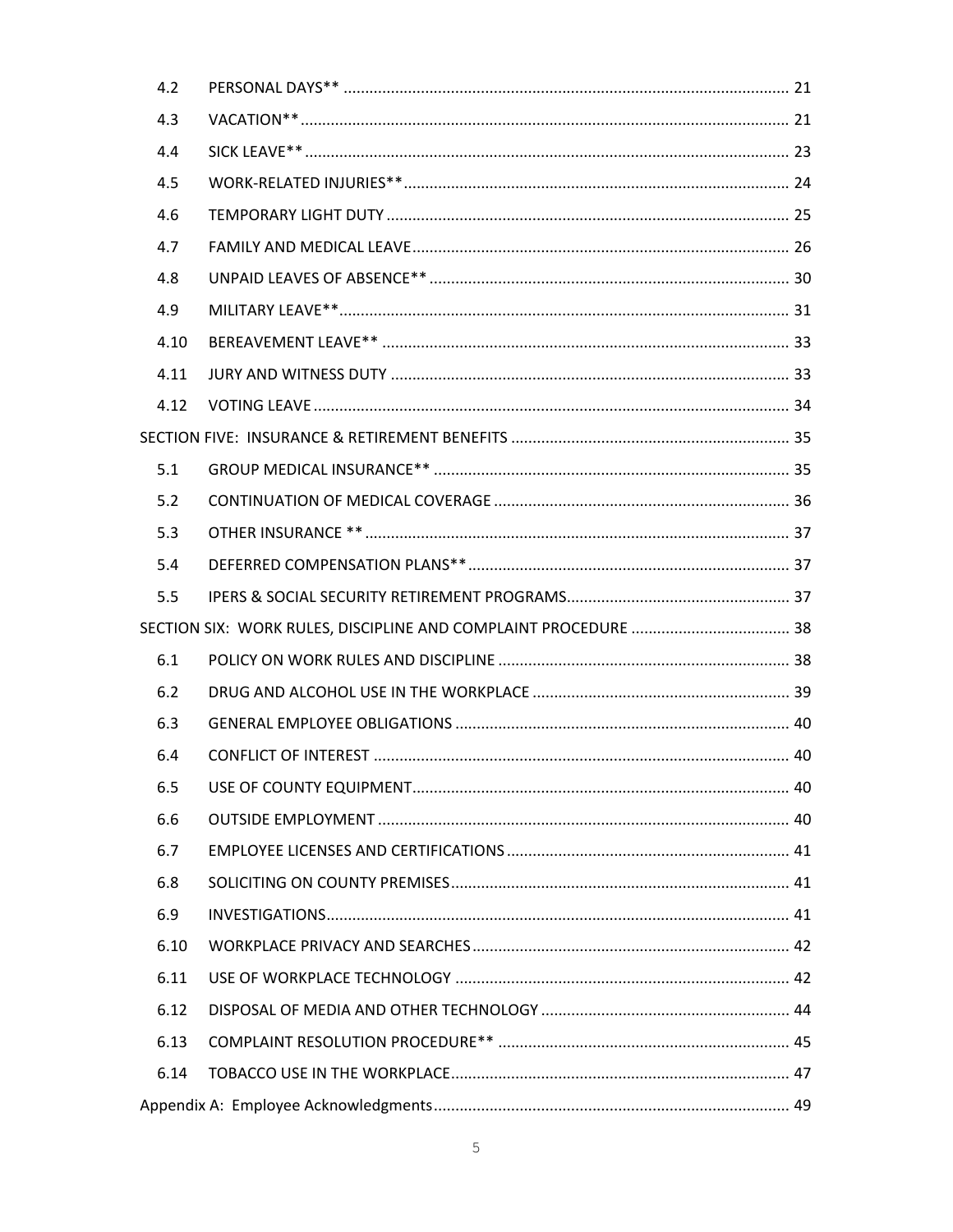| | | |
|---|---|---|
| 4.2 | PERSONAL DAYS** | 21 |
| 4.3 | VACATION** | 21 |
| 4.4 | SICK LEAVE** | 23 |
| 4.5 | WORK-RELATED INJURIES** | 24 |
| 4.6 | TEMPORARY LIGHT DUTY | 25 |
| 4.7 | FAMILY AND MEDICAL LEAVE | 26 |
| 4.8 | UNPAID LEAVES OF ABSENCE** | 30 |
| 4.9 | MILITARY LEAVE** | 31 |
| 4.10 | BEREAVEMENT LEAVE** | 33 |
| 4.11 | JURY AND WITNESS DUTY | 33 |
| 4.12 | VOTING LEAVE | 34 |
| SECTION FIVE: INSURANCE & RETIREMENT BENEFITS | | 35 |
| 5.1 | GROUP MEDICAL INSURANCE** | 35 |
| 5.2 | CONTINUATION OF MEDICAL COVERAGE | 36 |
| 5.3 | OTHER INSURANCE ** | 37 |
| 5.4 | DEFERRED COMPENSATION PLANS** | 37 |
| 5.5 | IPERS & SOCIAL SECURITY RETIREMENT PROGRAMS | 37 |
| SECTION SIX: WORK RULES, DISCIPLINE AND COMPLAINT PROCEDURE | | 38 |
| 6.1 | POLICY ON WORK RULES AND DISCIPLINE | 38 |
| 6.2 | DRUG AND ALCOHOL USE IN THE WORKPLACE | 39 |
| 6.3 | GENERAL EMPLOYEE OBLIGATIONS | 40 |
| 6.4 | CONFLICT OF INTEREST | 40 |
| 6.5 | USE OF COUNTY EQUIPMENT | 40 |
| 6.6 | OUTSIDE EMPLOYMENT | 40 |
| 6.7 | EMPLOYEE LICENSES AND CERTIFICATIONS | 41 |
| 6.8 | SOLICITING ON COUNTY PREMISES | 41 |
| 6.9 | INVESTIGATIONS | 41 |
| 6.10 | WORKPLACE PRIVACY AND SEARCHES | 42 |
| 6.11 | USE OF WORKPLACE TECHNOLOGY | 42 |
| 6.12 | DISPOSAL OF MEDIA AND OTHER TECHNOLOGY | 44 |
| 6.13 | COMPLAINT RESOLUTION PROCEDURE** | 45 |
| 6.14 | TOBACCO USE IN THE WORKPLACE | 47 |
| Appendix A: Employee Acknowledgments | | 49 |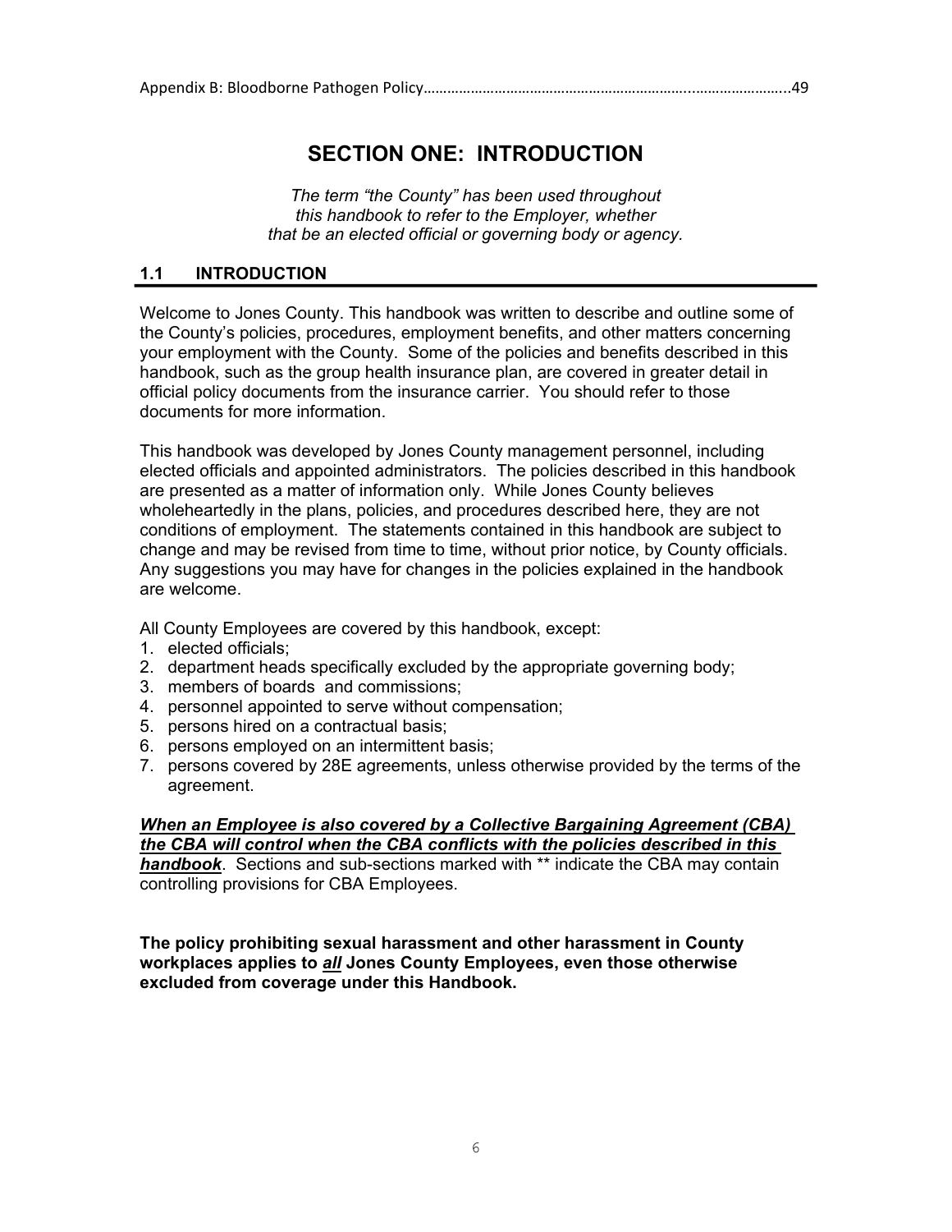Appendix B: Bloodborne Pathogen Policy……………………………………………………………..…………………..49

# SECTION ONE: INTRODUCTION

*The term "the County" has been used throughout this handbook to refer to the Employer, whether that be an elected official or governing body or agency.*

## 1.1 INTRODUCTION

Welcome to Jones County. This handbook was written to describe and outline some of the County's policies, procedures, employment benefits, and other matters concerning your employment with the County. Some of the policies and benefits described in this handbook, such as the group health insurance plan, are covered in greater detail in official policy documents from the insurance carrier. You should refer to those documents for more information.

This handbook was developed by Jones County management personnel, including elected officials and appointed administrators. The policies described in this handbook are presented as a matter of information only. While Jones County believes wholeheartedly in the plans, policies, and procedures described here, they are not conditions of employment. The statements contained in this handbook are subject to change and may be revised from time to time, without prior notice, by County officials. Any suggestions you may have for changes in the policies explained in the handbook are welcome.

All County Employees are covered by this handbook, except:

1. elected officials;
2. department heads specifically excluded by the appropriate governing body;
3. members of boards and commissions;
4. personnel appointed to serve without compensation;
5. persons hired on a contractual basis;
6. persons employed on an intermittent basis;
7. persons covered by 28E agreements, unless otherwise provided by the terms of the agreement.

***When an Employee is also covered by a Collective Bargaining Agreement (CBA) the CBA will control when the CBA conflicts with the policies described in this handbook***. Sections and sub-sections marked with ** indicate the CBA may contain controlling provisions for CBA Employees.

**The policy prohibiting sexual harassment and other harassment in County workplaces applies to *all* Jones County Employees, even those otherwise excluded from coverage under this Handbook.**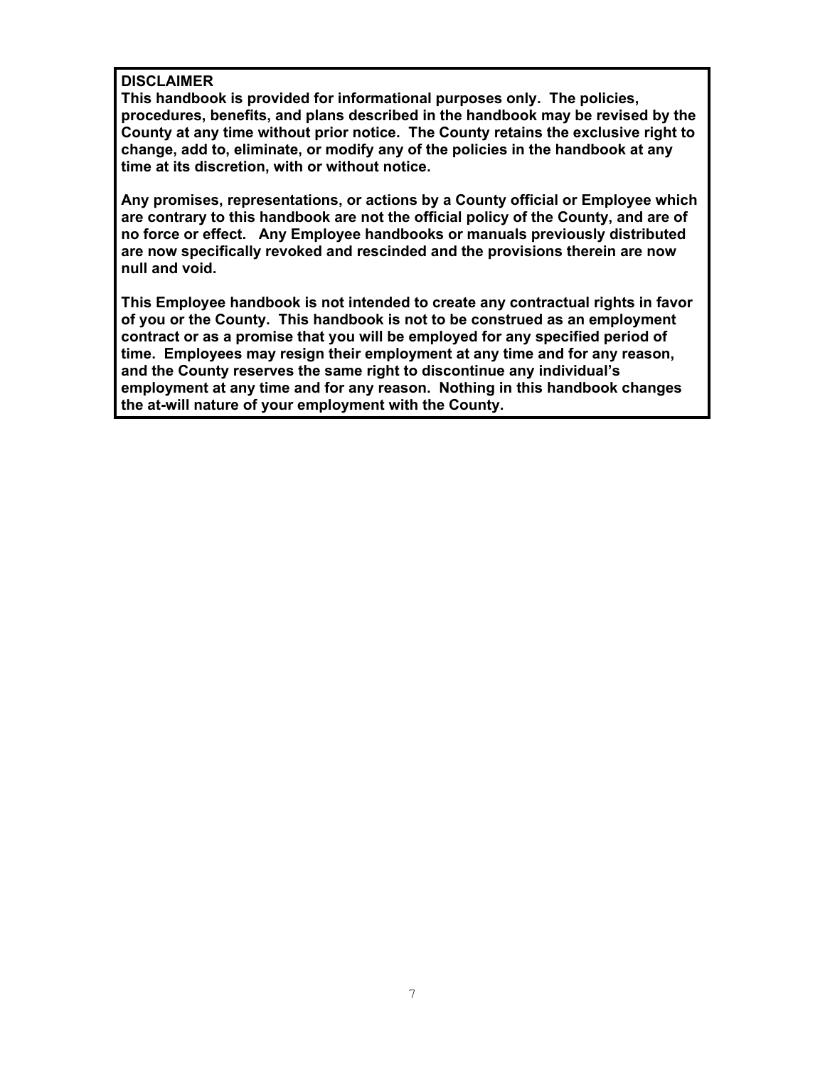**DISCLAIMER**

**This handbook is provided for informational purposes only. The policies, procedures, benefits, and plans described in the handbook may be revised by the County at any time without prior notice. The County retains the exclusive right to change, add to, eliminate, or modify any of the policies in the handbook at any time at its discretion, with or without notice.**

**Any promises, representations, or actions by a County official or Employee which are contrary to this handbook are not the official policy of the County, and are of no force or effect. Any Employee handbooks or manuals previously distributed are now specifically revoked and rescinded and the provisions therein are now null and void.**

**This Employee handbook is not intended to create any contractual rights in favor of you or the County. This handbook is not to be construed as an employment contract or as a promise that you will be employed for any specified period of time. Employees may resign their employment at any time and for any reason, and the County reserves the same right to discontinue any individual's employment at any time and for any reason. Nothing in this handbook changes the at-will nature of your employment with the County.**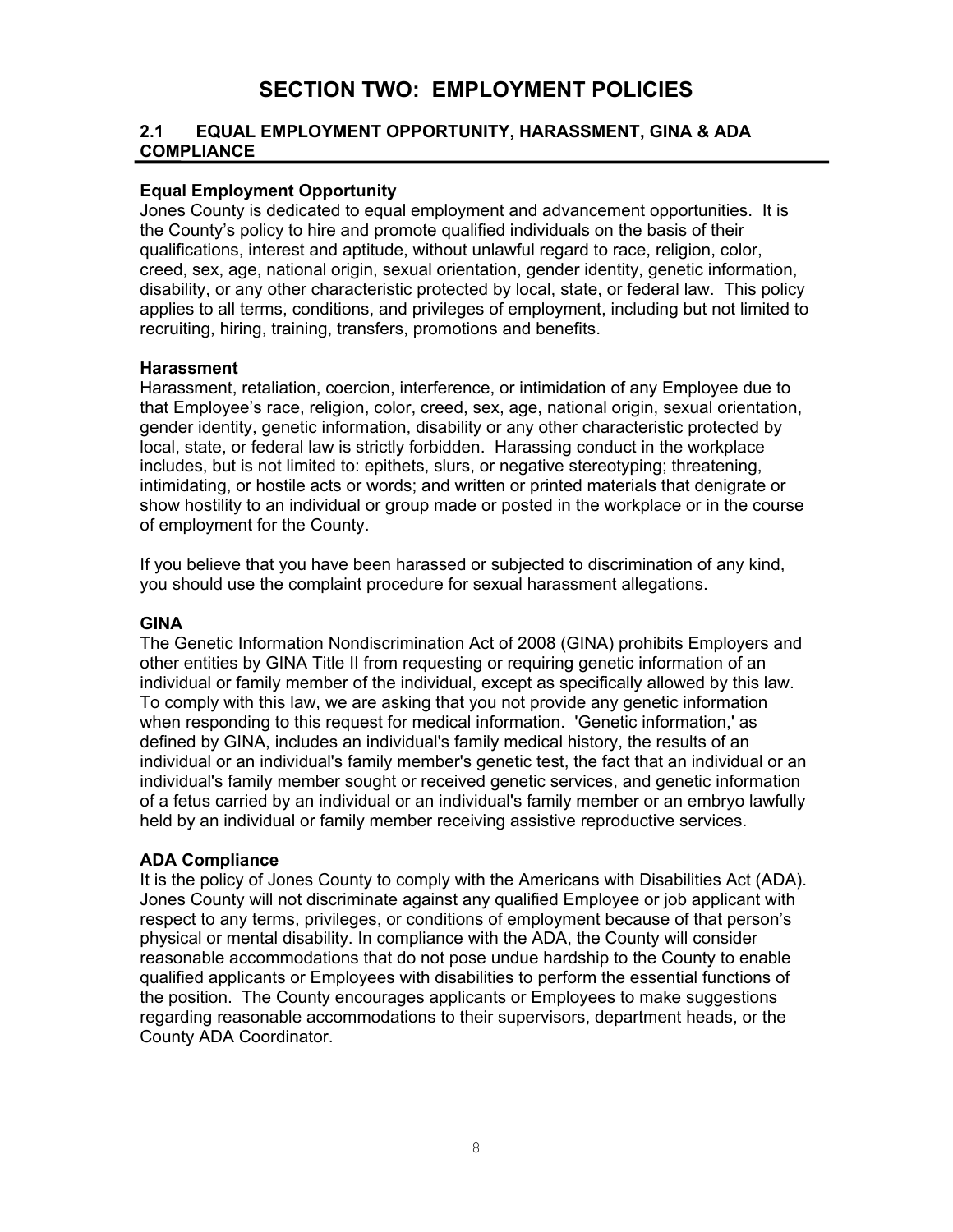# SECTION TWO: EMPLOYMENT POLICIES

## 2.1 EQUAL EMPLOYMENT OPPORTUNITY, HARASSMENT, GINA & ADA COMPLIANCE

**Equal Employment Opportunity**

Jones County is dedicated to equal employment and advancement opportunities. It is the County's policy to hire and promote qualified individuals on the basis of their qualifications, interest and aptitude, without unlawful regard to race, religion, color, creed, sex, age, national origin, sexual orientation, gender identity, genetic information, disability, or any other characteristic protected by local, state, or federal law. This policy applies to all terms, conditions, and privileges of employment, including but not limited to recruiting, hiring, training, transfers, promotions and benefits.

**Harassment**

Harassment, retaliation, coercion, interference, or intimidation of any Employee due to that Employee's race, religion, color, creed, sex, age, national origin, sexual orientation, gender identity, genetic information, disability or any other characteristic protected by local, state, or federal law is strictly forbidden. Harassing conduct in the workplace includes, but is not limited to: epithets, slurs, or negative stereotyping; threatening, intimidating, or hostile acts or words; and written or printed materials that denigrate or show hostility to an individual or group made or posted in the workplace or in the course of employment for the County.

If you believe that you have been harassed or subjected to discrimination of any kind, you should use the complaint procedure for sexual harassment allegations.

**GINA**

The Genetic Information Nondiscrimination Act of 2008 (GINA) prohibits Employers and other entities by GINA Title II from requesting or requiring genetic information of an individual or family member of the individual, except as specifically allowed by this law. To comply with this law, we are asking that you not provide any genetic information when responding to this request for medical information. 'Genetic information,' as defined by GINA, includes an individual's family medical history, the results of an individual or an individual's family member's genetic test, the fact that an individual or an individual's family member sought or received genetic services, and genetic information of a fetus carried by an individual or an individual's family member or an embryo lawfully held by an individual or family member receiving assistive reproductive services.

**ADA Compliance**

It is the policy of Jones County to comply with the Americans with Disabilities Act (ADA). Jones County will not discriminate against any qualified Employee or job applicant with respect to any terms, privileges, or conditions of employment because of that person's physical or mental disability. In compliance with the ADA, the County will consider reasonable accommodations that do not pose undue hardship to the County to enable qualified applicants or Employees with disabilities to perform the essential functions of the position. The County encourages applicants or Employees to make suggestions regarding reasonable accommodations to their supervisors, department heads, or the County ADA Coordinator.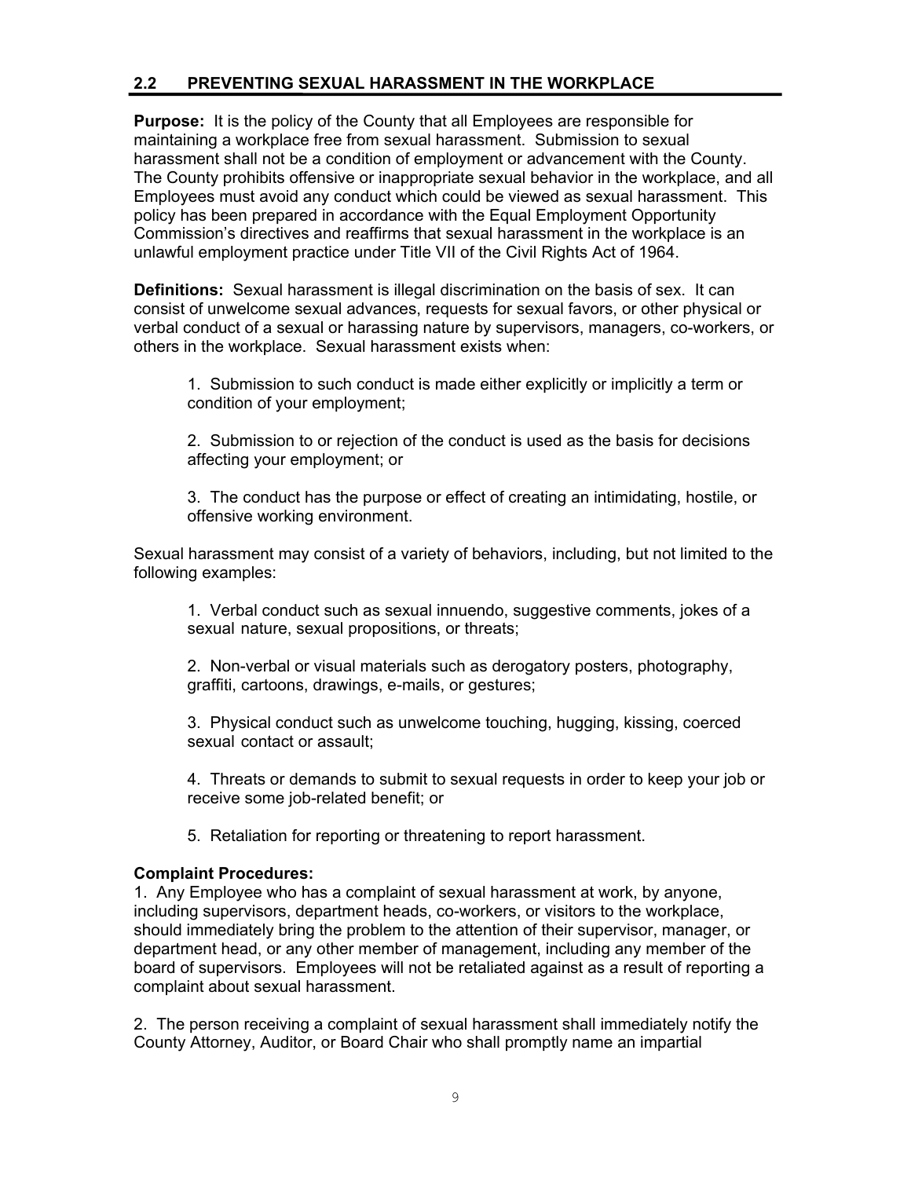## 2.2 PREVENTING SEXUAL HARASSMENT IN THE WORKPLACE

**Purpose:** It is the policy of the County that all Employees are responsible for maintaining a workplace free from sexual harassment. Submission to sexual harassment shall not be a condition of employment or advancement with the County. The County prohibits offensive or inappropriate sexual behavior in the workplace, and all Employees must avoid any conduct which could be viewed as sexual harassment. This policy has been prepared in accordance with the Equal Employment Opportunity Commission's directives and reaffirms that sexual harassment in the workplace is an unlawful employment practice under Title VII of the Civil Rights Act of 1964.

**Definitions:** Sexual harassment is illegal discrimination on the basis of sex. It can consist of unwelcome sexual advances, requests for sexual favors, or other physical or verbal conduct of a sexual or harassing nature by supervisors, managers, co-workers, or others in the workplace. Sexual harassment exists when:

1. Submission to such conduct is made either explicitly or implicitly a term or condition of your employment;

2. Submission to or rejection of the conduct is used as the basis for decisions affecting your employment; or

3. The conduct has the purpose or effect of creating an intimidating, hostile, or offensive working environment.

Sexual harassment may consist of a variety of behaviors, including, but not limited to the following examples:

1. Verbal conduct such as sexual innuendo, suggestive comments, jokes of a sexual nature, sexual propositions, or threats;

2. Non-verbal or visual materials such as derogatory posters, photography, graffiti, cartoons, drawings, e-mails, or gestures;

3. Physical conduct such as unwelcome touching, hugging, kissing, coerced sexual contact or assault;

4. Threats or demands to submit to sexual requests in order to keep your job or receive some job-related benefit; or

5. Retaliation for reporting or threatening to report harassment.

**Complaint Procedures:**

1. Any Employee who has a complaint of sexual harassment at work, by anyone, including supervisors, department heads, co-workers, or visitors to the workplace, should immediately bring the problem to the attention of their supervisor, manager, or department head, or any other member of management, including any member of the board of supervisors. Employees will not be retaliated against as a result of reporting a complaint about sexual harassment.

2. The person receiving a complaint of sexual harassment shall immediately notify the County Attorney, Auditor, or Board Chair who shall promptly name an impartial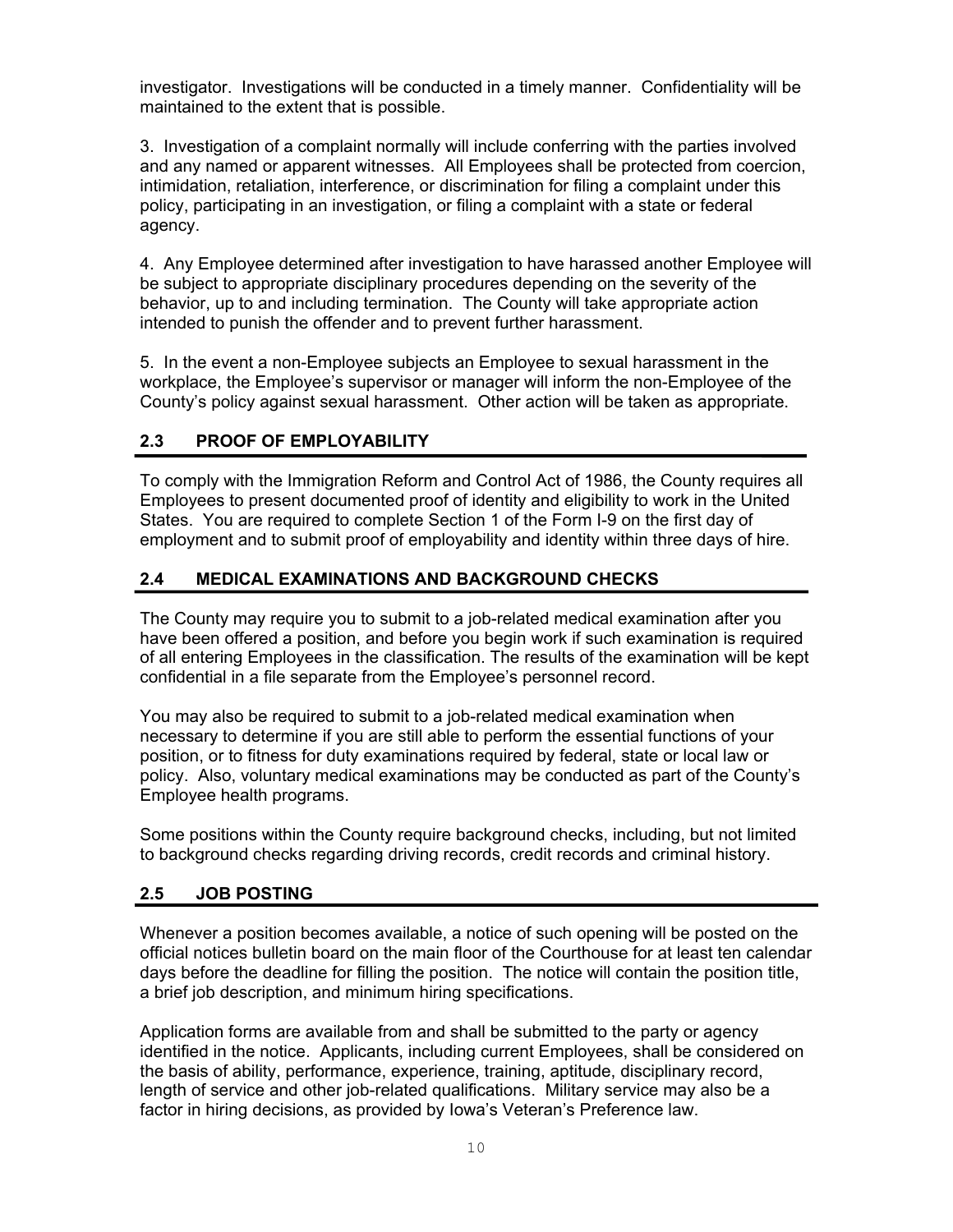investigator. Investigations will be conducted in a timely manner. Confidentiality will be maintained to the extent that is possible.

3. Investigation of a complaint normally will include conferring with the parties involved and any named or apparent witnesses. All Employees shall be protected from coercion, intimidation, retaliation, interference, or discrimination for filing a complaint under this policy, participating in an investigation, or filing a complaint with a state or federal agency.

4. Any Employee determined after investigation to have harassed another Employee will be subject to appropriate disciplinary procedures depending on the severity of the behavior, up to and including termination. The County will take appropriate action intended to punish the offender and to prevent further harassment.

5. In the event a non-Employee subjects an Employee to sexual harassment in the workplace, the Employee's supervisor or manager will inform the non-Employee of the County's policy against sexual harassment. Other action will be taken as appropriate.

## 2.3 PROOF OF EMPLOYABILITY

To comply with the Immigration Reform and Control Act of 1986, the County requires all Employees to present documented proof of identity and eligibility to work in the United States. You are required to complete Section 1 of the Form I-9 on the first day of employment and to submit proof of employability and identity within three days of hire.

## 2.4 MEDICAL EXAMINATIONS AND BACKGROUND CHECKS

The County may require you to submit to a job-related medical examination after you have been offered a position, and before you begin work if such examination is required of all entering Employees in the classification. The results of the examination will be kept confidential in a file separate from the Employee's personnel record.

You may also be required to submit to a job-related medical examination when necessary to determine if you are still able to perform the essential functions of your position, or to fitness for duty examinations required by federal, state or local law or policy. Also, voluntary medical examinations may be conducted as part of the County's Employee health programs.

Some positions within the County require background checks, including, but not limited to background checks regarding driving records, credit records and criminal history.

## 2.5 JOB POSTING

Whenever a position becomes available, a notice of such opening will be posted on the official notices bulletin board on the main floor of the Courthouse for at least ten calendar days before the deadline for filling the position. The notice will contain the position title, a brief job description, and minimum hiring specifications.

Application forms are available from and shall be submitted to the party or agency identified in the notice. Applicants, including current Employees, shall be considered on the basis of ability, performance, experience, training, aptitude, disciplinary record, length of service and other job-related qualifications. Military service may also be a factor in hiring decisions, as provided by Iowa's Veteran's Preference law.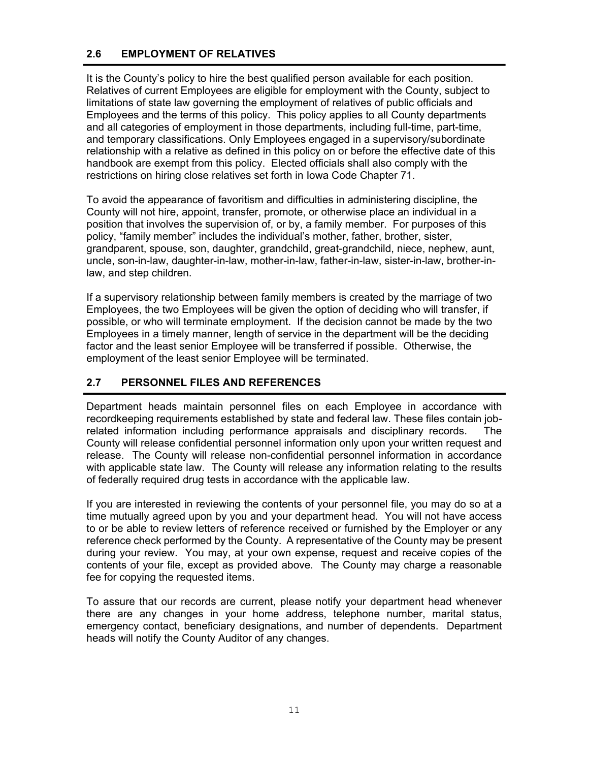## 2.6 EMPLOYMENT OF RELATIVES

It is the County's policy to hire the best qualified person available for each position. Relatives of current Employees are eligible for employment with the County, subject to limitations of state law governing the employment of relatives of public officials and Employees and the terms of this policy. This policy applies to all County departments and all categories of employment in those departments, including full-time, part-time, and temporary classifications. Only Employees engaged in a supervisory/subordinate relationship with a relative as defined in this policy on or before the effective date of this handbook are exempt from this policy. Elected officials shall also comply with the restrictions on hiring close relatives set forth in Iowa Code Chapter 71.

To avoid the appearance of favoritism and difficulties in administering discipline, the County will not hire, appoint, transfer, promote, or otherwise place an individual in a position that involves the supervision of, or by, a family member. For purposes of this policy, "family member" includes the individual's mother, father, brother, sister, grandparent, spouse, son, daughter, grandchild, great-grandchild, niece, nephew, aunt, uncle, son-in-law, daughter-in-law, mother-in-law, father-in-law, sister-in-law, brother-in-law, and step children.

If a supervisory relationship between family members is created by the marriage of two Employees, the two Employees will be given the option of deciding who will transfer, if possible, or who will terminate employment. If the decision cannot be made by the two Employees in a timely manner, length of service in the department will be the deciding factor and the least senior Employee will be transferred if possible. Otherwise, the employment of the least senior Employee will be terminated.

## 2.7 PERSONNEL FILES AND REFERENCES

Department heads maintain personnel files on each Employee in accordance with recordkeeping requirements established by state and federal law. These files contain job-related information including performance appraisals and disciplinary records. The County will release confidential personnel information only upon your written request and release. The County will release non-confidential personnel information in accordance with applicable state law. The County will release any information relating to the results of federally required drug tests in accordance with the applicable law.

If you are interested in reviewing the contents of your personnel file, you may do so at a time mutually agreed upon by you and your department head. You will not have access to or be able to review letters of reference received or furnished by the Employer or any reference check performed by the County. A representative of the County may be present during your review. You may, at your own expense, request and receive copies of the contents of your file, except as provided above. The County may charge a reasonable fee for copying the requested items.

To assure that our records are current, please notify your department head whenever there are any changes in your home address, telephone number, marital status, emergency contact, beneficiary designations, and number of dependents. Department heads will notify the County Auditor of any changes.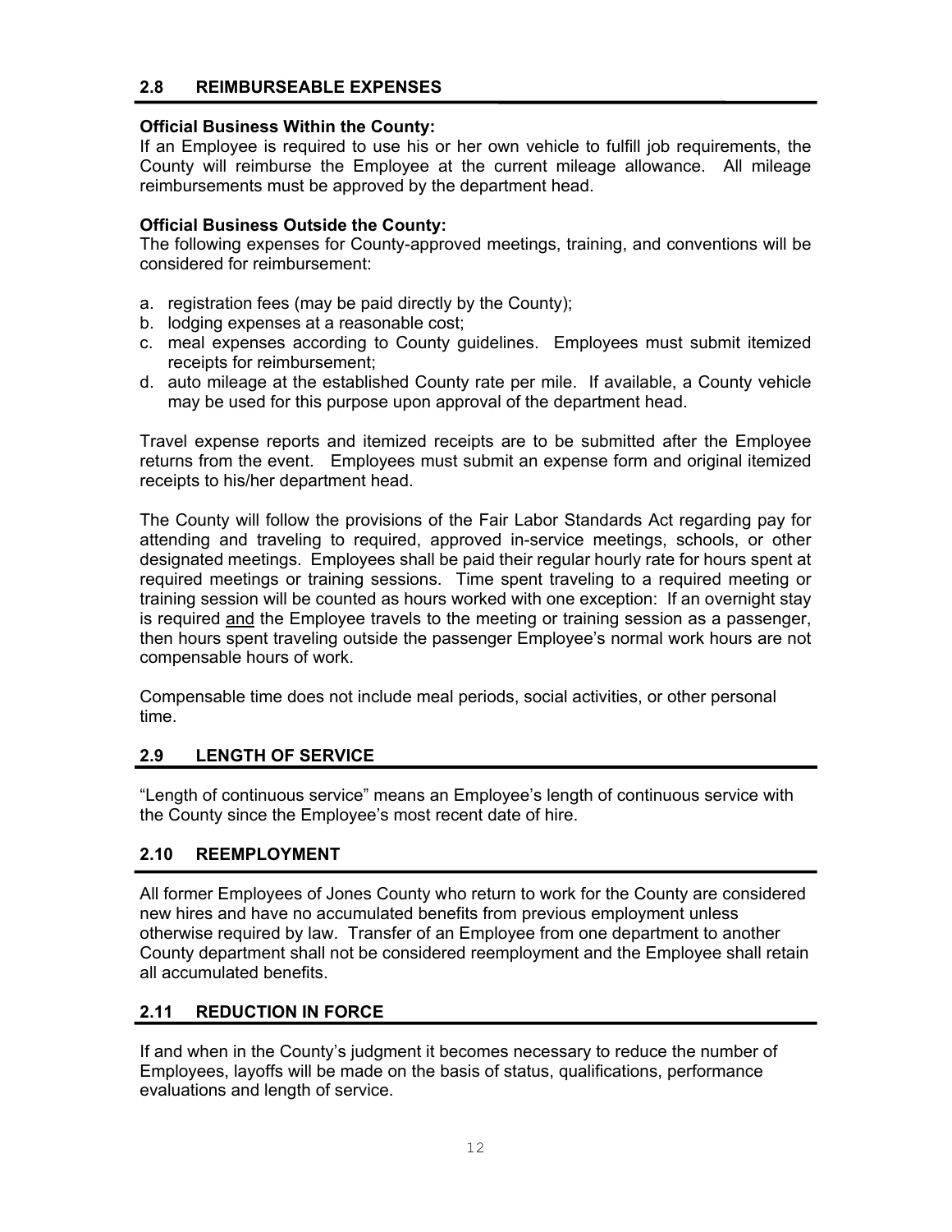## 2.8 REIMBURSEABLE EXPENSES

**Official Business Within the County:**
If an Employee is required to use his or her own vehicle to fulfill job requirements, the County will reimburse the Employee at the current mileage allowance. All mileage reimbursements must be approved by the department head.

**Official Business Outside the County:**
The following expenses for County-approved meetings, training, and conventions will be considered for reimbursement:

a. registration fees (may be paid directly by the County);
b. lodging expenses at a reasonable cost;
c. meal expenses according to County guidelines. Employees must submit itemized receipts for reimbursement;
d. auto mileage at the established County rate per mile. If available, a County vehicle may be used for this purpose upon approval of the department head.

Travel expense reports and itemized receipts are to be submitted after the Employee returns from the event. Employees must submit an expense form and original itemized receipts to his/her department head.

The County will follow the provisions of the Fair Labor Standards Act regarding pay for attending and traveling to required, approved in-service meetings, schools, or other designated meetings. Employees shall be paid their regular hourly rate for hours spent at required meetings or training sessions. Time spent traveling to a required meeting or training session will be counted as hours worked with one exception: If an overnight stay is required <u>and</u> the Employee travels to the meeting or training session as a passenger, then hours spent traveling outside the passenger Employee's normal work hours are not compensable hours of work.

Compensable time does not include meal periods, social activities, or other personal time.

## 2.9 LENGTH OF SERVICE

"Length of continuous service" means an Employee's length of continuous service with the County since the Employee's most recent date of hire.

## 2.10 REEMPLOYMENT

All former Employees of Jones County who return to work for the County are considered new hires and have no accumulated benefits from previous employment unless otherwise required by law. Transfer of an Employee from one department to another County department shall not be considered reemployment and the Employee shall retain all accumulated benefits.

## 2.11 REDUCTION IN FORCE

If and when in the County's judgment it becomes necessary to reduce the number of Employees, layoffs will be made on the basis of status, qualifications, performance evaluations and length of service.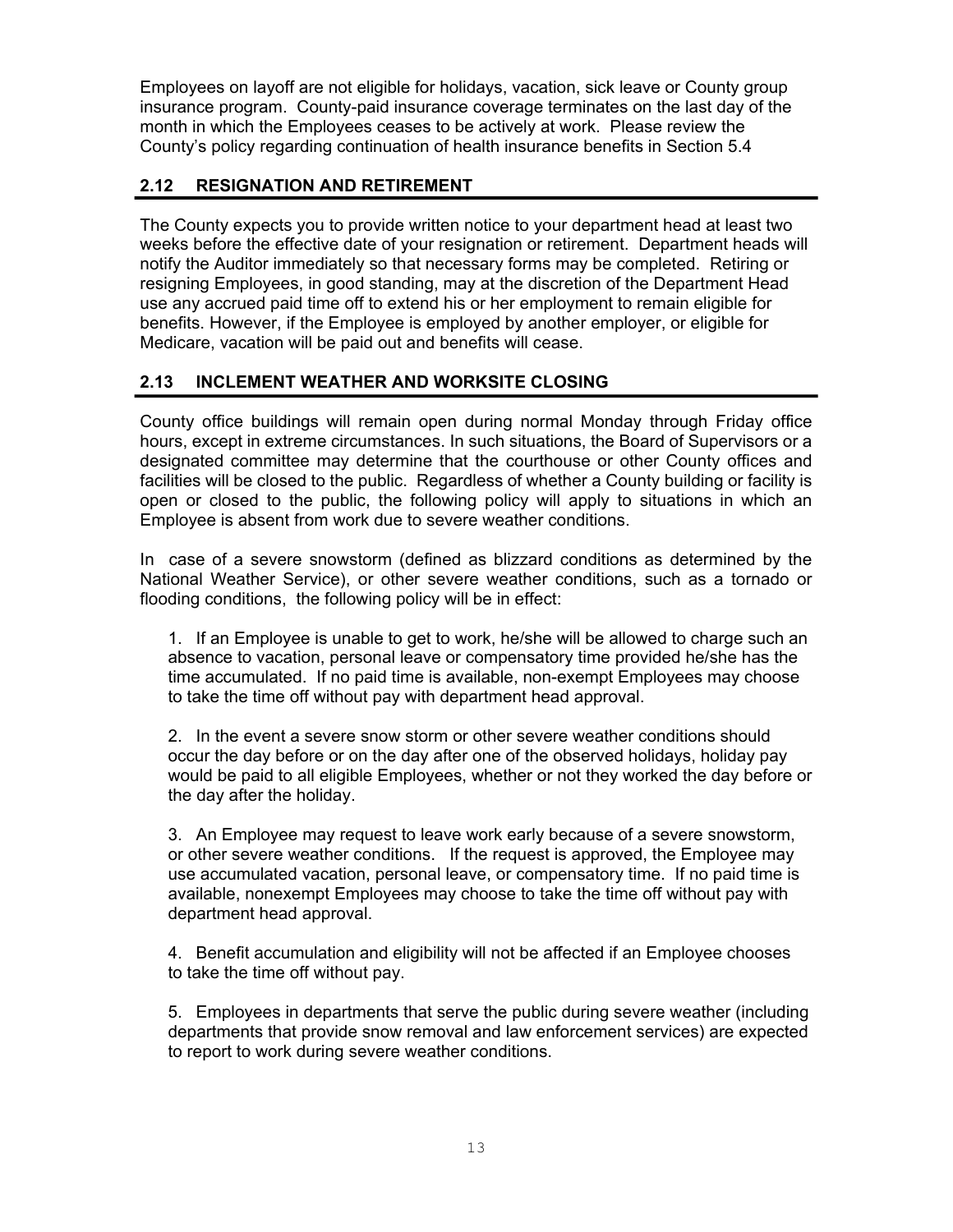Employees on layoff are not eligible for holidays, vacation, sick leave or County group insurance program. County-paid insurance coverage terminates on the last day of the month in which the Employees ceases to be actively at work. Please review the County's policy regarding continuation of health insurance benefits in Section 5.4

## 2.12 RESIGNATION AND RETIREMENT

The County expects you to provide written notice to your department head at least two weeks before the effective date of your resignation or retirement. Department heads will notify the Auditor immediately so that necessary forms may be completed. Retiring or resigning Employees, in good standing, may at the discretion of the Department Head use any accrued paid time off to extend his or her employment to remain eligible for benefits. However, if the Employee is employed by another employer, or eligible for Medicare, vacation will be paid out and benefits will cease.

## 2.13 INCLEMENT WEATHER AND WORKSITE CLOSING

County office buildings will remain open during normal Monday through Friday office hours, except in extreme circumstances. In such situations, the Board of Supervisors or a designated committee may determine that the courthouse or other County offices and facilities will be closed to the public. Regardless of whether a County building or facility is open or closed to the public, the following policy will apply to situations in which an Employee is absent from work due to severe weather conditions.

In case of a severe snowstorm (defined as blizzard conditions as determined by the National Weather Service), or other severe weather conditions, such as a tornado or flooding conditions, the following policy will be in effect:

1. If an Employee is unable to get to work, he/she will be allowed to charge such an absence to vacation, personal leave or compensatory time provided he/she has the time accumulated. If no paid time is available, non-exempt Employees may choose to take the time off without pay with department head approval.

2. In the event a severe snow storm or other severe weather conditions should occur the day before or on the day after one of the observed holidays, holiday pay would be paid to all eligible Employees, whether or not they worked the day before or the day after the holiday.

3. An Employee may request to leave work early because of a severe snowstorm, or other severe weather conditions. If the request is approved, the Employee may use accumulated vacation, personal leave, or compensatory time. If no paid time is available, nonexempt Employees may choose to take the time off without pay with department head approval.

4. Benefit accumulation and eligibility will not be affected if an Employee chooses to take the time off without pay.

5. Employees in departments that serve the public during severe weather (including departments that provide snow removal and law enforcement services) are expected to report to work during severe weather conditions.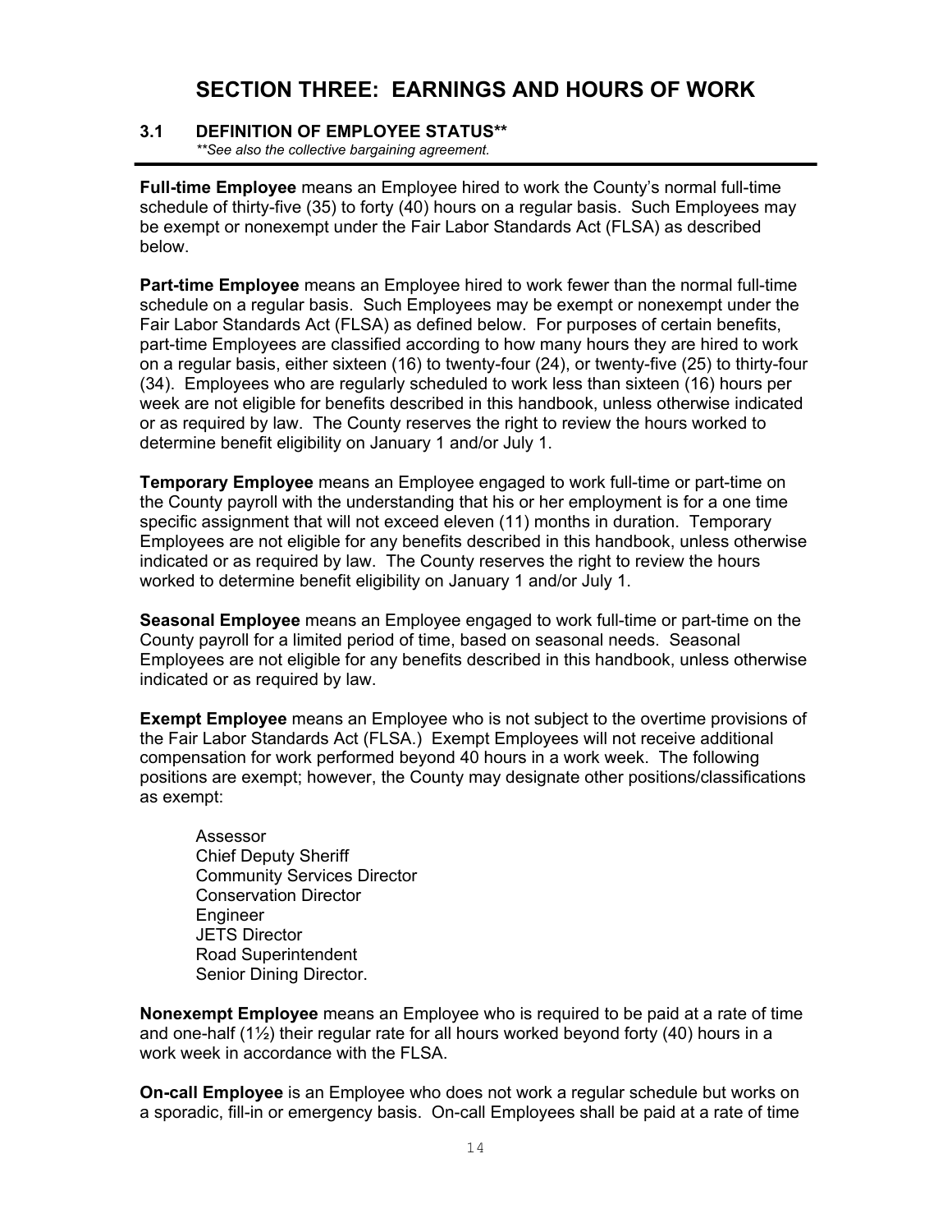# SECTION THREE: EARNINGS AND HOURS OF WORK

## 3.1 DEFINITION OF EMPLOYEE STATUS**

*\*\*See also the collective bargaining agreement.*

**Full-time Employee** means an Employee hired to work the County's normal full-time schedule of thirty-five (35) to forty (40) hours on a regular basis. Such Employees may be exempt or nonexempt under the Fair Labor Standards Act (FLSA) as described below.

**Part-time Employee** means an Employee hired to work fewer than the normal full-time schedule on a regular basis. Such Employees may be exempt or nonexempt under the Fair Labor Standards Act (FLSA) as defined below. For purposes of certain benefits, part-time Employees are classified according to how many hours they are hired to work on a regular basis, either sixteen (16) to twenty-four (24), or twenty-five (25) to thirty-four (34). Employees who are regularly scheduled to work less than sixteen (16) hours per week are not eligible for benefits described in this handbook, unless otherwise indicated or as required by law. The County reserves the right to review the hours worked to determine benefit eligibility on January 1 and/or July 1.

**Temporary Employee** means an Employee engaged to work full-time or part-time on the County payroll with the understanding that his or her employment is for a one time specific assignment that will not exceed eleven (11) months in duration. Temporary Employees are not eligible for any benefits described in this handbook, unless otherwise indicated or as required by law. The County reserves the right to review the hours worked to determine benefit eligibility on January 1 and/or July 1.

**Seasonal Employee** means an Employee engaged to work full-time or part-time on the County payroll for a limited period of time, based on seasonal needs. Seasonal Employees are not eligible for any benefits described in this handbook, unless otherwise indicated or as required by law.

**Exempt Employee** means an Employee who is not subject to the overtime provisions of the Fair Labor Standards Act (FLSA.) Exempt Employees will not receive additional compensation for work performed beyond 40 hours in a work week. The following positions are exempt; however, the County may designate other positions/classifications as exempt:

- Assessor
- Chief Deputy Sheriff
- Community Services Director
- Conservation Director
- Engineer
- JETS Director
- Road Superintendent
- Senior Dining Director.

**Nonexempt Employee** means an Employee who is required to be paid at a rate of time and one-half (1½) their regular rate for all hours worked beyond forty (40) hours in a work week in accordance with the FLSA.

**On-call Employee** is an Employee who does not work a regular schedule but works on a sporadic, fill-in or emergency basis. On-call Employees shall be paid at a rate of time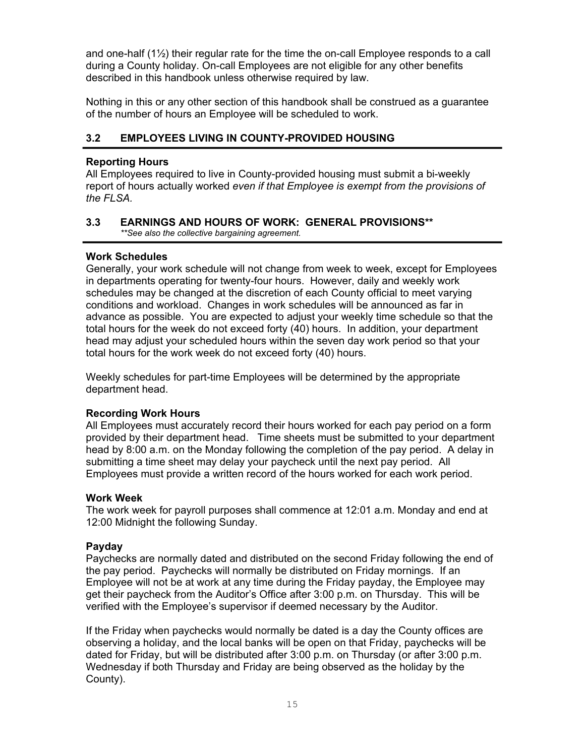and one-half (1½) their regular rate for the time the on-call Employee responds to a call during a County holiday. On-call Employees are not eligible for any other benefits described in this handbook unless otherwise required by law.

Nothing in this or any other section of this handbook shall be construed as a guarantee of the number of hours an Employee will be scheduled to work.

## 3.2 EMPLOYEES LIVING IN COUNTY-PROVIDED HOUSING

**Reporting Hours**
All Employees required to live in County-provided housing must submit a bi-weekly report of hours actually worked *even if that Employee is exempt from the provisions of the FLSA.*

## 3.3 EARNINGS AND HOURS OF WORK: GENERAL PROVISIONS**

*\*\*See also the collective bargaining agreement.*

**Work Schedules**
Generally, your work schedule will not change from week to week, except for Employees in departments operating for twenty-four hours. However, daily and weekly work schedules may be changed at the discretion of each County official to meet varying conditions and workload. Changes in work schedules will be announced as far in advance as possible. You are expected to adjust your weekly time schedule so that the total hours for the week do not exceed forty (40) hours. In addition, your department head may adjust your scheduled hours within the seven day work period so that your total hours for the work week do not exceed forty (40) hours.

Weekly schedules for part-time Employees will be determined by the appropriate department head.

**Recording Work Hours**
All Employees must accurately record their hours worked for each pay period on a form provided by their department head. Time sheets must be submitted to your department head by 8:00 a.m. on the Monday following the completion of the pay period. A delay in submitting a time sheet may delay your paycheck until the next pay period. All Employees must provide a written record of the hours worked for each work period.

**Work Week**
The work week for payroll purposes shall commence at 12:01 a.m. Monday and end at 12:00 Midnight the following Sunday.

**Payday**
Paychecks are normally dated and distributed on the second Friday following the end of the pay period. Paychecks will normally be distributed on Friday mornings. If an Employee will not be at work at any time during the Friday payday, the Employee may get their paycheck from the Auditor's Office after 3:00 p.m. on Thursday. This will be verified with the Employee's supervisor if deemed necessary by the Auditor.

If the Friday when paychecks would normally be dated is a day the County offices are observing a holiday, and the local banks will be open on that Friday, paychecks will be dated for Friday, but will be distributed after 3:00 p.m. on Thursday (or after 3:00 p.m. Wednesday if both Thursday and Friday are being observed as the holiday by the County).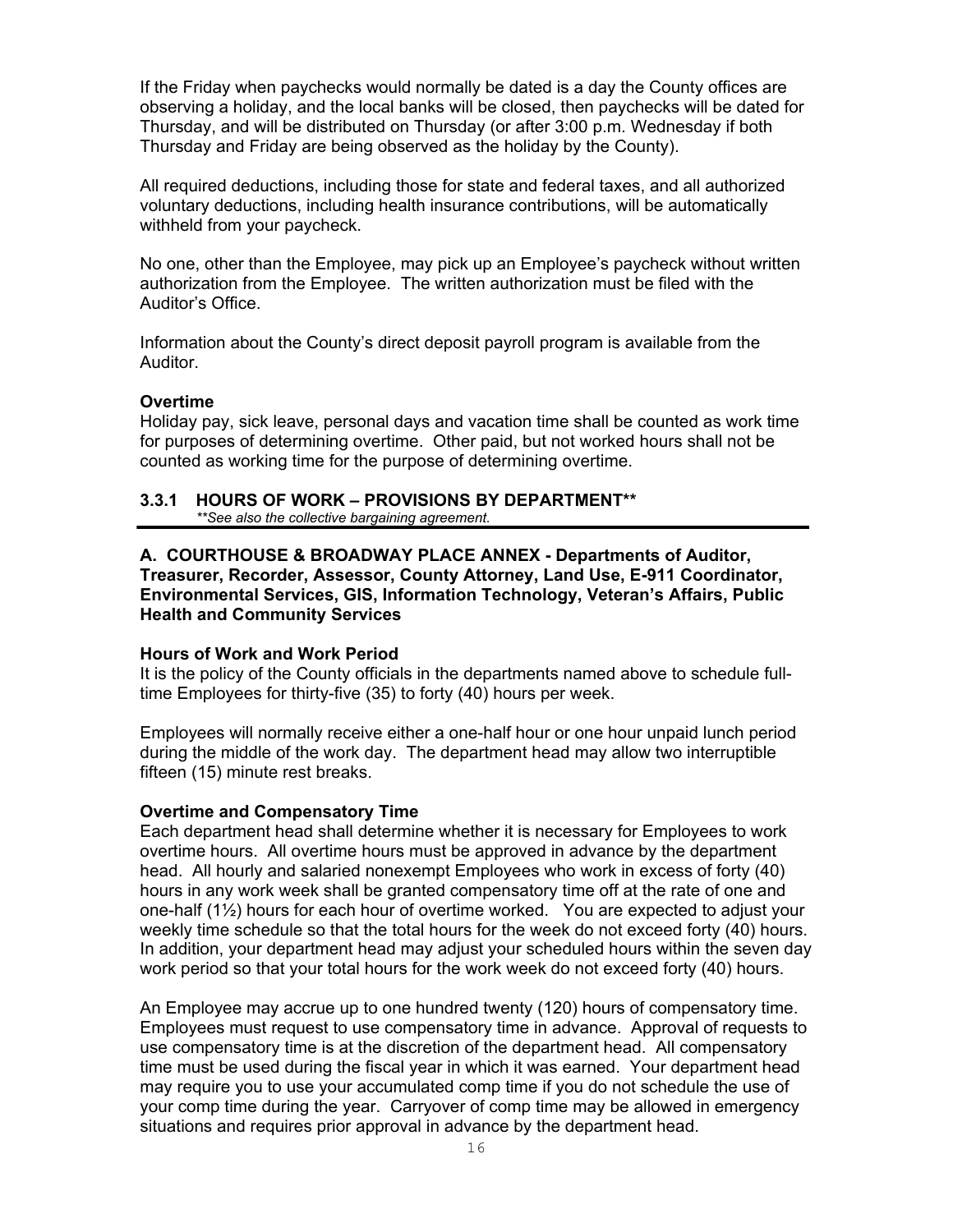If the Friday when paychecks would normally be dated is a day the County offices are observing a holiday, and the local banks will be closed, then paychecks will be dated for Thursday, and will be distributed on Thursday (or after 3:00 p.m. Wednesday if both Thursday and Friday are being observed as the holiday by the County).

All required deductions, including those for state and federal taxes, and all authorized voluntary deductions, including health insurance contributions, will be automatically withheld from your paycheck.

No one, other than the Employee, may pick up an Employee's paycheck without written authorization from the Employee. The written authorization must be filed with the Auditor's Office.

Information about the County's direct deposit payroll program is available from the Auditor.

**Overtime**
Holiday pay, sick leave, personal days and vacation time shall be counted as work time for purposes of determining overtime. Other paid, but not worked hours shall not be counted as working time for the purpose of determining overtime.

### 3.3.1 HOURS OF WORK – PROVISIONS BY DEPARTMENT**

*\*\*See also the collective bargaining agreement.*

**A. COURTHOUSE & BROADWAY PLACE ANNEX - Departments of Auditor, Treasurer, Recorder, Assessor, County Attorney, Land Use, E-911 Coordinator, Environmental Services, GIS, Information Technology, Veteran's Affairs, Public Health and Community Services**

**Hours of Work and Work Period**
It is the policy of the County officials in the departments named above to schedule full-time Employees for thirty-five (35) to forty (40) hours per week.

Employees will normally receive either a one-half hour or one hour unpaid lunch period during the middle of the work day. The department head may allow two interruptible fifteen (15) minute rest breaks.

**Overtime and Compensatory Time**
Each department head shall determine whether it is necessary for Employees to work overtime hours. All overtime hours must be approved in advance by the department head. All hourly and salaried nonexempt Employees who work in excess of forty (40) hours in any work week shall be granted compensatory time off at the rate of one and one-half (1½) hours for each hour of overtime worked. You are expected to adjust your weekly time schedule so that the total hours for the week do not exceed forty (40) hours. In addition, your department head may adjust your scheduled hours within the seven day work period so that your total hours for the work week do not exceed forty (40) hours.

An Employee may accrue up to one hundred twenty (120) hours of compensatory time. Employees must request to use compensatory time in advance. Approval of requests to use compensatory time is at the discretion of the department head. All compensatory time must be used during the fiscal year in which it was earned. Your department head may require you to use your accumulated comp time if you do not schedule the use of your comp time during the year. Carryover of comp time may be allowed in emergency situations and requires prior approval in advance by the department head.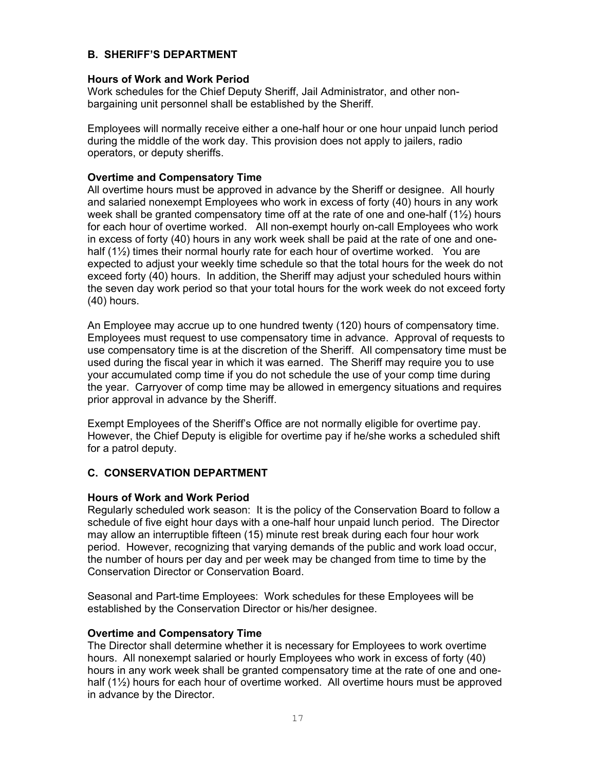## B. SHERIFF'S DEPARTMENT

### Hours of Work and Work Period

Work schedules for the Chief Deputy Sheriff, Jail Administrator, and other non-bargaining unit personnel shall be established by the Sheriff.

Employees will normally receive either a one-half hour or one hour unpaid lunch period during the middle of the work day. This provision does not apply to jailers, radio operators, or deputy sheriffs.

### Overtime and Compensatory Time

All overtime hours must be approved in advance by the Sheriff or designee. All hourly and salaried nonexempt Employees who work in excess of forty (40) hours in any work week shall be granted compensatory time off at the rate of one and one-half (1½) hours for each hour of overtime worked. All non-exempt hourly on-call Employees who work in excess of forty (40) hours in any work week shall be paid at the rate of one and one-half (1½) times their normal hourly rate for each hour of overtime worked. You are expected to adjust your weekly time schedule so that the total hours for the week do not exceed forty (40) hours. In addition, the Sheriff may adjust your scheduled hours within the seven day work period so that your total hours for the work week do not exceed forty (40) hours.

An Employee may accrue up to one hundred twenty (120) hours of compensatory time. Employees must request to use compensatory time in advance. Approval of requests to use compensatory time is at the discretion of the Sheriff. All compensatory time must be used during the fiscal year in which it was earned. The Sheriff may require you to use your accumulated comp time if you do not schedule the use of your comp time during the year. Carryover of comp time may be allowed in emergency situations and requires prior approval in advance by the Sheriff.

Exempt Employees of the Sheriff's Office are not normally eligible for overtime pay. However, the Chief Deputy is eligible for overtime pay if he/she works a scheduled shift for a patrol deputy.

## C. CONSERVATION DEPARTMENT

### Hours of Work and Work Period

Regularly scheduled work season: It is the policy of the Conservation Board to follow a schedule of five eight hour days with a one-half hour unpaid lunch period. The Director may allow an interruptible fifteen (15) minute rest break during each four hour work period. However, recognizing that varying demands of the public and work load occur, the number of hours per day and per week may be changed from time to time by the Conservation Director or Conservation Board.

Seasonal and Part-time Employees: Work schedules for these Employees will be established by the Conservation Director or his/her designee.

### Overtime and Compensatory Time

The Director shall determine whether it is necessary for Employees to work overtime hours. All nonexempt salaried or hourly Employees who work in excess of forty (40) hours in any work week shall be granted compensatory time at the rate of one and one-half (1½) hours for each hour of overtime worked. All overtime hours must be approved in advance by the Director.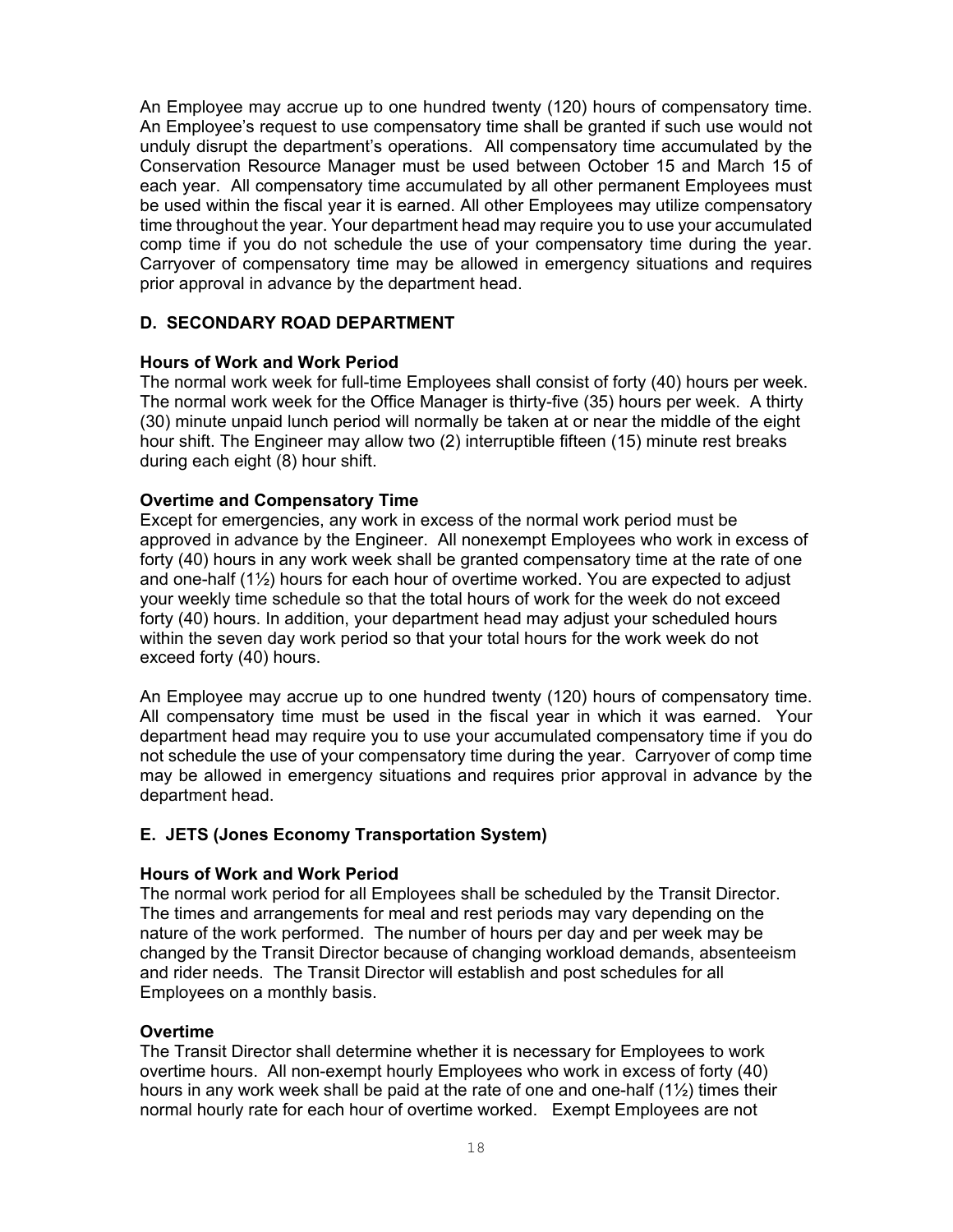An Employee may accrue up to one hundred twenty (120) hours of compensatory time. An Employee's request to use compensatory time shall be granted if such use would not unduly disrupt the department's operations. All compensatory time accumulated by the Conservation Resource Manager must be used between October 15 and March 15 of each year. All compensatory time accumulated by all other permanent Employees must be used within the fiscal year it is earned. All other Employees may utilize compensatory time throughout the year. Your department head may require you to use your accumulated comp time if you do not schedule the use of your compensatory time during the year. Carryover of compensatory time may be allowed in emergency situations and requires prior approval in advance by the department head.

### D. SECONDARY ROAD DEPARTMENT

**Hours of Work and Work Period**

The normal work week for full-time Employees shall consist of forty (40) hours per week. The normal work week for the Office Manager is thirty-five (35) hours per week. A thirty (30) minute unpaid lunch period will normally be taken at or near the middle of the eight hour shift. The Engineer may allow two (2) interruptible fifteen (15) minute rest breaks during each eight (8) hour shift.

**Overtime and Compensatory Time**

Except for emergencies, any work in excess of the normal work period must be approved in advance by the Engineer. All nonexempt Employees who work in excess of forty (40) hours in any work week shall be granted compensatory time at the rate of one and one-half (1½) hours for each hour of overtime worked. You are expected to adjust your weekly time schedule so that the total hours of work for the week do not exceed forty (40) hours. In addition, your department head may adjust your scheduled hours within the seven day work period so that your total hours for the work week do not exceed forty (40) hours.

An Employee may accrue up to one hundred twenty (120) hours of compensatory time. All compensatory time must be used in the fiscal year in which it was earned. Your department head may require you to use your accumulated compensatory time if you do not schedule the use of your compensatory time during the year. Carryover of comp time may be allowed in emergency situations and requires prior approval in advance by the department head.

### E. JETS (Jones Economy Transportation System)

**Hours of Work and Work Period**

The normal work period for all Employees shall be scheduled by the Transit Director. The times and arrangements for meal and rest periods may vary depending on the nature of the work performed. The number of hours per day and per week may be changed by the Transit Director because of changing workload demands, absenteeism and rider needs. The Transit Director will establish and post schedules for all Employees on a monthly basis.

**Overtime**

The Transit Director shall determine whether it is necessary for Employees to work overtime hours. All non-exempt hourly Employees who work in excess of forty (40) hours in any work week shall be paid at the rate of one and one-half (1½) times their normal hourly rate for each hour of overtime worked. Exempt Employees are not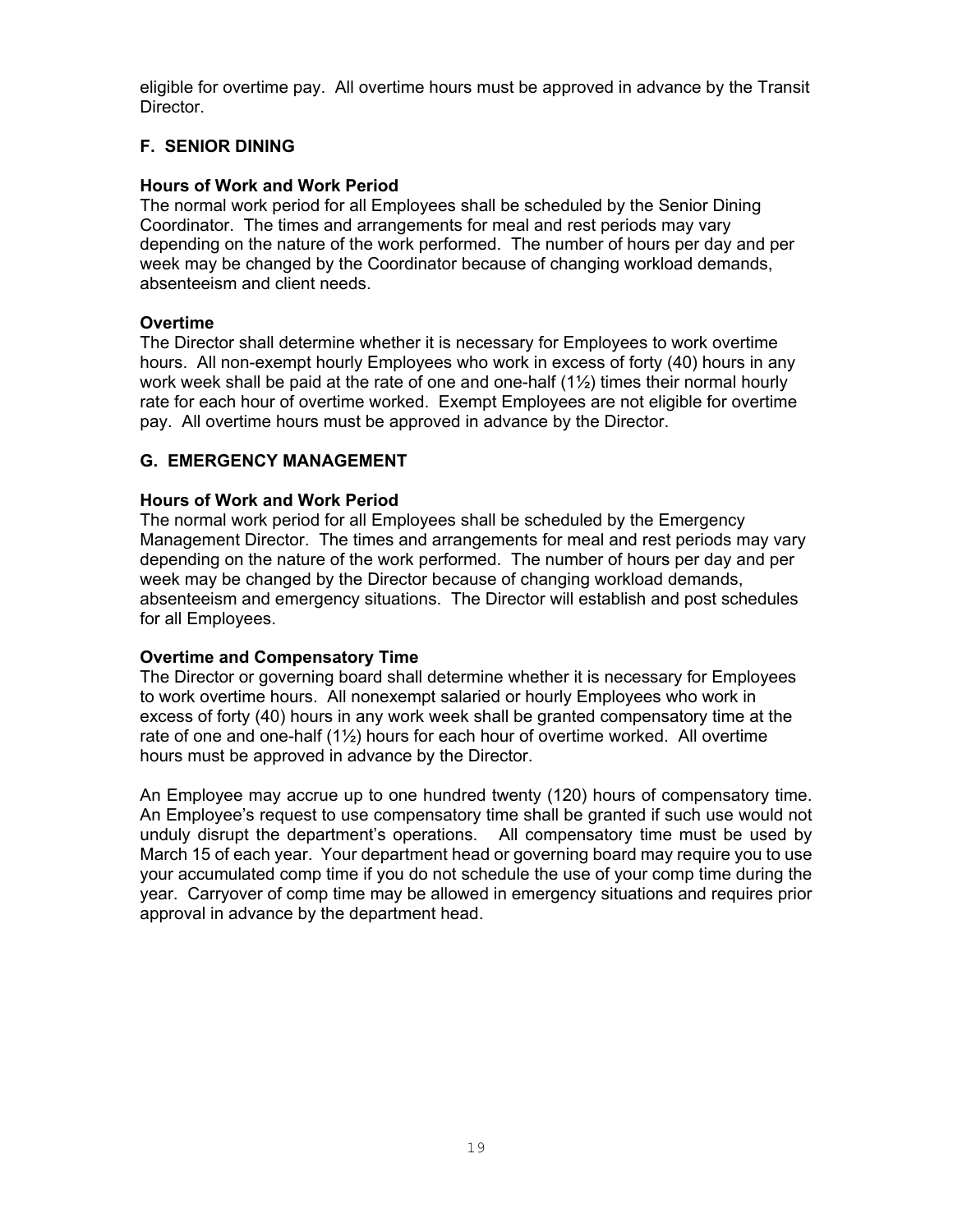eligible for overtime pay. All overtime hours must be approved in advance by the Transit Director.

## F. SENIOR DINING

### Hours of Work and Work Period

The normal work period for all Employees shall be scheduled by the Senior Dining Coordinator. The times and arrangements for meal and rest periods may vary depending on the nature of the work performed. The number of hours per day and per week may be changed by the Coordinator because of changing workload demands, absenteeism and client needs.

### Overtime

The Director shall determine whether it is necessary for Employees to work overtime hours. All non-exempt hourly Employees who work in excess of forty (40) hours in any work week shall be paid at the rate of one and one-half (1½) times their normal hourly rate for each hour of overtime worked. Exempt Employees are not eligible for overtime pay. All overtime hours must be approved in advance by the Director.

## G. EMERGENCY MANAGEMENT

### Hours of Work and Work Period

The normal work period for all Employees shall be scheduled by the Emergency Management Director. The times and arrangements for meal and rest periods may vary depending on the nature of the work performed. The number of hours per day and per week may be changed by the Director because of changing workload demands, absenteeism and emergency situations. The Director will establish and post schedules for all Employees.

### Overtime and Compensatory Time

The Director or governing board shall determine whether it is necessary for Employees to work overtime hours. All nonexempt salaried or hourly Employees who work in excess of forty (40) hours in any work week shall be granted compensatory time at the rate of one and one-half (1½) hours for each hour of overtime worked. All overtime hours must be approved in advance by the Director.

An Employee may accrue up to one hundred twenty (120) hours of compensatory time. An Employee's request to use compensatory time shall be granted if such use would not unduly disrupt the department's operations. All compensatory time must be used by March 15 of each year. Your department head or governing board may require you to use your accumulated comp time if you do not schedule the use of your comp time during the year. Carryover of comp time may be allowed in emergency situations and requires prior approval in advance by the department head.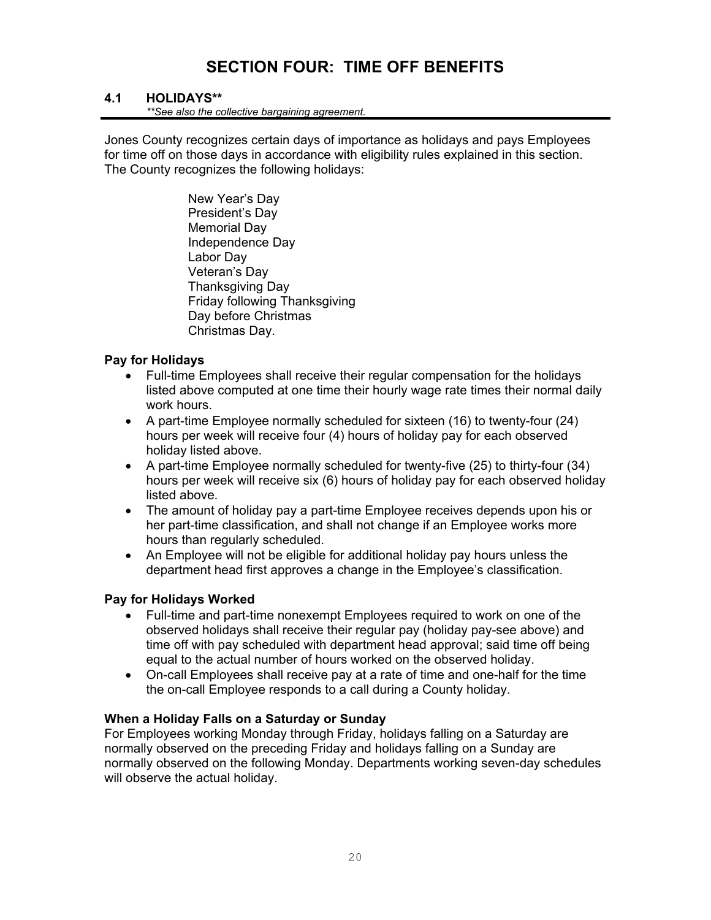# SECTION FOUR: TIME OFF BENEFITS

## 4.1 HOLIDAYS**

*\*\*See also the collective bargaining agreement.*

Jones County recognizes certain days of importance as holidays and pays Employees for time off on those days in accordance with eligibility rules explained in this section. The County recognizes the following holidays:

New Year's Day
President's Day
Memorial Day
Independence Day
Labor Day
Veteran's Day
Thanksgiving Day
Friday following Thanksgiving
Day before Christmas
Christmas Day.

### Pay for Holidays

- Full-time Employees shall receive their regular compensation for the holidays listed above computed at one time their hourly wage rate times their normal daily work hours.
- A part-time Employee normally scheduled for sixteen (16) to twenty-four (24) hours per week will receive four (4) hours of holiday pay for each observed holiday listed above.
- A part-time Employee normally scheduled for twenty-five (25) to thirty-four (34) hours per week will receive six (6) hours of holiday pay for each observed holiday listed above.
- The amount of holiday pay a part-time Employee receives depends upon his or her part-time classification, and shall not change if an Employee works more hours than regularly scheduled.
- An Employee will not be eligible for additional holiday pay hours unless the department head first approves a change in the Employee's classification.

### Pay for Holidays Worked

- Full-time and part-time nonexempt Employees required to work on one of the observed holidays shall receive their regular pay (holiday pay-see above) and time off with pay scheduled with department head approval; said time off being equal to the actual number of hours worked on the observed holiday.
- On-call Employees shall receive pay at a rate of time and one-half for the time the on-call Employee responds to a call during a County holiday.

### When a Holiday Falls on a Saturday or Sunday

For Employees working Monday through Friday, holidays falling on a Saturday are normally observed on the preceding Friday and holidays falling on a Sunday are normally observed on the following Monday. Departments working seven-day schedules will observe the actual holiday.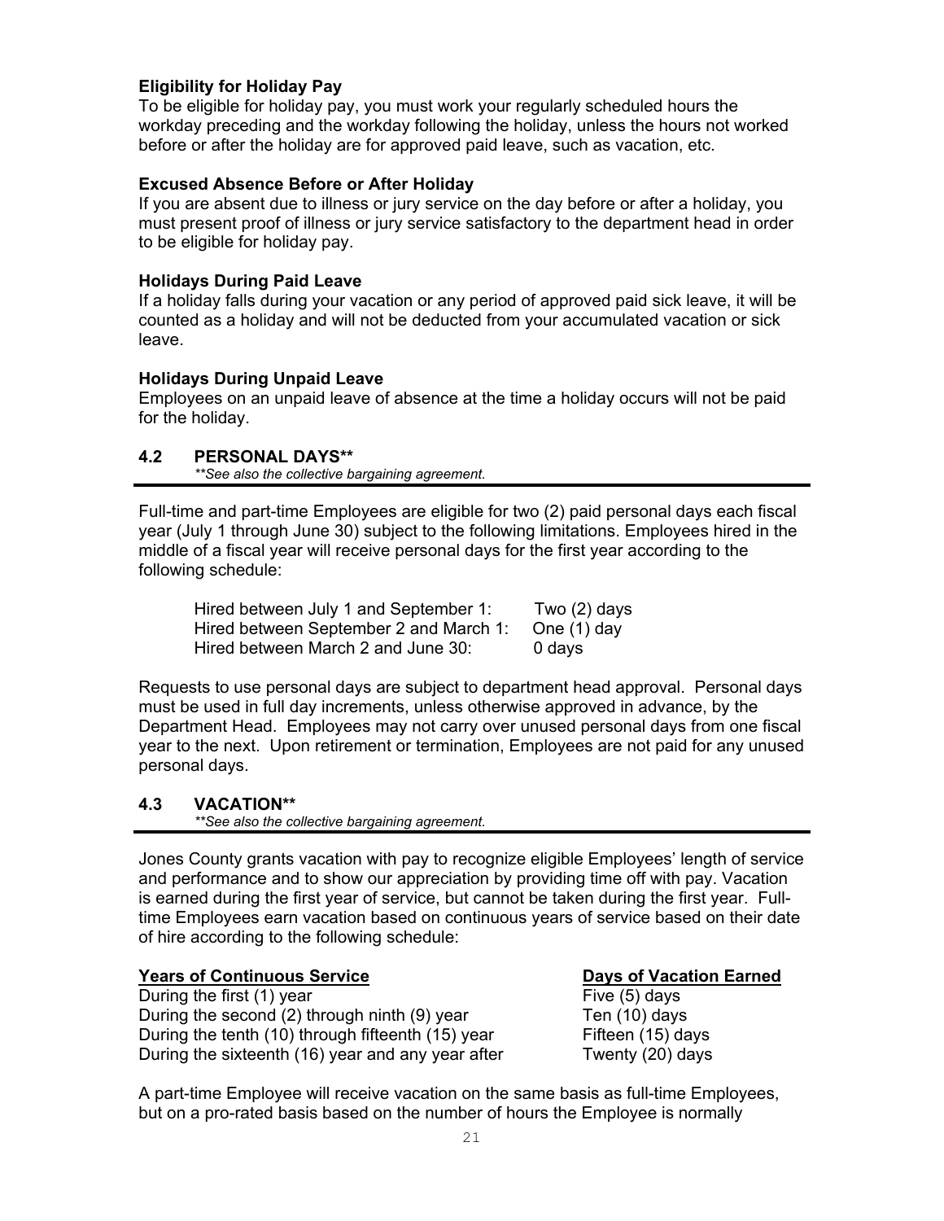**Eligibility for Holiday Pay**
To be eligible for holiday pay, you must work your regularly scheduled hours the workday preceding and the workday following the holiday, unless the hours not worked before or after the holiday are for approved paid leave, such as vacation, etc.

**Excused Absence Before or After Holiday**
If you are absent due to illness or jury service on the day before or after a holiday, you must present proof of illness or jury service satisfactory to the department head in order to be eligible for holiday pay.

**Holidays During Paid Leave**
If a holiday falls during your vacation or any period of approved paid sick leave, it will be counted as a holiday and will not be deducted from your accumulated vacation or sick leave.

**Holidays During Unpaid Leave**
Employees on an unpaid leave of absence at the time a holiday occurs will not be paid for the holiday.

## 4.2 PERSONAL DAYS**

*\*\*See also the collective bargaining agreement.*

Full-time and part-time Employees are eligible for two (2) paid personal days each fiscal year (July 1 through June 30) subject to the following limitations. Employees hired in the middle of a fiscal year will receive personal days for the first year according to the following schedule:

| | |
|---|---|
| Hired between July 1 and September 1: | Two (2) days |
| Hired between September 2 and March 1: | One (1) day |
| Hired between March 2 and June 30: | 0 days |

Requests to use personal days are subject to department head approval. Personal days must be used in full day increments, unless otherwise approved in advance, by the Department Head. Employees may not carry over unused personal days from one fiscal year to the next. Upon retirement or termination, Employees are not paid for any unused personal days.

## 4.3 VACATION**

*\*\*See also the collective bargaining agreement.*

Jones County grants vacation with pay to recognize eligible Employees' length of service and performance and to show our appreciation by providing time off with pay. Vacation is earned during the first year of service, but cannot be taken during the first year. Full-time Employees earn vacation based on continuous years of service based on their date of hire according to the following schedule:

| Years of Continuous Service | Days of Vacation Earned |
|---|---|
| During the first (1) year | Five (5) days |
| During the second (2) through ninth (9) year | Ten (10) days |
| During the tenth (10) through fifteenth (15) year | Fifteen (15) days |
| During the sixteenth (16) year and any year after | Twenty (20) days |

A part-time Employee will receive vacation on the same basis as full-time Employees, but on a pro-rated basis based on the number of hours the Employee is normally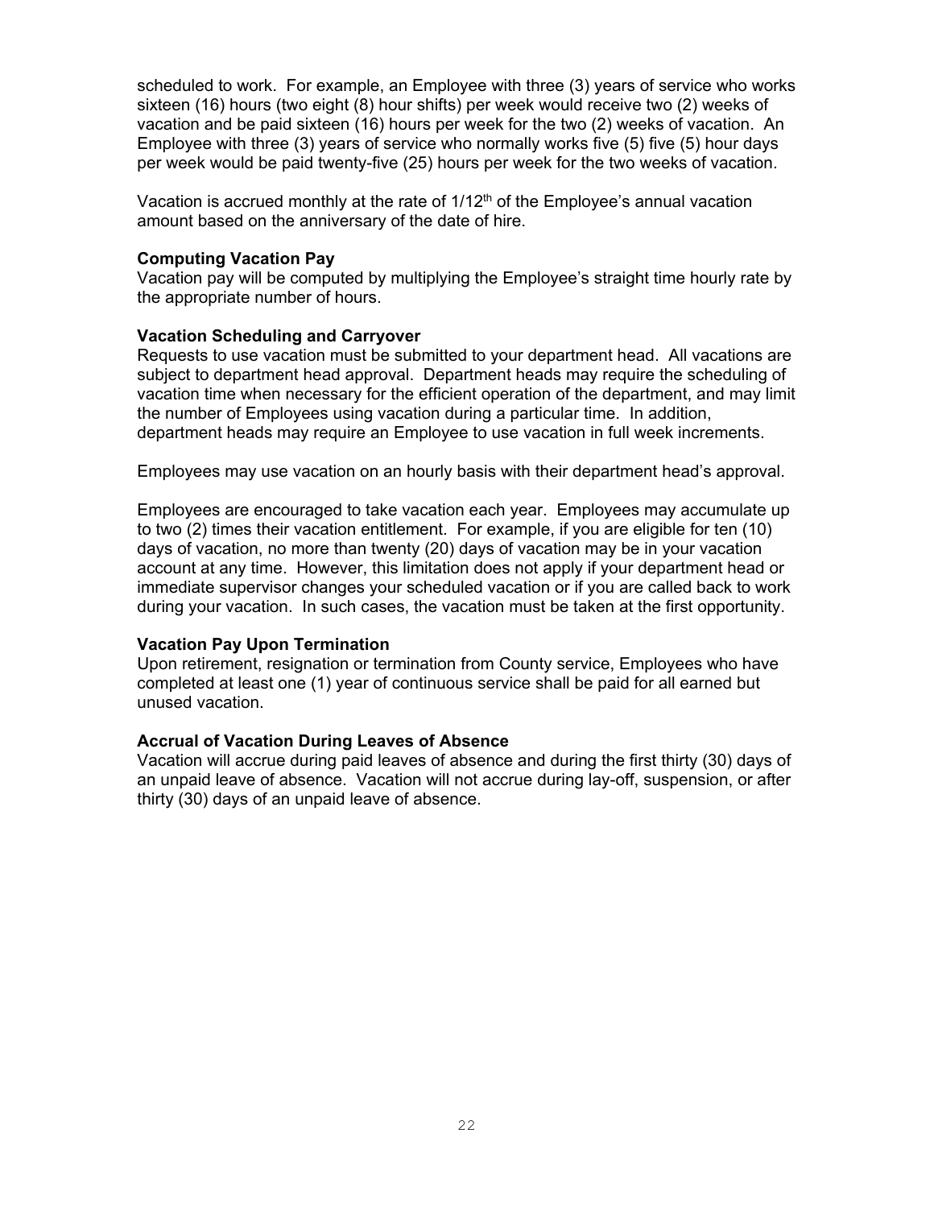scheduled to work. For example, an Employee with three (3) years of service who works sixteen (16) hours (two eight (8) hour shifts) per week would receive two (2) weeks of vacation and be paid sixteen (16) hours per week for the two (2) weeks of vacation. An Employee with three (3) years of service who normally works five (5) five (5) hour days per week would be paid twenty-five (25) hours per week for the two weeks of vacation.

Vacation is accrued monthly at the rate of 1/12th of the Employee's annual vacation amount based on the anniversary of the date of hire.

**Computing Vacation Pay**

Vacation pay will be computed by multiplying the Employee's straight time hourly rate by the appropriate number of hours.

**Vacation Scheduling and Carryover**

Requests to use vacation must be submitted to your department head. All vacations are subject to department head approval. Department heads may require the scheduling of vacation time when necessary for the efficient operation of the department, and may limit the number of Employees using vacation during a particular time. In addition, department heads may require an Employee to use vacation in full week increments.

Employees may use vacation on an hourly basis with their department head's approval.

Employees are encouraged to take vacation each year. Employees may accumulate up to two (2) times their vacation entitlement. For example, if you are eligible for ten (10) days of vacation, no more than twenty (20) days of vacation may be in your vacation account at any time. However, this limitation does not apply if your department head or immediate supervisor changes your scheduled vacation or if you are called back to work during your vacation. In such cases, the vacation must be taken at the first opportunity.

**Vacation Pay Upon Termination**

Upon retirement, resignation or termination from County service, Employees who have completed at least one (1) year of continuous service shall be paid for all earned but unused vacation.

**Accrual of Vacation During Leaves of Absence**

Vacation will accrue during paid leaves of absence and during the first thirty (30) days of an unpaid leave of absence. Vacation will not accrue during lay-off, suspension, or after thirty (30) days of an unpaid leave of absence.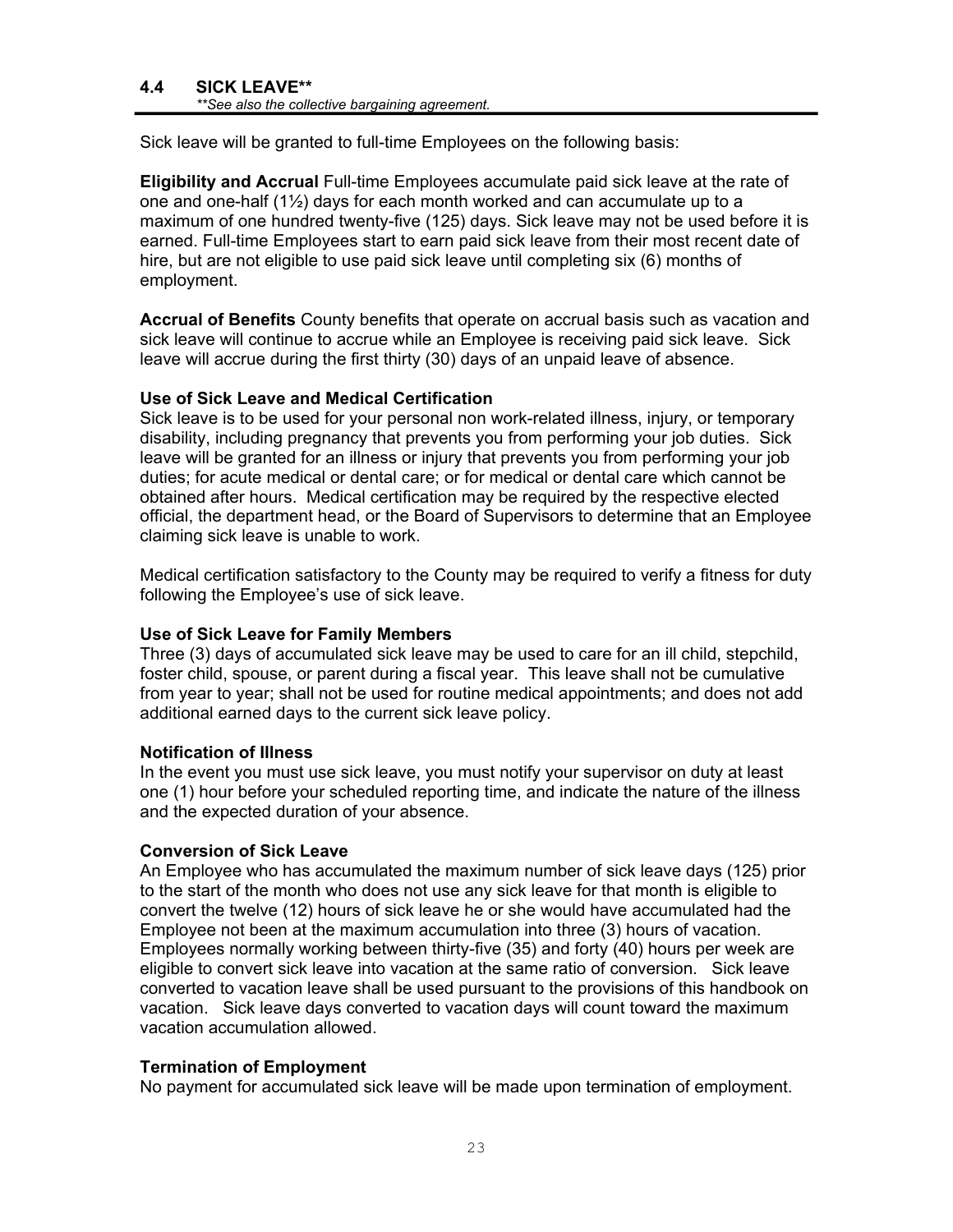## 4.4 SICK LEAVE**

*\*\*See also the collective bargaining agreement.*

Sick leave will be granted to full-time Employees on the following basis:

**Eligibility and Accrual** Full-time Employees accumulate paid sick leave at the rate of one and one-half (1½) days for each month worked and can accumulate up to a maximum of one hundred twenty-five (125) days. Sick leave may not be used before it is earned. Full-time Employees start to earn paid sick leave from their most recent date of hire, but are not eligible to use paid sick leave until completing six (6) months of employment.

**Accrual of Benefits** County benefits that operate on accrual basis such as vacation and sick leave will continue to accrue while an Employee is receiving paid sick leave. Sick leave will accrue during the first thirty (30) days of an unpaid leave of absence.

**Use of Sick Leave and Medical Certification**

Sick leave is to be used for your personal non work-related illness, injury, or temporary disability, including pregnancy that prevents you from performing your job duties. Sick leave will be granted for an illness or injury that prevents you from performing your job duties; for acute medical or dental care; or for medical or dental care which cannot be obtained after hours. Medical certification may be required by the respective elected official, the department head, or the Board of Supervisors to determine that an Employee claiming sick leave is unable to work.

Medical certification satisfactory to the County may be required to verify a fitness for duty following the Employee's use of sick leave.

**Use of Sick Leave for Family Members**

Three (3) days of accumulated sick leave may be used to care for an ill child, stepchild, foster child, spouse, or parent during a fiscal year. This leave shall not be cumulative from year to year; shall not be used for routine medical appointments; and does not add additional earned days to the current sick leave policy.

**Notification of Illness**

In the event you must use sick leave, you must notify your supervisor on duty at least one (1) hour before your scheduled reporting time, and indicate the nature of the illness and the expected duration of your absence.

**Conversion of Sick Leave**

An Employee who has accumulated the maximum number of sick leave days (125) prior to the start of the month who does not use any sick leave for that month is eligible to convert the twelve (12) hours of sick leave he or she would have accumulated had the Employee not been at the maximum accumulation into three (3) hours of vacation. Employees normally working between thirty-five (35) and forty (40) hours per week are eligible to convert sick leave into vacation at the same ratio of conversion. Sick leave converted to vacation leave shall be used pursuant to the provisions of this handbook on vacation. Sick leave days converted to vacation days will count toward the maximum vacation accumulation allowed.

**Termination of Employment**

No payment for accumulated sick leave will be made upon termination of employment.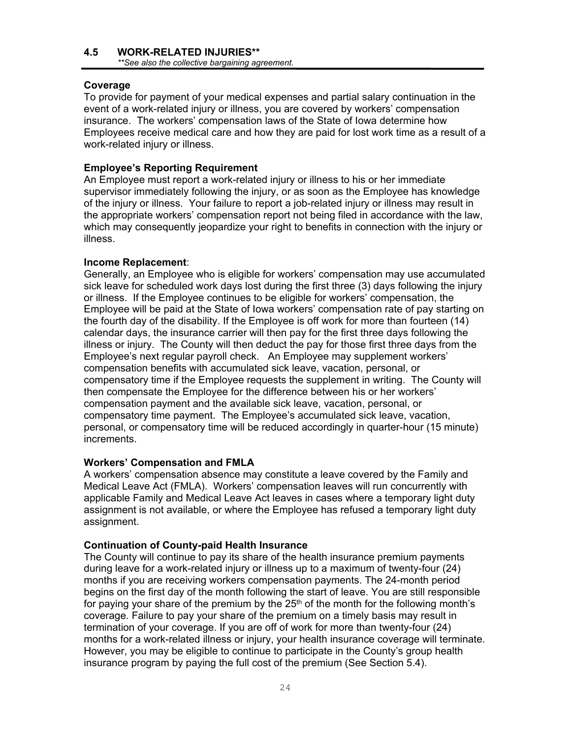## 4.5 WORK-RELATED INJURIES**

*\*\*See also the collective bargaining agreement.*

### Coverage

To provide for payment of your medical expenses and partial salary continuation in the event of a work-related injury or illness, you are covered by workers' compensation insurance. The workers' compensation laws of the State of Iowa determine how Employees receive medical care and how they are paid for lost work time as a result of a work-related injury or illness.

### Employee's Reporting Requirement

An Employee must report a work-related injury or illness to his or her immediate supervisor immediately following the injury, or as soon as the Employee has knowledge of the injury or illness. Your failure to report a job-related injury or illness may result in the appropriate workers' compensation report not being filed in accordance with the law, which may consequently jeopardize your right to benefits in connection with the injury or illness.

### Income Replacement:

Generally, an Employee who is eligible for workers' compensation may use accumulated sick leave for scheduled work days lost during the first three (3) days following the injury or illness. If the Employee continues to be eligible for workers' compensation, the Employee will be paid at the State of Iowa workers' compensation rate of pay starting on the fourth day of the disability. If the Employee is off work for more than fourteen (14) calendar days, the insurance carrier will then pay for the first three days following the illness or injury. The County will then deduct the pay for those first three days from the Employee's next regular payroll check. An Employee may supplement workers' compensation benefits with accumulated sick leave, vacation, personal, or compensatory time if the Employee requests the supplement in writing. The County will then compensate the Employee for the difference between his or her workers' compensation payment and the available sick leave, vacation, personal, or compensatory time payment. The Employee's accumulated sick leave, vacation, personal, or compensatory time will be reduced accordingly in quarter-hour (15 minute) increments.

### Workers' Compensation and FMLA

A workers' compensation absence may constitute a leave covered by the Family and Medical Leave Act (FMLA). Workers' compensation leaves will run concurrently with applicable Family and Medical Leave Act leaves in cases where a temporary light duty assignment is not available, or where the Employee has refused a temporary light duty assignment.

### Continuation of County-paid Health Insurance

The County will continue to pay its share of the health insurance premium payments during leave for a work-related injury or illness up to a maximum of twenty-four (24) months if you are receiving workers compensation payments. The 24-month period begins on the first day of the month following the start of leave. You are still responsible for paying your share of the premium by the 25th of the month for the following month's coverage. Failure to pay your share of the premium on a timely basis may result in termination of your coverage. If you are off of work for more than twenty-four (24) months for a work-related illness or injury, your health insurance coverage will terminate. However, you may be eligible to continue to participate in the County's group health insurance program by paying the full cost of the premium (See Section 5.4).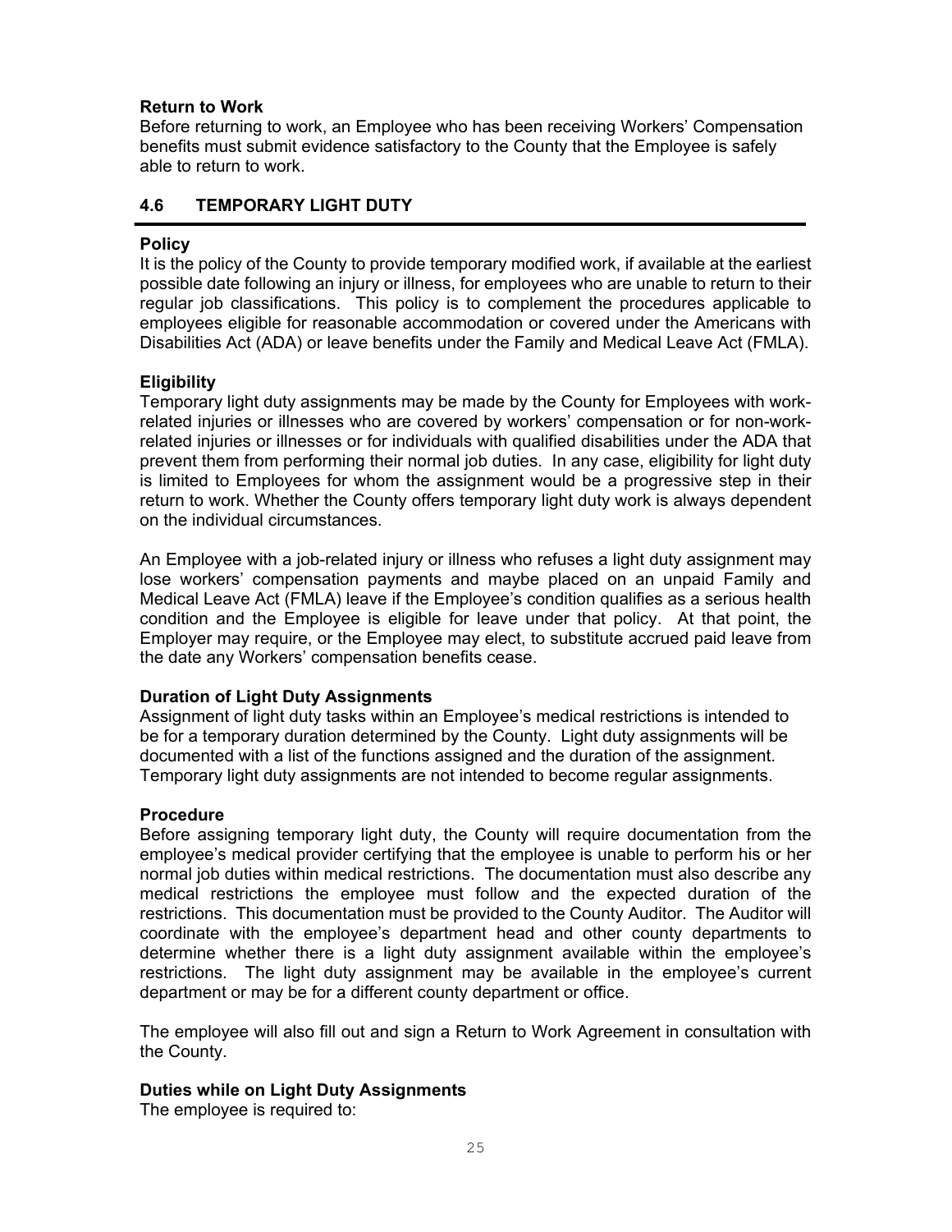**Return to Work**

Before returning to work, an Employee who has been receiving Workers' Compensation benefits must submit evidence satisfactory to the County that the Employee is safely able to return to work.

## 4.6 TEMPORARY LIGHT DUTY

**Policy**

It is the policy of the County to provide temporary modified work, if available at the earliest possible date following an injury or illness, for employees who are unable to return to their regular job classifications. This policy is to complement the procedures applicable to employees eligible for reasonable accommodation or covered under the Americans with Disabilities Act (ADA) or leave benefits under the Family and Medical Leave Act (FMLA).

**Eligibility**

Temporary light duty assignments may be made by the County for Employees with work-related injuries or illnesses who are covered by workers' compensation or for non-work-related injuries or illnesses or for individuals with qualified disabilities under the ADA that prevent them from performing their normal job duties. In any case, eligibility for light duty is limited to Employees for whom the assignment would be a progressive step in their return to work. Whether the County offers temporary light duty work is always dependent on the individual circumstances.

An Employee with a job-related injury or illness who refuses a light duty assignment may lose workers' compensation payments and maybe placed on an unpaid Family and Medical Leave Act (FMLA) leave if the Employee's condition qualifies as a serious health condition and the Employee is eligible for leave under that policy. At that point, the Employer may require, or the Employee may elect, to substitute accrued paid leave from the date any Workers' compensation benefits cease.

**Duration of Light Duty Assignments**

Assignment of light duty tasks within an Employee's medical restrictions is intended to be for a temporary duration determined by the County. Light duty assignments will be documented with a list of the functions assigned and the duration of the assignment. Temporary light duty assignments are not intended to become regular assignments.

**Procedure**

Before assigning temporary light duty, the County will require documentation from the employee's medical provider certifying that the employee is unable to perform his or her normal job duties within medical restrictions. The documentation must also describe any medical restrictions the employee must follow and the expected duration of the restrictions. This documentation must be provided to the County Auditor. The Auditor will coordinate with the employee's department head and other county departments to determine whether there is a light duty assignment available within the employee's restrictions. The light duty assignment may be available in the employee's current department or may be for a different county department or office.

The employee will also fill out and sign a Return to Work Agreement in consultation with the County.

**Duties while on Light Duty Assignments**

The employee is required to: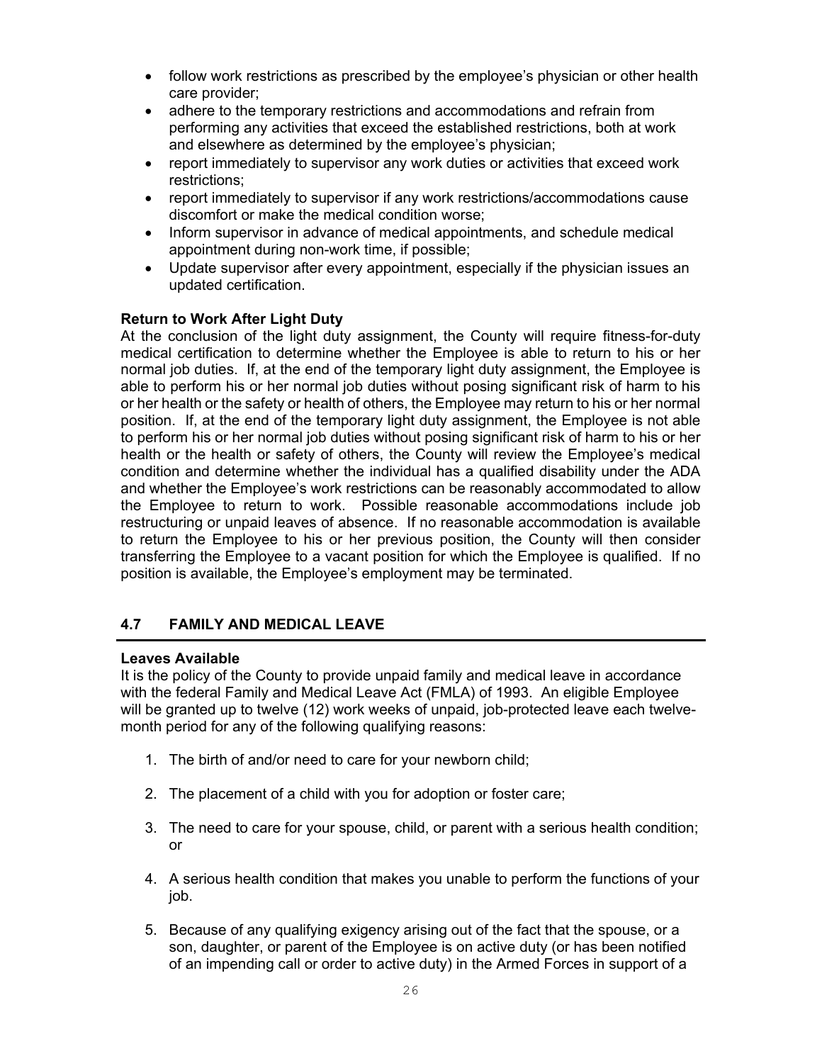- follow work restrictions as prescribed by the employee's physician or other health care provider;
- adhere to the temporary restrictions and accommodations and refrain from performing any activities that exceed the established restrictions, both at work and elsewhere as determined by the employee's physician;
- report immediately to supervisor any work duties or activities that exceed work restrictions;
- report immediately to supervisor if any work restrictions/accommodations cause discomfort or make the medical condition worse;
- Inform supervisor in advance of medical appointments, and schedule medical appointment during non-work time, if possible;
- Update supervisor after every appointment, especially if the physician issues an updated certification.

**Return to Work After Light Duty**
At the conclusion of the light duty assignment, the County will require fitness-for-duty medical certification to determine whether the Employee is able to return to his or her normal job duties. If, at the end of the temporary light duty assignment, the Employee is able to perform his or her normal job duties without posing significant risk of harm to his or her health or the safety or health of others, the Employee may return to his or her normal position. If, at the end of the temporary light duty assignment, the Employee is not able to perform his or her normal job duties without posing significant risk of harm to his or her health or the health or safety of others, the County will review the Employee's medical condition and determine whether the individual has a qualified disability under the ADA and whether the Employee's work restrictions can be reasonably accommodated to allow the Employee to return to work. Possible reasonable accommodations include job restructuring or unpaid leaves of absence. If no reasonable accommodation is available to return the Employee to his or her previous position, the County will then consider transferring the Employee to a vacant position for which the Employee is qualified. If no position is available, the Employee's employment may be terminated.

## 4.7 FAMILY AND MEDICAL LEAVE

**Leaves Available**
It is the policy of the County to provide unpaid family and medical leave in accordance with the federal Family and Medical Leave Act (FMLA) of 1993. An eligible Employee will be granted up to twelve (12) work weeks of unpaid, job-protected leave each twelve-month period for any of the following qualifying reasons:

1. The birth of and/or need to care for your newborn child;

2. The placement of a child with you for adoption or foster care;

3. The need to care for your spouse, child, or parent with a serious health condition; or

4. A serious health condition that makes you unable to perform the functions of your job.

5. Because of any qualifying exigency arising out of the fact that the spouse, or a son, daughter, or parent of the Employee is on active duty (or has been notified of an impending call or order to active duty) in the Armed Forces in support of a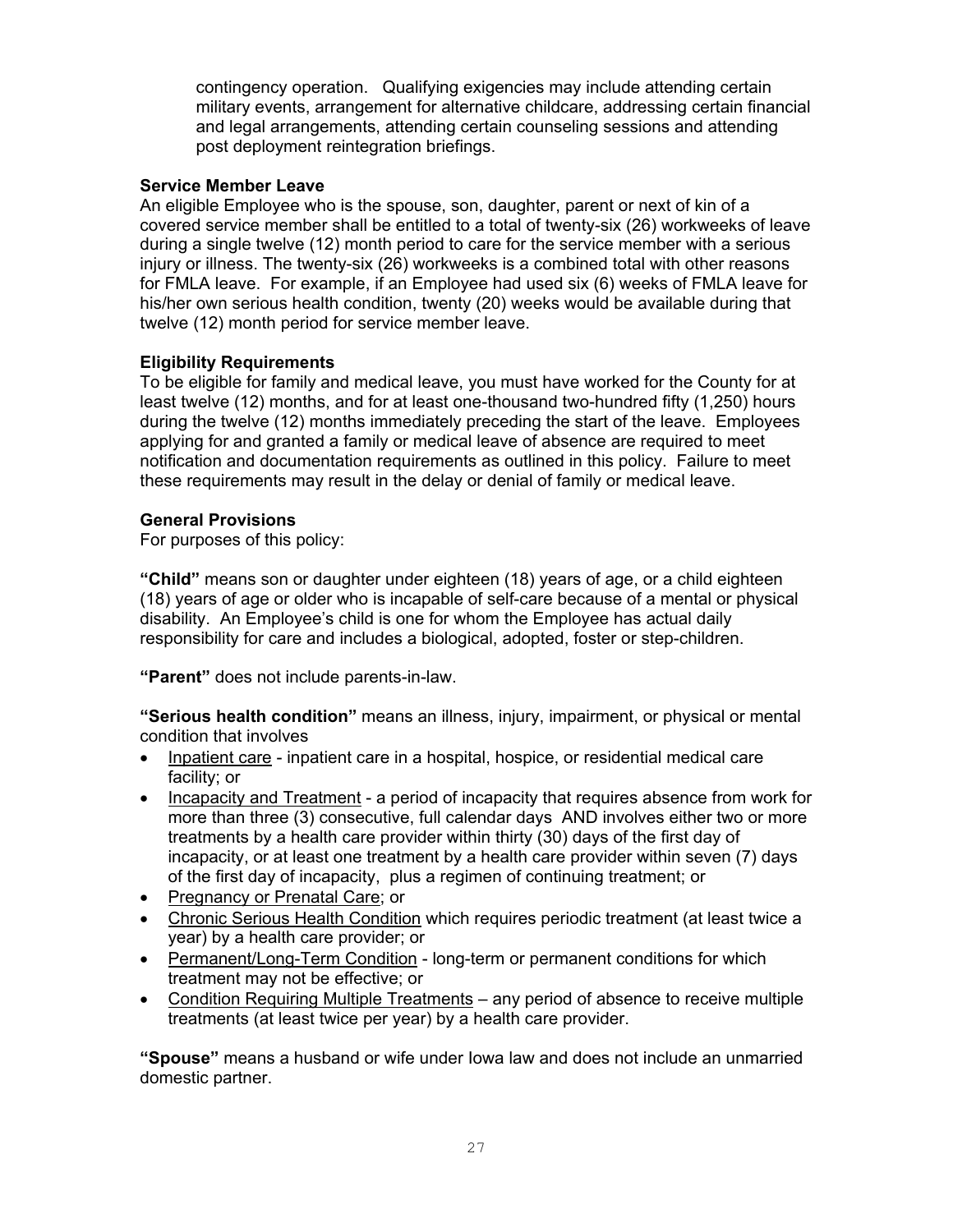contingency operation. Qualifying exigencies may include attending certain military events, arrangement for alternative childcare, addressing certain financial and legal arrangements, attending certain counseling sessions and attending post deployment reintegration briefings.

**Service Member Leave**

An eligible Employee who is the spouse, son, daughter, parent or next of kin of a covered service member shall be entitled to a total of twenty-six (26) workweeks of leave during a single twelve (12) month period to care for the service member with a serious injury or illness. The twenty-six (26) workweeks is a combined total with other reasons for FMLA leave. For example, if an Employee had used six (6) weeks of FMLA leave for his/her own serious health condition, twenty (20) weeks would be available during that twelve (12) month period for service member leave.

**Eligibility Requirements**

To be eligible for family and medical leave, you must have worked for the County for at least twelve (12) months, and for at least one-thousand two-hundred fifty (1,250) hours during the twelve (12) months immediately preceding the start of the leave. Employees applying for and granted a family or medical leave of absence are required to meet notification and documentation requirements as outlined in this policy. Failure to meet these requirements may result in the delay or denial of family or medical leave.

**General Provisions**

For purposes of this policy:

**"Child"** means son or daughter under eighteen (18) years of age, or a child eighteen (18) years of age or older who is incapable of self-care because of a mental or physical disability. An Employee's child is one for whom the Employee has actual daily responsibility for care and includes a biological, adopted, foster or step-children.

**"Parent"** does not include parents-in-law.

**"Serious health condition"** means an illness, injury, impairment, or physical or mental condition that involves

- Inpatient care - inpatient care in a hospital, hospice, or residential medical care facility; or
- Incapacity and Treatment - a period of incapacity that requires absence from work for more than three (3) consecutive, full calendar days AND involves either two or more treatments by a health care provider within thirty (30) days of the first day of incapacity, or at least one treatment by a health care provider within seven (7) days of the first day of incapacity, plus a regimen of continuing treatment; or
- Pregnancy or Prenatal Care; or
- Chronic Serious Health Condition which requires periodic treatment (at least twice a year) by a health care provider; or
- Permanent/Long-Term Condition - long-term or permanent conditions for which treatment may not be effective; or
- Condition Requiring Multiple Treatments – any period of absence to receive multiple treatments (at least twice per year) by a health care provider.

**"Spouse"** means a husband or wife under Iowa law and does not include an unmarried domestic partner.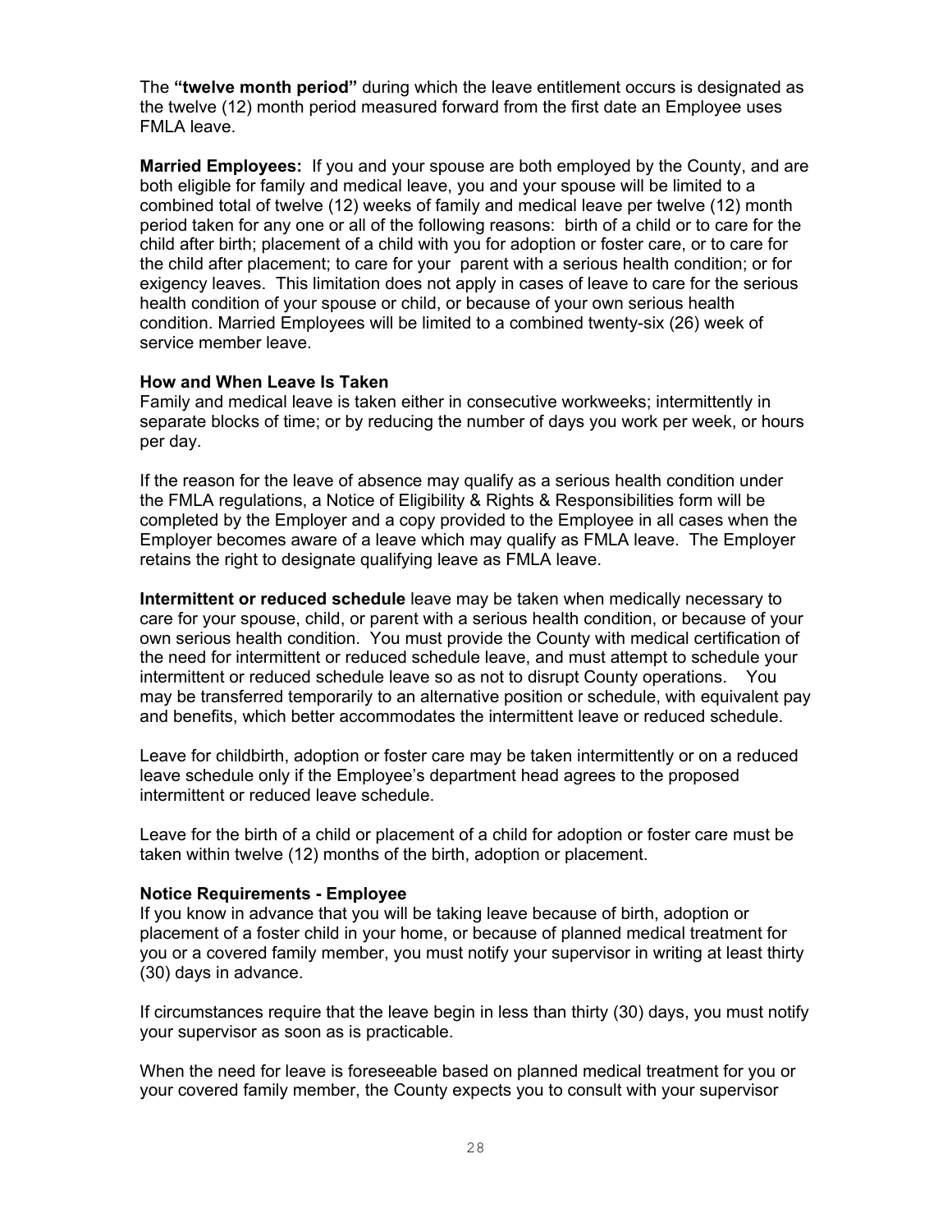The **"twelve month period"** during which the leave entitlement occurs is designated as the twelve (12) month period measured forward from the first date an Employee uses FMLA leave.

**Married Employees:** If you and your spouse are both employed by the County, and are both eligible for family and medical leave, you and your spouse will be limited to a combined total of twelve (12) weeks of family and medical leave per twelve (12) month period taken for any one or all of the following reasons: birth of a child or to care for the child after birth; placement of a child with you for adoption or foster care, or to care for the child after placement; to care for your parent with a serious health condition; or for exigency leaves. This limitation does not apply in cases of leave to care for the serious health condition of your spouse or child, or because of your own serious health condition. Married Employees will be limited to a combined twenty-six (26) week of service member leave.

**How and When Leave Is Taken**

Family and medical leave is taken either in consecutive workweeks; intermittently in separate blocks of time; or by reducing the number of days you work per week, or hours per day.

If the reason for the leave of absence may qualify as a serious health condition under the FMLA regulations, a Notice of Eligibility & Rights & Responsibilities form will be completed by the Employer and a copy provided to the Employee in all cases when the Employer becomes aware of a leave which may qualify as FMLA leave. The Employer retains the right to designate qualifying leave as FMLA leave.

**Intermittent or reduced schedule** leave may be taken when medically necessary to care for your spouse, child, or parent with a serious health condition, or because of your own serious health condition. You must provide the County with medical certification of the need for intermittent or reduced schedule leave, and must attempt to schedule your intermittent or reduced schedule leave so as not to disrupt County operations. You may be transferred temporarily to an alternative position or schedule, with equivalent pay and benefits, which better accommodates the intermittent leave or reduced schedule.

Leave for childbirth, adoption or foster care may be taken intermittently or on a reduced leave schedule only if the Employee's department head agrees to the proposed intermittent or reduced leave schedule.

Leave for the birth of a child or placement of a child for adoption or foster care must be taken within twelve (12) months of the birth, adoption or placement.

**Notice Requirements - Employee**

If you know in advance that you will be taking leave because of birth, adoption or placement of a foster child in your home, or because of planned medical treatment for you or a covered family member, you must notify your supervisor in writing at least thirty (30) days in advance.

If circumstances require that the leave begin in less than thirty (30) days, you must notify your supervisor as soon as is practicable.

When the need for leave is foreseeable based on planned medical treatment for you or your covered family member, the County expects you to consult with your supervisor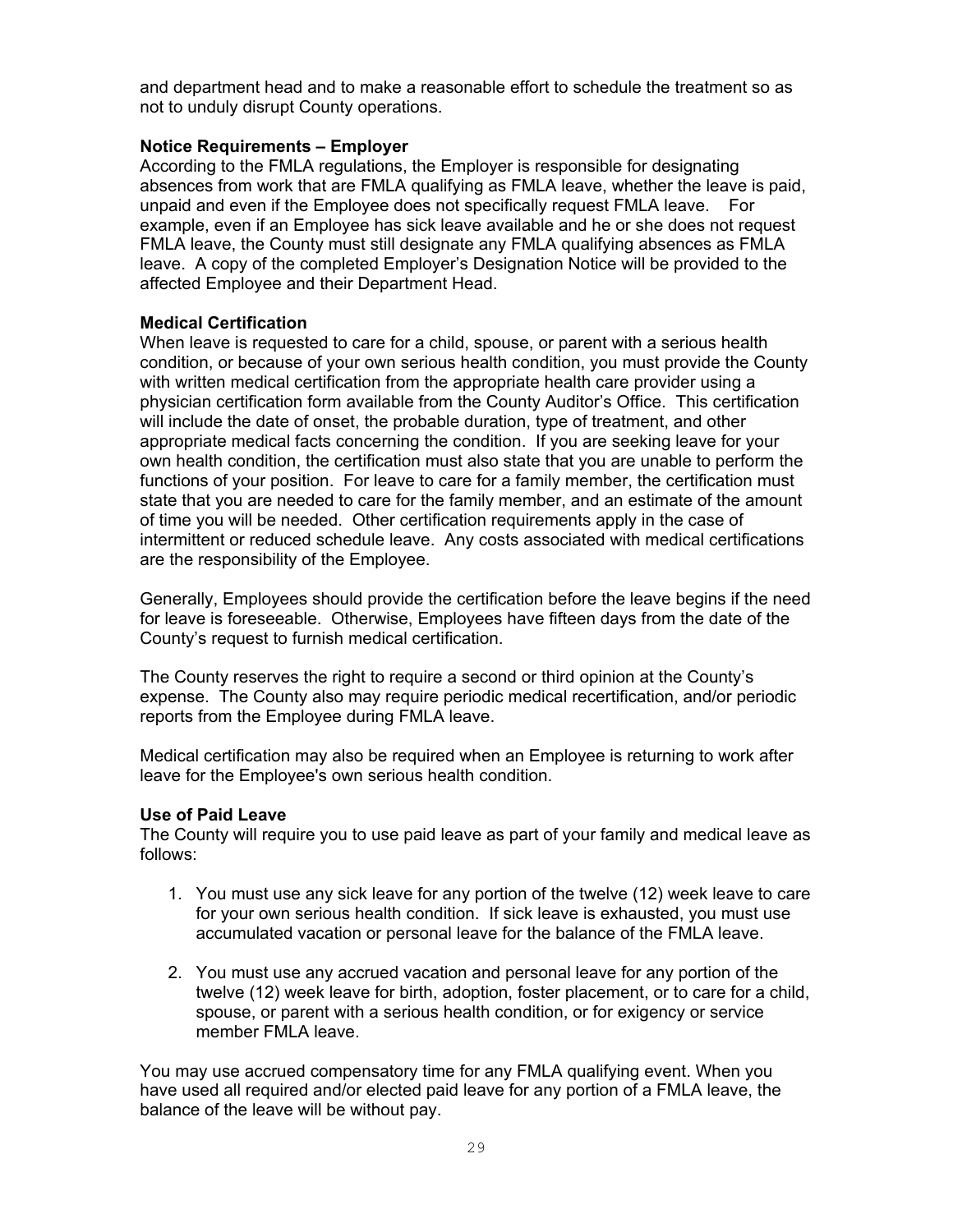and department head and to make a reasonable effort to schedule the treatment so as not to unduly disrupt County operations.

**Notice Requirements – Employer**
According to the FMLA regulations, the Employer is responsible for designating absences from work that are FMLA qualifying as FMLA leave, whether the leave is paid, unpaid and even if the Employee does not specifically request FMLA leave. For example, even if an Employee has sick leave available and he or she does not request FMLA leave, the County must still designate any FMLA qualifying absences as FMLA leave. A copy of the completed Employer's Designation Notice will be provided to the affected Employee and their Department Head.

**Medical Certification**
When leave is requested to care for a child, spouse, or parent with a serious health condition, or because of your own serious health condition, you must provide the County with written medical certification from the appropriate health care provider using a physician certification form available from the County Auditor's Office. This certification will include the date of onset, the probable duration, type of treatment, and other appropriate medical facts concerning the condition. If you are seeking leave for your own health condition, the certification must also state that you are unable to perform the functions of your position. For leave to care for a family member, the certification must state that you are needed to care for the family member, and an estimate of the amount of time you will be needed. Other certification requirements apply in the case of intermittent or reduced schedule leave. Any costs associated with medical certifications are the responsibility of the Employee.

Generally, Employees should provide the certification before the leave begins if the need for leave is foreseeable. Otherwise, Employees have fifteen days from the date of the County's request to furnish medical certification.

The County reserves the right to require a second or third opinion at the County's expense. The County also may require periodic medical recertification, and/or periodic reports from the Employee during FMLA leave.

Medical certification may also be required when an Employee is returning to work after leave for the Employee's own serious health condition.

**Use of Paid Leave**
The County will require you to use paid leave as part of your family and medical leave as follows:

1. You must use any sick leave for any portion of the twelve (12) week leave to care for your own serious health condition. If sick leave is exhausted, you must use accumulated vacation or personal leave for the balance of the FMLA leave.

2. You must use any accrued vacation and personal leave for any portion of the twelve (12) week leave for birth, adoption, foster placement, or to care for a child, spouse, or parent with a serious health condition, or for exigency or service member FMLA leave.

You may use accrued compensatory time for any FMLA qualifying event. When you have used all required and/or elected paid leave for any portion of a FMLA leave, the balance of the leave will be without pay.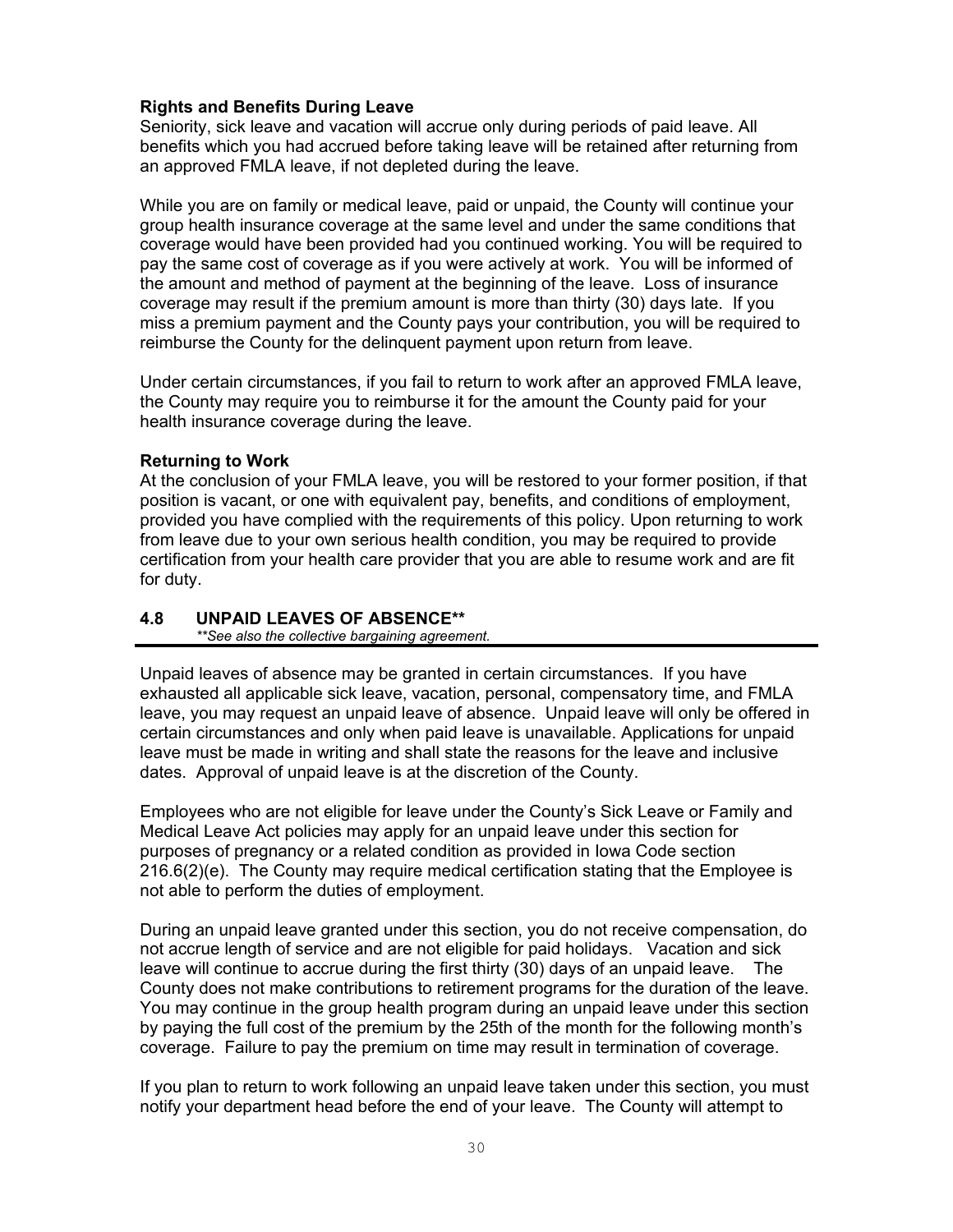**Rights and Benefits During Leave**

Seniority, sick leave and vacation will accrue only during periods of paid leave. All benefits which you had accrued before taking leave will be retained after returning from an approved FMLA leave, if not depleted during the leave.

While you are on family or medical leave, paid or unpaid, the County will continue your group health insurance coverage at the same level and under the same conditions that coverage would have been provided had you continued working. You will be required to pay the same cost of coverage as if you were actively at work. You will be informed of the amount and method of payment at the beginning of the leave. Loss of insurance coverage may result if the premium amount is more than thirty (30) days late. If you miss a premium payment and the County pays your contribution, you will be required to reimburse the County for the delinquent payment upon return from leave.

Under certain circumstances, if you fail to return to work after an approved FMLA leave, the County may require you to reimburse it for the amount the County paid for your health insurance coverage during the leave.

**Returning to Work**

At the conclusion of your FMLA leave, you will be restored to your former position, if that position is vacant, or one with equivalent pay, benefits, and conditions of employment, provided you have complied with the requirements of this policy. Upon returning to work from leave due to your own serious health condition, you may be required to provide certification from your health care provider that you are able to resume work and are fit for duty.

## 4.8 UNPAID LEAVES OF ABSENCE**

*\*\*See also the collective bargaining agreement.*

Unpaid leaves of absence may be granted in certain circumstances. If you have exhausted all applicable sick leave, vacation, personal, compensatory time, and FMLA leave, you may request an unpaid leave of absence. Unpaid leave will only be offered in certain circumstances and only when paid leave is unavailable. Applications for unpaid leave must be made in writing and shall state the reasons for the leave and inclusive dates. Approval of unpaid leave is at the discretion of the County.

Employees who are not eligible for leave under the County's Sick Leave or Family and Medical Leave Act policies may apply for an unpaid leave under this section for purposes of pregnancy or a related condition as provided in Iowa Code section 216.6(2)(e). The County may require medical certification stating that the Employee is not able to perform the duties of employment.

During an unpaid leave granted under this section, you do not receive compensation, do not accrue length of service and are not eligible for paid holidays. Vacation and sick leave will continue to accrue during the first thirty (30) days of an unpaid leave. The County does not make contributions to retirement programs for the duration of the leave. You may continue in the group health program during an unpaid leave under this section by paying the full cost of the premium by the 25th of the month for the following month's coverage. Failure to pay the premium on time may result in termination of coverage.

If you plan to return to work following an unpaid leave taken under this section, you must notify your department head before the end of your leave. The County will attempt to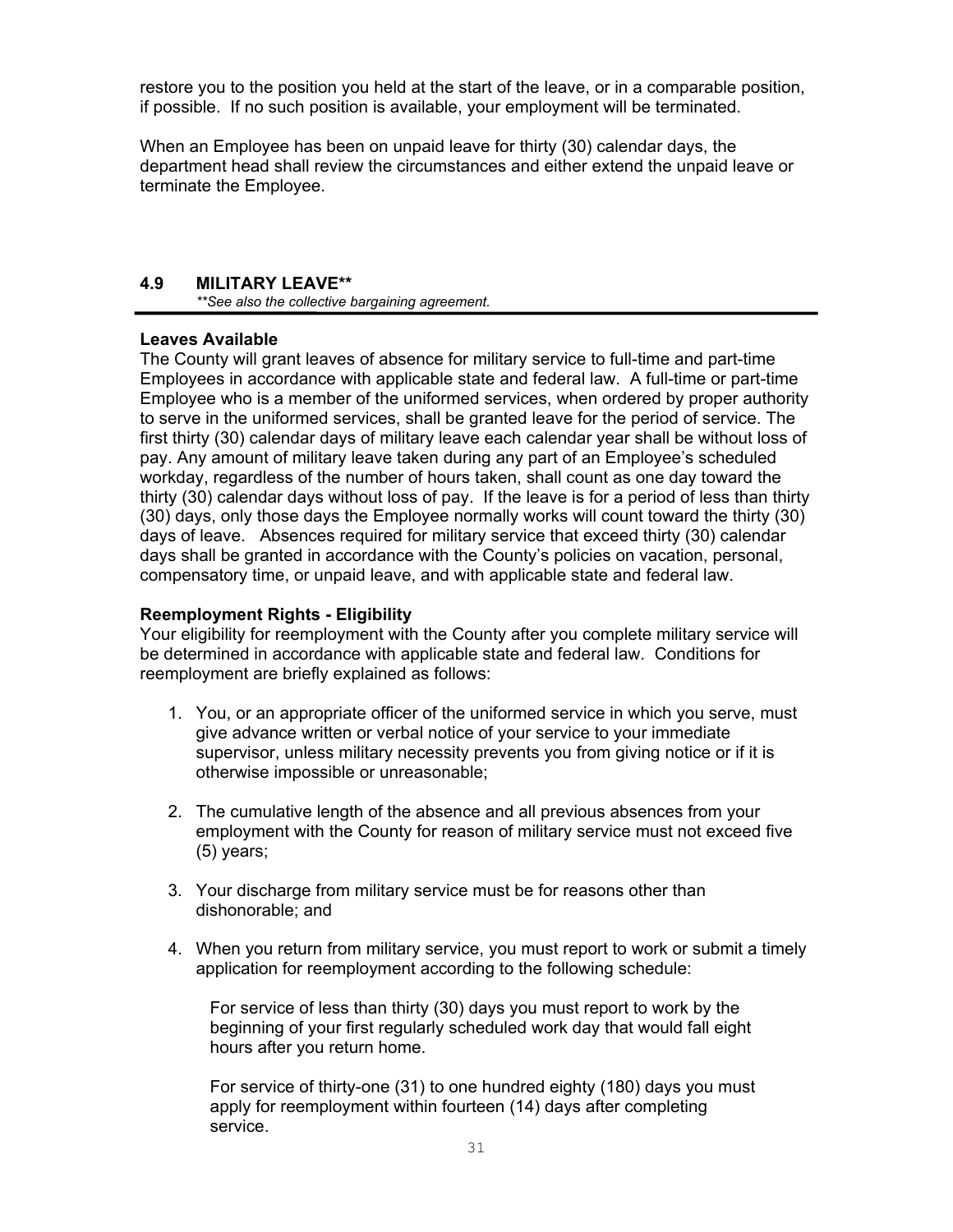restore you to the position you held at the start of the leave, or in a comparable position, if possible. If no such position is available, your employment will be terminated.

When an Employee has been on unpaid leave for thirty (30) calendar days, the department head shall review the circumstances and either extend the unpaid leave or terminate the Employee.

## 4.9 MILITARY LEAVE**

*\*\*See also the collective bargaining agreement.*

**Leaves Available**

The County will grant leaves of absence for military service to full-time and part-time Employees in accordance with applicable state and federal law. A full-time or part-time Employee who is a member of the uniformed services, when ordered by proper authority to serve in the uniformed services, shall be granted leave for the period of service. The first thirty (30) calendar days of military leave each calendar year shall be without loss of pay. Any amount of military leave taken during any part of an Employee's scheduled workday, regardless of the number of hours taken, shall count as one day toward the thirty (30) calendar days without loss of pay. If the leave is for a period of less than thirty (30) days, only those days the Employee normally works will count toward the thirty (30) days of leave. Absences required for military service that exceed thirty (30) calendar days shall be granted in accordance with the County's policies on vacation, personal, compensatory time, or unpaid leave, and with applicable state and federal law.

**Reemployment Rights - Eligibility**

Your eligibility for reemployment with the County after you complete military service will be determined in accordance with applicable state and federal law. Conditions for reemployment are briefly explained as follows:

1. You, or an appropriate officer of the uniformed service in which you serve, must give advance written or verbal notice of your service to your immediate supervisor, unless military necessity prevents you from giving notice or if it is otherwise impossible or unreasonable;

2. The cumulative length of the absence and all previous absences from your employment with the County for reason of military service must not exceed five (5) years;

3. Your discharge from military service must be for reasons other than dishonorable; and

4. When you return from military service, you must report to work or submit a timely application for reemployment according to the following schedule:

   For service of less than thirty (30) days you must report to work by the beginning of your first regularly scheduled work day that would fall eight hours after you return home.

   For service of thirty-one (31) to one hundred eighty (180) days you must apply for reemployment within fourteen (14) days after completing service.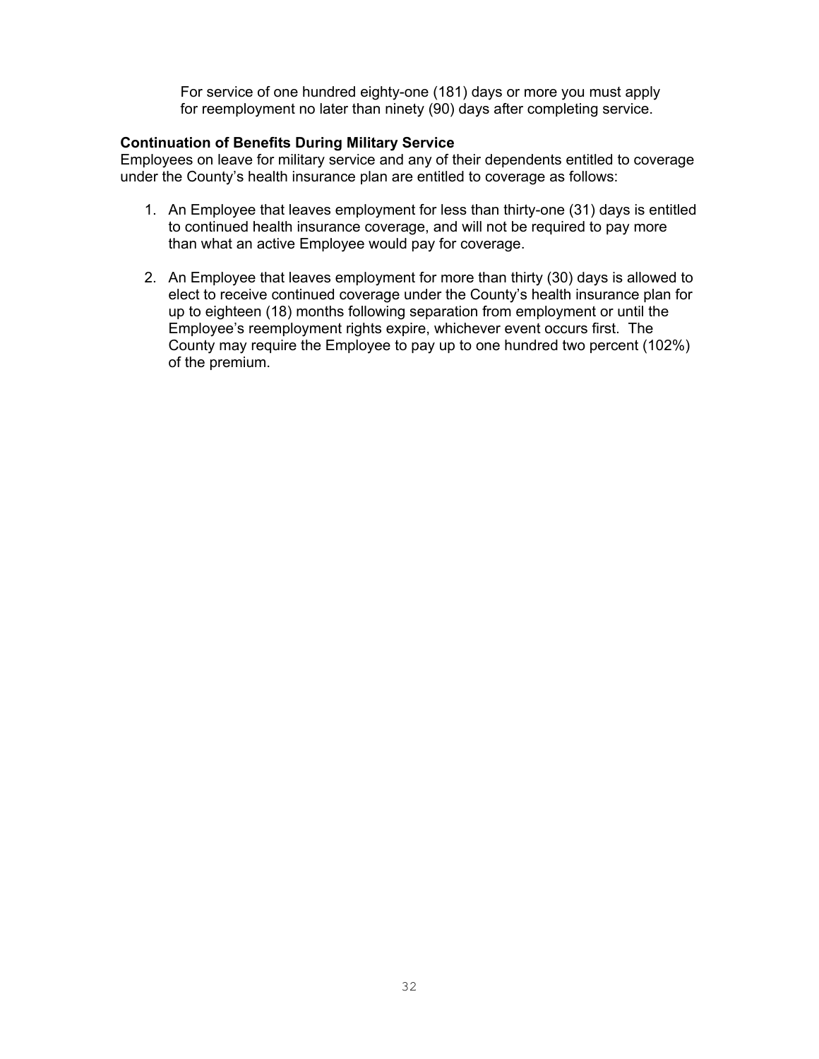For service of one hundred eighty-one (181) days or more you must apply for reemployment no later than ninety (90) days after completing service.

**Continuation of Benefits During Military Service**

Employees on leave for military service and any of their dependents entitled to coverage under the County's health insurance plan are entitled to coverage as follows:

1. An Employee that leaves employment for less than thirty-one (31) days is entitled to continued health insurance coverage, and will not be required to pay more than what an active Employee would pay for coverage.

2. An Employee that leaves employment for more than thirty (30) days is allowed to elect to receive continued coverage under the County's health insurance plan for up to eighteen (18) months following separation from employment or until the Employee's reemployment rights expire, whichever event occurs first. The County may require the Employee to pay up to one hundred two percent (102%) of the premium.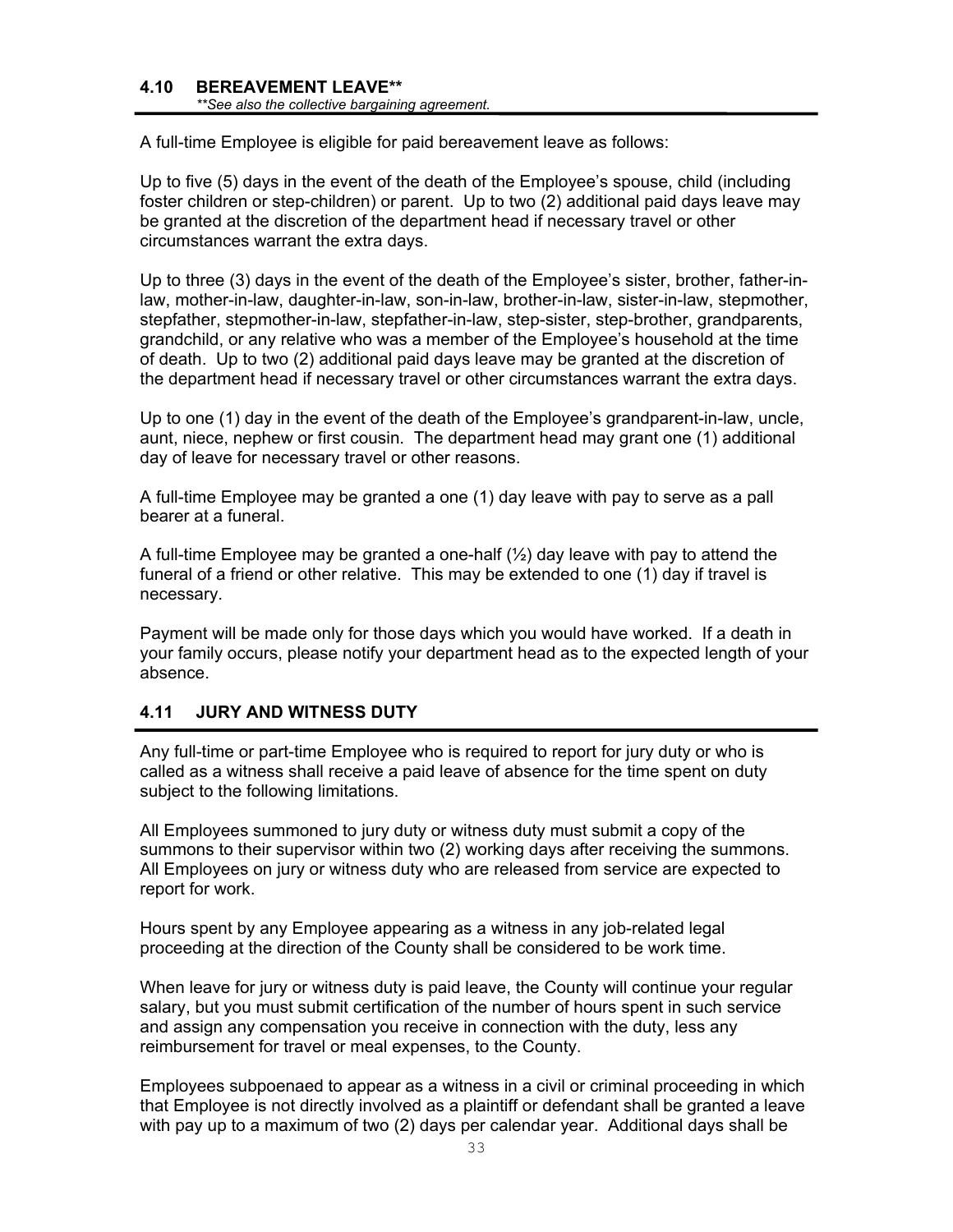## 4.10 BEREAVEMENT LEAVE**

*\*\*See also the collective bargaining agreement.*

A full-time Employee is eligible for paid bereavement leave as follows:

Up to five (5) days in the event of the death of the Employee's spouse, child (including foster children or step-children) or parent. Up to two (2) additional paid days leave may be granted at the discretion of the department head if necessary travel or other circumstances warrant the extra days.

Up to three (3) days in the event of the death of the Employee's sister, brother, father-in-law, mother-in-law, daughter-in-law, son-in-law, brother-in-law, sister-in-law, stepmother, stepfather, stepmother-in-law, stepfather-in-law, step-sister, step-brother, grandparents, grandchild, or any relative who was a member of the Employee's household at the time of death. Up to two (2) additional paid days leave may be granted at the discretion of the department head if necessary travel or other circumstances warrant the extra days.

Up to one (1) day in the event of the death of the Employee's grandparent-in-law, uncle, aunt, niece, nephew or first cousin. The department head may grant one (1) additional day of leave for necessary travel or other reasons.

A full-time Employee may be granted a one (1) day leave with pay to serve as a pall bearer at a funeral.

A full-time Employee may be granted a one-half (½) day leave with pay to attend the funeral of a friend or other relative. This may be extended to one (1) day if travel is necessary.

Payment will be made only for those days which you would have worked. If a death in your family occurs, please notify your department head as to the expected length of your absence.

## 4.11 JURY AND WITNESS DUTY

Any full-time or part-time Employee who is required to report for jury duty or who is called as a witness shall receive a paid leave of absence for the time spent on duty subject to the following limitations.

All Employees summoned to jury duty or witness duty must submit a copy of the summons to their supervisor within two (2) working days after receiving the summons. All Employees on jury or witness duty who are released from service are expected to report for work.

Hours spent by any Employee appearing as a witness in any job-related legal proceeding at the direction of the County shall be considered to be work time.

When leave for jury or witness duty is paid leave, the County will continue your regular salary, but you must submit certification of the number of hours spent in such service and assign any compensation you receive in connection with the duty, less any reimbursement for travel or meal expenses, to the County.

Employees subpoenaed to appear as a witness in a civil or criminal proceeding in which that Employee is not directly involved as a plaintiff or defendant shall be granted a leave with pay up to a maximum of two (2) days per calendar year. Additional days shall be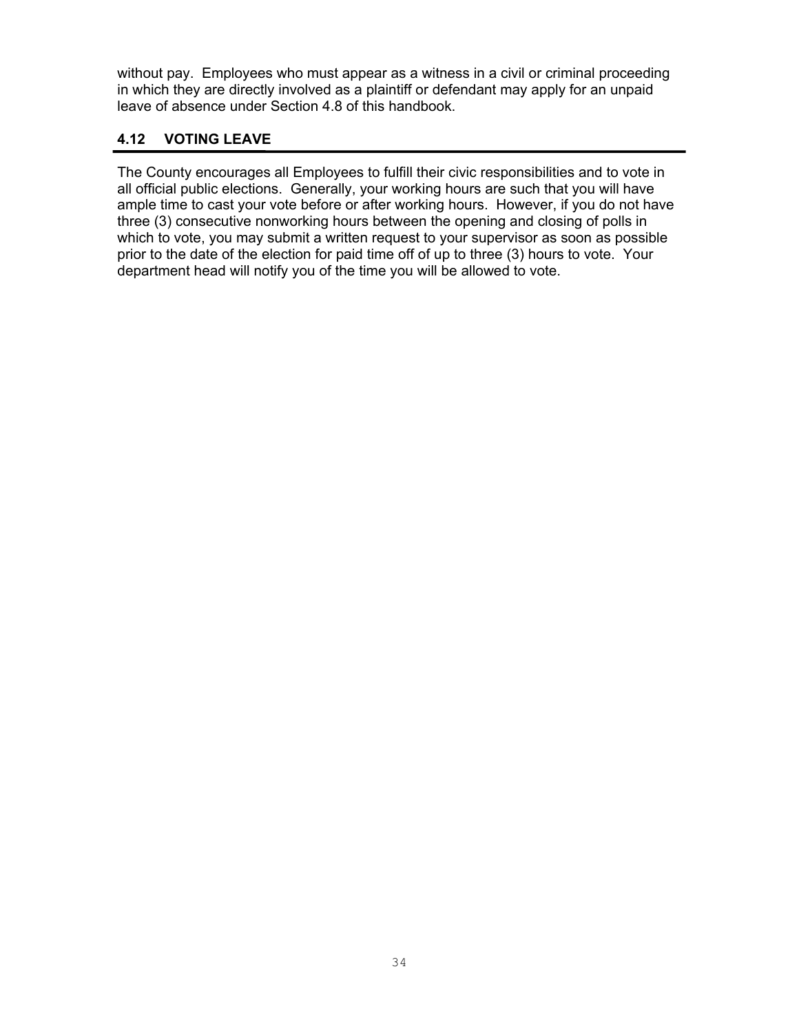without pay. Employees who must appear as a witness in a civil or criminal proceeding in which they are directly involved as a plaintiff or defendant may apply for an unpaid leave of absence under Section 4.8 of this handbook.

## 4.12 VOTING LEAVE

The County encourages all Employees to fulfill their civic responsibilities and to vote in all official public elections. Generally, your working hours are such that you will have ample time to cast your vote before or after working hours. However, if you do not have three (3) consecutive nonworking hours between the opening and closing of polls in which to vote, you may submit a written request to your supervisor as soon as possible prior to the date of the election for paid time off of up to three (3) hours to vote. Your department head will notify you of the time you will be allowed to vote.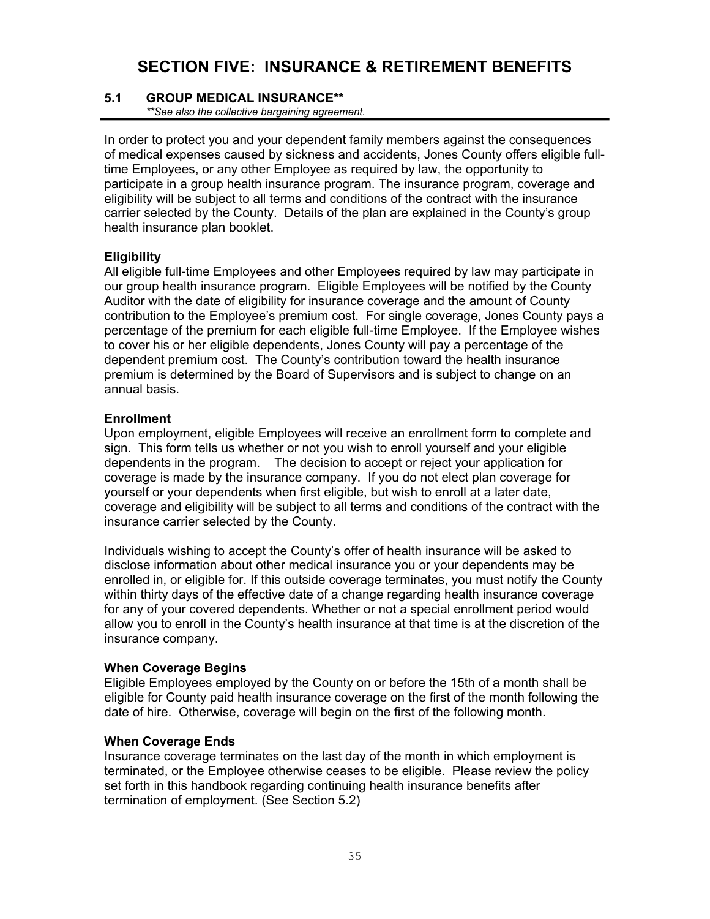# SECTION FIVE: INSURANCE & RETIREMENT BENEFITS

## 5.1 GROUP MEDICAL INSURANCE**

*\*\*See also the collective bargaining agreement.*

In order to protect you and your dependent family members against the consequences of medical expenses caused by sickness and accidents, Jones County offers eligible full-time Employees, or any other Employee as required by law, the opportunity to participate in a group health insurance program. The insurance program, coverage and eligibility will be subject to all terms and conditions of the contract with the insurance carrier selected by the County. Details of the plan are explained in the County's group health insurance plan booklet.

**Eligibility**
All eligible full-time Employees and other Employees required by law may participate in our group health insurance program. Eligible Employees will be notified by the County Auditor with the date of eligibility for insurance coverage and the amount of County contribution to the Employee's premium cost. For single coverage, Jones County pays a percentage of the premium for each eligible full-time Employee. If the Employee wishes to cover his or her eligible dependents, Jones County will pay a percentage of the dependent premium cost. The County's contribution toward the health insurance premium is determined by the Board of Supervisors and is subject to change on an annual basis.

**Enrollment**
Upon employment, eligible Employees will receive an enrollment form to complete and sign. This form tells us whether or not you wish to enroll yourself and your eligible dependents in the program. The decision to accept or reject your application for coverage is made by the insurance company. If you do not elect plan coverage for yourself or your dependents when first eligible, but wish to enroll at a later date, coverage and eligibility will be subject to all terms and conditions of the contract with the insurance carrier selected by the County.

Individuals wishing to accept the County's offer of health insurance will be asked to disclose information about other medical insurance you or your dependents may be enrolled in, or eligible for. If this outside coverage terminates, you must notify the County within thirty days of the effective date of a change regarding health insurance coverage for any of your covered dependents. Whether or not a special enrollment period would allow you to enroll in the County's health insurance at that time is at the discretion of the insurance company.

**When Coverage Begins**
Eligible Employees employed by the County on or before the 15th of a month shall be eligible for County paid health insurance coverage on the first of the month following the date of hire. Otherwise, coverage will begin on the first of the following month.

**When Coverage Ends**
Insurance coverage terminates on the last day of the month in which employment is terminated, or the Employee otherwise ceases to be eligible. Please review the policy set forth in this handbook regarding continuing health insurance benefits after termination of employment. (See Section 5.2)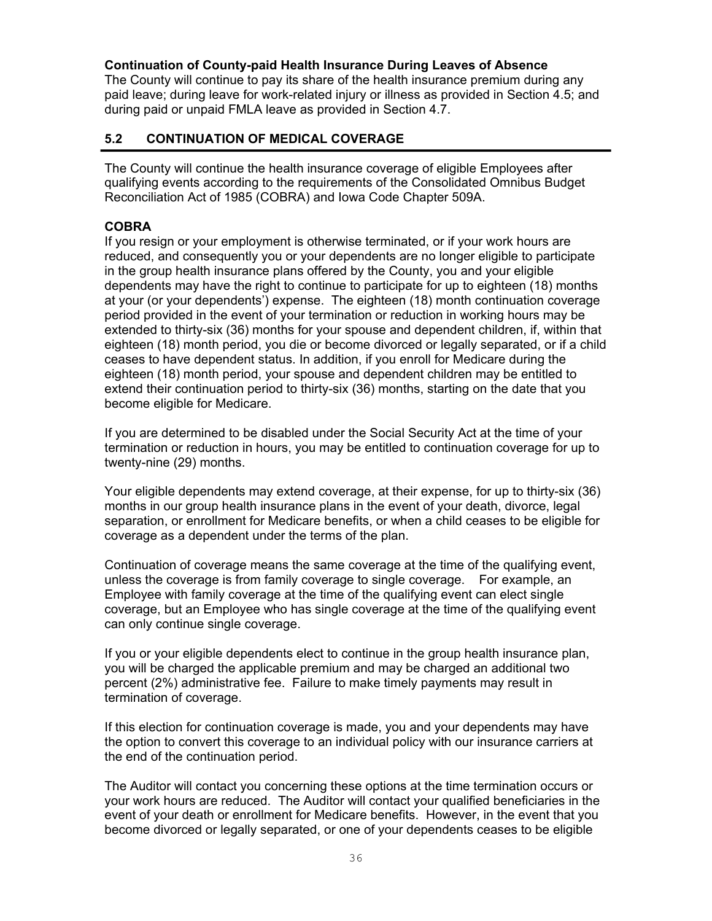**Continuation of County-paid Health Insurance During Leaves of Absence**
The County will continue to pay its share of the health insurance premium during any paid leave; during leave for work-related injury or illness as provided in Section 4.5; and during paid or unpaid FMLA leave as provided in Section 4.7.

## 5.2 CONTINUATION OF MEDICAL COVERAGE

The County will continue the health insurance coverage of eligible Employees after qualifying events according to the requirements of the Consolidated Omnibus Budget Reconciliation Act of 1985 (COBRA) and Iowa Code Chapter 509A.

**COBRA**
If you resign or your employment is otherwise terminated, or if your work hours are reduced, and consequently you or your dependents are no longer eligible to participate in the group health insurance plans offered by the County, you and your eligible dependents may have the right to continue to participate for up to eighteen (18) months at your (or your dependents') expense. The eighteen (18) month continuation coverage period provided in the event of your termination or reduction in working hours may be extended to thirty-six (36) months for your spouse and dependent children, if, within that eighteen (18) month period, you die or become divorced or legally separated, or if a child ceases to have dependent status. In addition, if you enroll for Medicare during the eighteen (18) month period, your spouse and dependent children may be entitled to extend their continuation period to thirty-six (36) months, starting on the date that you become eligible for Medicare.

If you are determined to be disabled under the Social Security Act at the time of your termination or reduction in hours, you may be entitled to continuation coverage for up to twenty-nine (29) months.

Your eligible dependents may extend coverage, at their expense, for up to thirty-six (36) months in our group health insurance plans in the event of your death, divorce, legal separation, or enrollment for Medicare benefits, or when a child ceases to be eligible for coverage as a dependent under the terms of the plan.

Continuation of coverage means the same coverage at the time of the qualifying event, unless the coverage is from family coverage to single coverage. For example, an Employee with family coverage at the time of the qualifying event can elect single coverage, but an Employee who has single coverage at the time of the qualifying event can only continue single coverage.

If you or your eligible dependents elect to continue in the group health insurance plan, you will be charged the applicable premium and may be charged an additional two percent (2%) administrative fee. Failure to make timely payments may result in termination of coverage.

If this election for continuation coverage is made, you and your dependents may have the option to convert this coverage to an individual policy with our insurance carriers at the end of the continuation period.

The Auditor will contact you concerning these options at the time termination occurs or your work hours are reduced. The Auditor will contact your qualified beneficiaries in the event of your death or enrollment for Medicare benefits. However, in the event that you become divorced or legally separated, or one of your dependents ceases to be eligible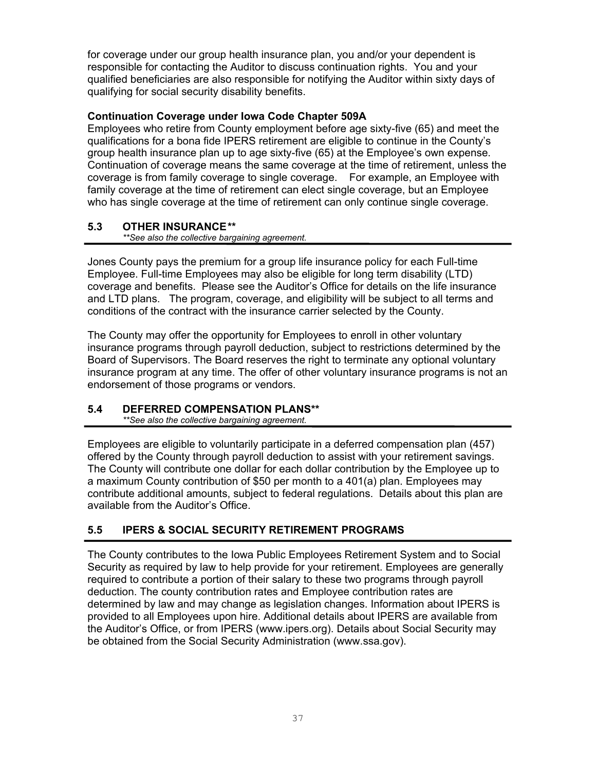for coverage under our group health insurance plan, you and/or your dependent is responsible for contacting the Auditor to discuss continuation rights. You and your qualified beneficiaries are also responsible for notifying the Auditor within sixty days of qualifying for social security disability benefits.

**Continuation Coverage under Iowa Code Chapter 509A**

Employees who retire from County employment before age sixty-five (65) and meet the qualifications for a bona fide IPERS retirement are eligible to continue in the County's group health insurance plan up to age sixty-five (65) at the Employee's own expense. Continuation of coverage means the same coverage at the time of retirement, unless the coverage is from family coverage to single coverage. For example, an Employee with family coverage at the time of retirement can elect single coverage, but an Employee who has single coverage at the time of retirement can only continue single coverage.

## 5.3 OTHER INSURANCE**

*\*\*See also the collective bargaining agreement.*

Jones County pays the premium for a group life insurance policy for each Full-time Employee. Full-time Employees may also be eligible for long term disability (LTD) coverage and benefits. Please see the Auditor's Office for details on the life insurance and LTD plans. The program, coverage, and eligibility will be subject to all terms and conditions of the contract with the insurance carrier selected by the County.

The County may offer the opportunity for Employees to enroll in other voluntary insurance programs through payroll deduction, subject to restrictions determined by the Board of Supervisors. The Board reserves the right to terminate any optional voluntary insurance program at any time. The offer of other voluntary insurance programs is not an endorsement of those programs or vendors.

## 5.4 DEFERRED COMPENSATION PLANS**

*\*\*See also the collective bargaining agreement.*

Employees are eligible to voluntarily participate in a deferred compensation plan (457) offered by the County through payroll deduction to assist with your retirement savings. The County will contribute one dollar for each dollar contribution by the Employee up to a maximum County contribution of $50 per month to a 401(a) plan. Employees may contribute additional amounts, subject to federal regulations. Details about this plan are available from the Auditor's Office.

## 5.5 IPERS & SOCIAL SECURITY RETIREMENT PROGRAMS

The County contributes to the Iowa Public Employees Retirement System and to Social Security as required by law to help provide for your retirement. Employees are generally required to contribute a portion of their salary to these two programs through payroll deduction. The county contribution rates and Employee contribution rates are determined by law and may change as legislation changes. Information about IPERS is provided to all Employees upon hire. Additional details about IPERS are available from the Auditor's Office, or from IPERS (www.ipers.org). Details about Social Security may be obtained from the Social Security Administration (www.ssa.gov).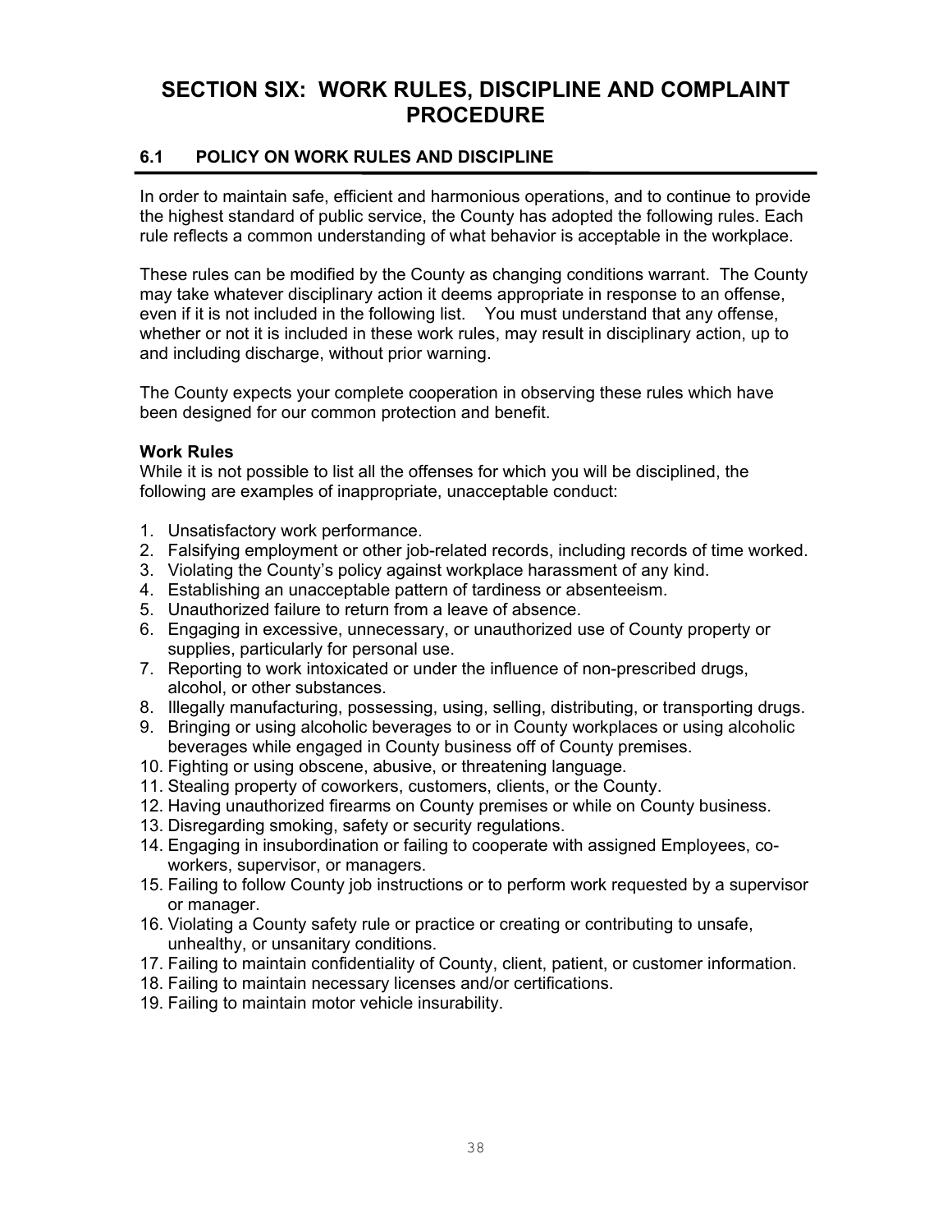# SECTION SIX: WORK RULES, DISCIPLINE AND COMPLAINT PROCEDURE

## 6.1 POLICY ON WORK RULES AND DISCIPLINE

In order to maintain safe, efficient and harmonious operations, and to continue to provide the highest standard of public service, the County has adopted the following rules. Each rule reflects a common understanding of what behavior is acceptable in the workplace.

These rules can be modified by the County as changing conditions warrant. The County may take whatever disciplinary action it deems appropriate in response to an offense, even if it is not included in the following list. You must understand that any offense, whether or not it is included in these work rules, may result in disciplinary action, up to and including discharge, without prior warning.

The County expects your complete cooperation in observing these rules which have been designed for our common protection and benefit.

**Work Rules**
While it is not possible to list all the offenses for which you will be disciplined, the following are examples of inappropriate, unacceptable conduct:

1. Unsatisfactory work performance.
2. Falsifying employment or other job-related records, including records of time worked.
3. Violating the County's policy against workplace harassment of any kind.
4. Establishing an unacceptable pattern of tardiness or absenteeism.
5. Unauthorized failure to return from a leave of absence.
6. Engaging in excessive, unnecessary, or unauthorized use of County property or supplies, particularly for personal use.
7. Reporting to work intoxicated or under the influence of non-prescribed drugs, alcohol, or other substances.
8. Illegally manufacturing, possessing, using, selling, distributing, or transporting drugs.
9. Bringing or using alcoholic beverages to or in County workplaces or using alcoholic beverages while engaged in County business off of County premises.
10. Fighting or using obscene, abusive, or threatening language.
11. Stealing property of coworkers, customers, clients, or the County.
12. Having unauthorized firearms on County premises or while on County business.
13. Disregarding smoking, safety or security regulations.
14. Engaging in insubordination or failing to cooperate with assigned Employees, co-workers, supervisor, or managers.
15. Failing to follow County job instructions or to perform work requested by a supervisor or manager.
16. Violating a County safety rule or practice or creating or contributing to unsafe, unhealthy, or unsanitary conditions.
17. Failing to maintain confidentiality of County, client, patient, or customer information.
18. Failing to maintain necessary licenses and/or certifications.
19. Failing to maintain motor vehicle insurability.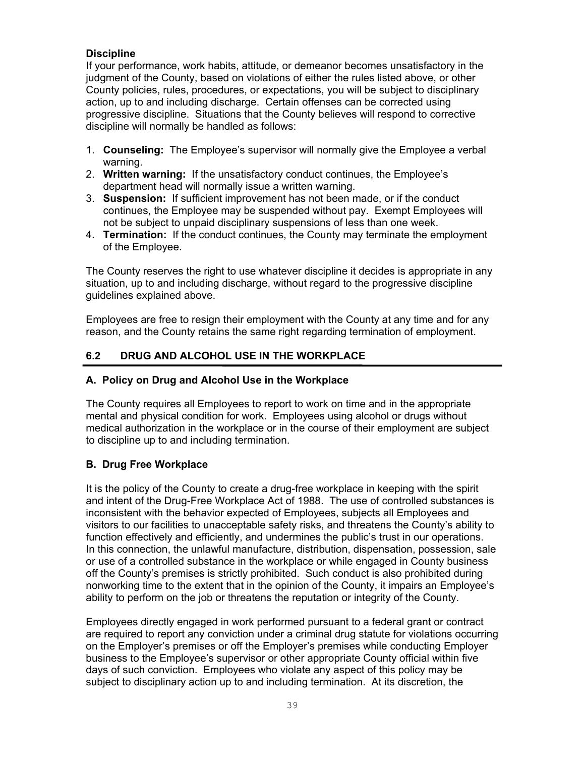**Discipline**

If your performance, work habits, attitude, or demeanor becomes unsatisfactory in the judgment of the County, based on violations of either the rules listed above, or other County policies, rules, procedures, or expectations, you will be subject to disciplinary action, up to and including discharge. Certain offenses can be corrected using progressive discipline. Situations that the County believes will respond to corrective discipline will normally be handled as follows:

1. **Counseling:** The Employee's supervisor will normally give the Employee a verbal warning.
2. **Written warning:** If the unsatisfactory conduct continues, the Employee's department head will normally issue a written warning.
3. **Suspension:** If sufficient improvement has not been made, or if the conduct continues, the Employee may be suspended without pay. Exempt Employees will not be subject to unpaid disciplinary suspensions of less than one week.
4. **Termination:** If the conduct continues, the County may terminate the employment of the Employee.

The County reserves the right to use whatever discipline it decides is appropriate in any situation, up to and including discharge, without regard to the progressive discipline guidelines explained above.

Employees are free to resign their employment with the County at any time and for any reason, and the County retains the same right regarding termination of employment.

## 6.2 DRUG AND ALCOHOL USE IN THE WORKPLACE

### A. Policy on Drug and Alcohol Use in the Workplace

The County requires all Employees to report to work on time and in the appropriate mental and physical condition for work. Employees using alcohol or drugs without medical authorization in the workplace or in the course of their employment are subject to discipline up to and including termination.

### B. Drug Free Workplace

It is the policy of the County to create a drug-free workplace in keeping with the spirit and intent of the Drug-Free Workplace Act of 1988. The use of controlled substances is inconsistent with the behavior expected of Employees, subjects all Employees and visitors to our facilities to unacceptable safety risks, and threatens the County's ability to function effectively and efficiently, and undermines the public's trust in our operations. In this connection, the unlawful manufacture, distribution, dispensation, possession, sale or use of a controlled substance in the workplace or while engaged in County business off the County's premises is strictly prohibited. Such conduct is also prohibited during nonworking time to the extent that in the opinion of the County, it impairs an Employee's ability to perform on the job or threatens the reputation or integrity of the County.

Employees directly engaged in work performed pursuant to a federal grant or contract are required to report any conviction under a criminal drug statute for violations occurring on the Employer's premises or off the Employer's premises while conducting Employer business to the Employee's supervisor or other appropriate County official within five days of such conviction. Employees who violate any aspect of this policy may be subject to disciplinary action up to and including termination. At its discretion, the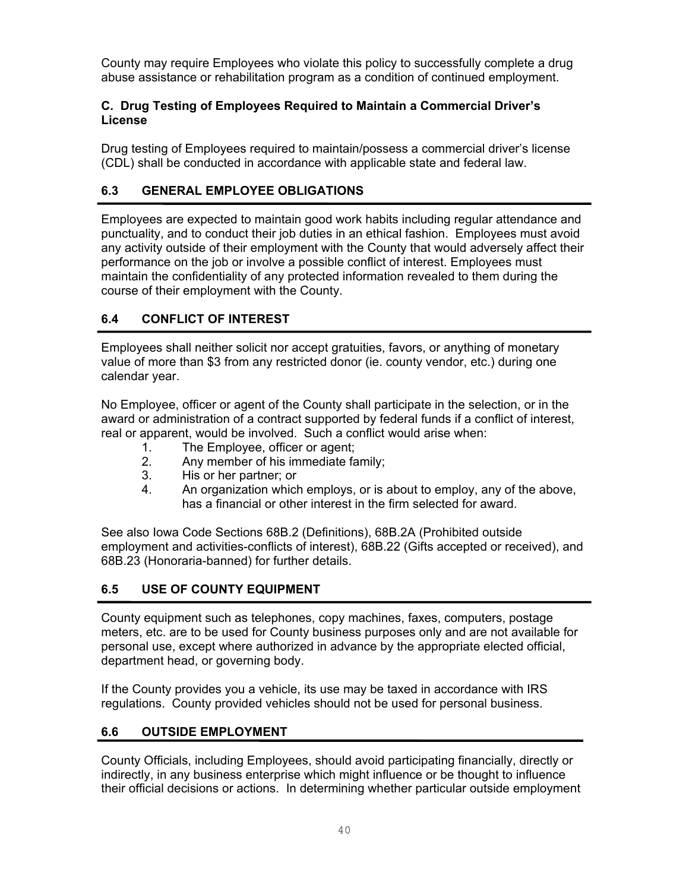County may require Employees who violate this policy to successfully complete a drug abuse assistance or rehabilitation program as a condition of continued employment.

**C. Drug Testing of Employees Required to Maintain a Commercial Driver's License**

Drug testing of Employees required to maintain/possess a commercial driver's license (CDL) shall be conducted in accordance with applicable state and federal law.

## 6.3 GENERAL EMPLOYEE OBLIGATIONS

Employees are expected to maintain good work habits including regular attendance and punctuality, and to conduct their job duties in an ethical fashion. Employees must avoid any activity outside of their employment with the County that would adversely affect their performance on the job or involve a possible conflict of interest. Employees must maintain the confidentiality of any protected information revealed to them during the course of their employment with the County.

## 6.4 CONFLICT OF INTEREST

Employees shall neither solicit nor accept gratuities, favors, or anything of monetary value of more than $3 from any restricted donor (ie. county vendor, etc.) during one calendar year.

No Employee, officer or agent of the County shall participate in the selection, or in the award or administration of a contract supported by federal funds if a conflict of interest, real or apparent, would be involved. Such a conflict would arise when:

1. The Employee, officer or agent;
2. Any member of his immediate family;
3. His or her partner; or
4. An organization which employs, or is about to employ, any of the above, has a financial or other interest in the firm selected for award.

See also Iowa Code Sections 68B.2 (Definitions), 68B.2A (Prohibited outside employment and activities-conflicts of interest), 68B.22 (Gifts accepted or received), and 68B.23 (Honoraria-banned) for further details.

## 6.5 USE OF COUNTY EQUIPMENT

County equipment such as telephones, copy machines, faxes, computers, postage meters, etc. are to be used for County business purposes only and are not available for personal use, except where authorized in advance by the appropriate elected official, department head, or governing body.

If the County provides you a vehicle, its use may be taxed in accordance with IRS regulations. County provided vehicles should not be used for personal business.

## 6.6 OUTSIDE EMPLOYMENT

County Officials, including Employees, should avoid participating financially, directly or indirectly, in any business enterprise which might influence or be thought to influence their official decisions or actions. In determining whether particular outside employment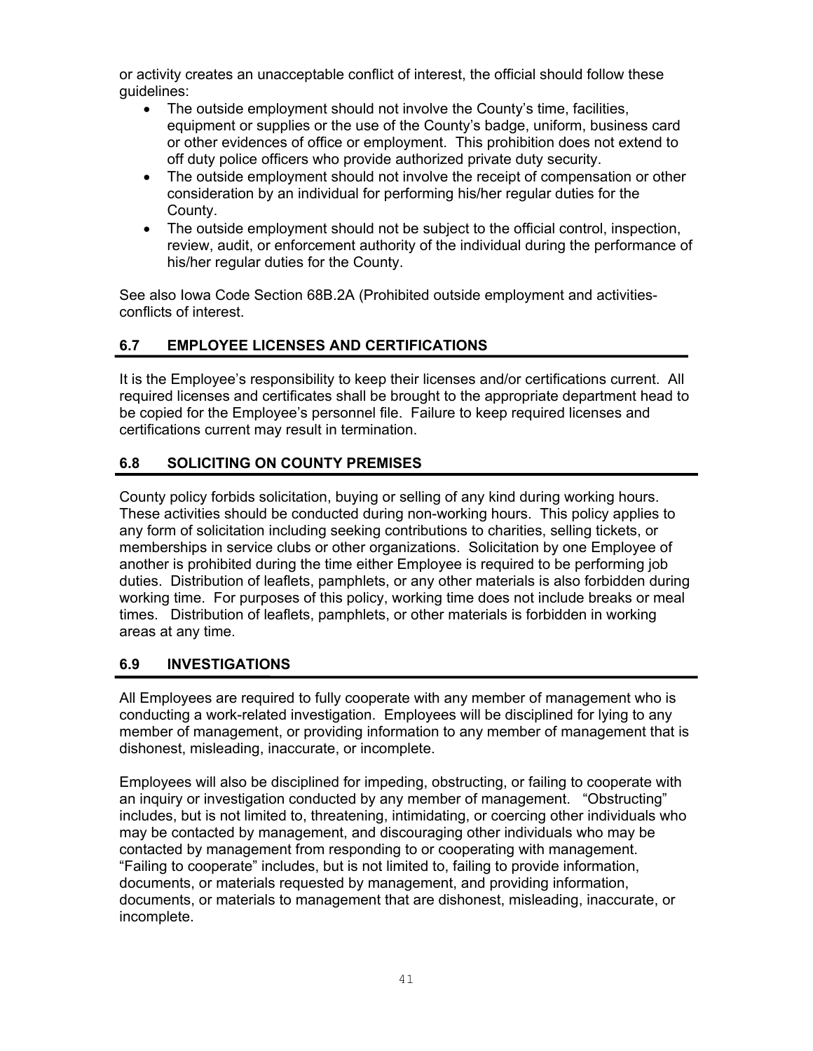or activity creates an unacceptable conflict of interest, the official should follow these guidelines:

- The outside employment should not involve the County's time, facilities, equipment or supplies or the use of the County's badge, uniform, business card or other evidences of office or employment. This prohibition does not extend to off duty police officers who provide authorized private duty security.
- The outside employment should not involve the receipt of compensation or other consideration by an individual for performing his/her regular duties for the County.
- The outside employment should not be subject to the official control, inspection, review, audit, or enforcement authority of the individual during the performance of his/her regular duties for the County.

See also Iowa Code Section 68B.2A (Prohibited outside employment and activities-conflicts of interest.

## 6.7 EMPLOYEE LICENSES AND CERTIFICATIONS

It is the Employee's responsibility to keep their licenses and/or certifications current. All required licenses and certificates shall be brought to the appropriate department head to be copied for the Employee's personnel file. Failure to keep required licenses and certifications current may result in termination.

## 6.8 SOLICITING ON COUNTY PREMISES

County policy forbids solicitation, buying or selling of any kind during working hours. These activities should be conducted during non-working hours. This policy applies to any form of solicitation including seeking contributions to charities, selling tickets, or memberships in service clubs or other organizations. Solicitation by one Employee of another is prohibited during the time either Employee is required to be performing job duties. Distribution of leaflets, pamphlets, or any other materials is also forbidden during working time. For purposes of this policy, working time does not include breaks or meal times. Distribution of leaflets, pamphlets, or other materials is forbidden in working areas at any time.

## 6.9 INVESTIGATIONS

All Employees are required to fully cooperate with any member of management who is conducting a work-related investigation. Employees will be disciplined for lying to any member of management, or providing information to any member of management that is dishonest, misleading, inaccurate, or incomplete.

Employees will also be disciplined for impeding, obstructing, or failing to cooperate with an inquiry or investigation conducted by any member of management. "Obstructing" includes, but is not limited to, threatening, intimidating, or coercing other individuals who may be contacted by management, and discouraging other individuals who may be contacted by management from responding to or cooperating with management. "Failing to cooperate" includes, but is not limited to, failing to provide information, documents, or materials requested by management, and providing information, documents, or materials to management that are dishonest, misleading, inaccurate, or incomplete.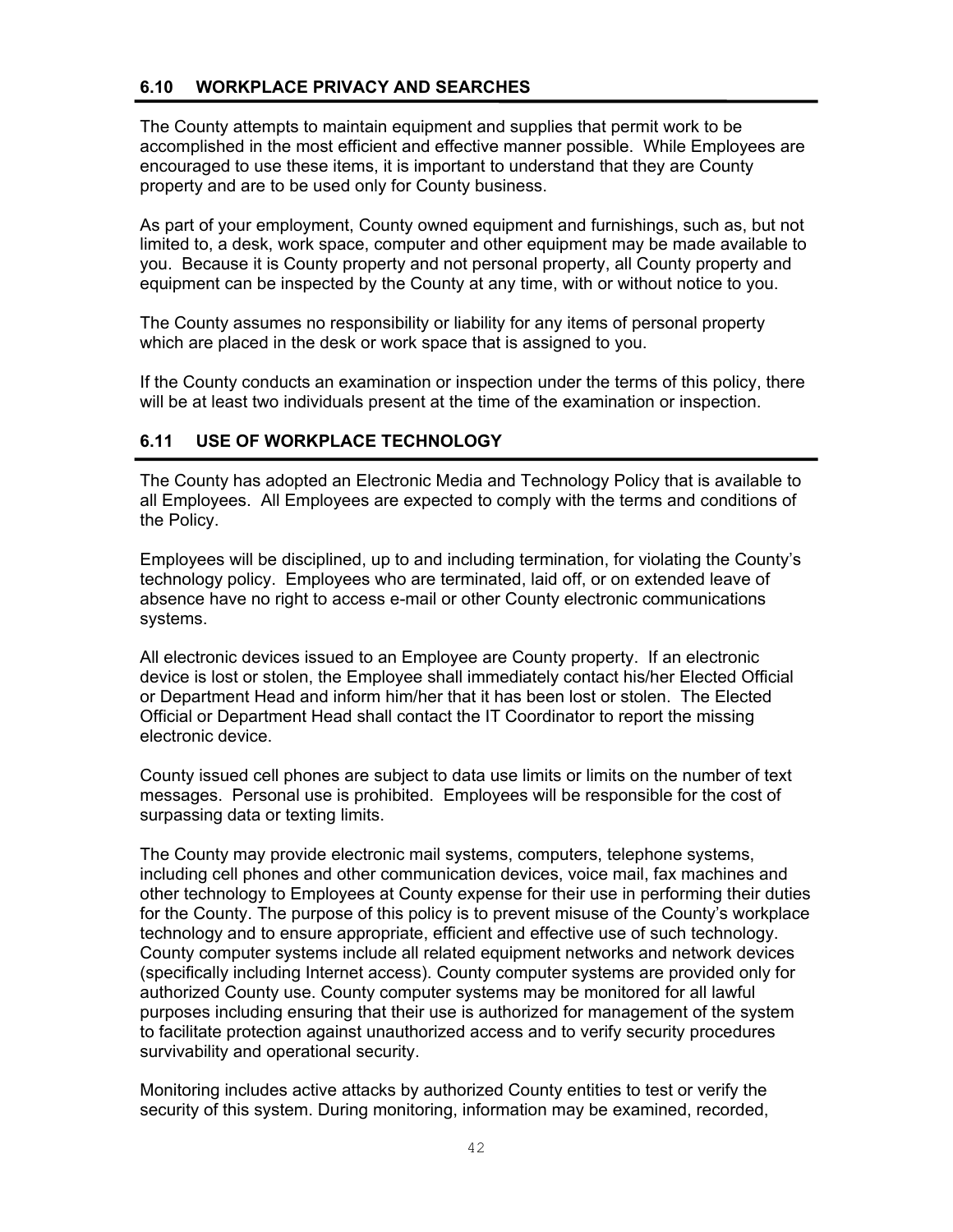## 6.10 WORKPLACE PRIVACY AND SEARCHES

The County attempts to maintain equipment and supplies that permit work to be accomplished in the most efficient and effective manner possible. While Employees are encouraged to use these items, it is important to understand that they are County property and are to be used only for County business.

As part of your employment, County owned equipment and furnishings, such as, but not limited to, a desk, work space, computer and other equipment may be made available to you. Because it is County property and not personal property, all County property and equipment can be inspected by the County at any time, with or without notice to you.

The County assumes no responsibility or liability for any items of personal property which are placed in the desk or work space that is assigned to you.

If the County conducts an examination or inspection under the terms of this policy, there will be at least two individuals present at the time of the examination or inspection.

## 6.11 USE OF WORKPLACE TECHNOLOGY

The County has adopted an Electronic Media and Technology Policy that is available to all Employees. All Employees are expected to comply with the terms and conditions of the Policy.

Employees will be disciplined, up to and including termination, for violating the County's technology policy. Employees who are terminated, laid off, or on extended leave of absence have no right to access e-mail or other County electronic communications systems.

All electronic devices issued to an Employee are County property. If an electronic device is lost or stolen, the Employee shall immediately contact his/her Elected Official or Department Head and inform him/her that it has been lost or stolen. The Elected Official or Department Head shall contact the IT Coordinator to report the missing electronic device.

County issued cell phones are subject to data use limits or limits on the number of text messages. Personal use is prohibited. Employees will be responsible for the cost of surpassing data or texting limits.

The County may provide electronic mail systems, computers, telephone systems, including cell phones and other communication devices, voice mail, fax machines and other technology to Employees at County expense for their use in performing their duties for the County. The purpose of this policy is to prevent misuse of the County's workplace technology and to ensure appropriate, efficient and effective use of such technology. County computer systems include all related equipment networks and network devices (specifically including Internet access). County computer systems are provided only for authorized County use. County computer systems may be monitored for all lawful purposes including ensuring that their use is authorized for management of the system to facilitate protection against unauthorized access and to verify security procedures survivability and operational security.

Monitoring includes active attacks by authorized County entities to test or verify the security of this system. During monitoring, information may be examined, recorded,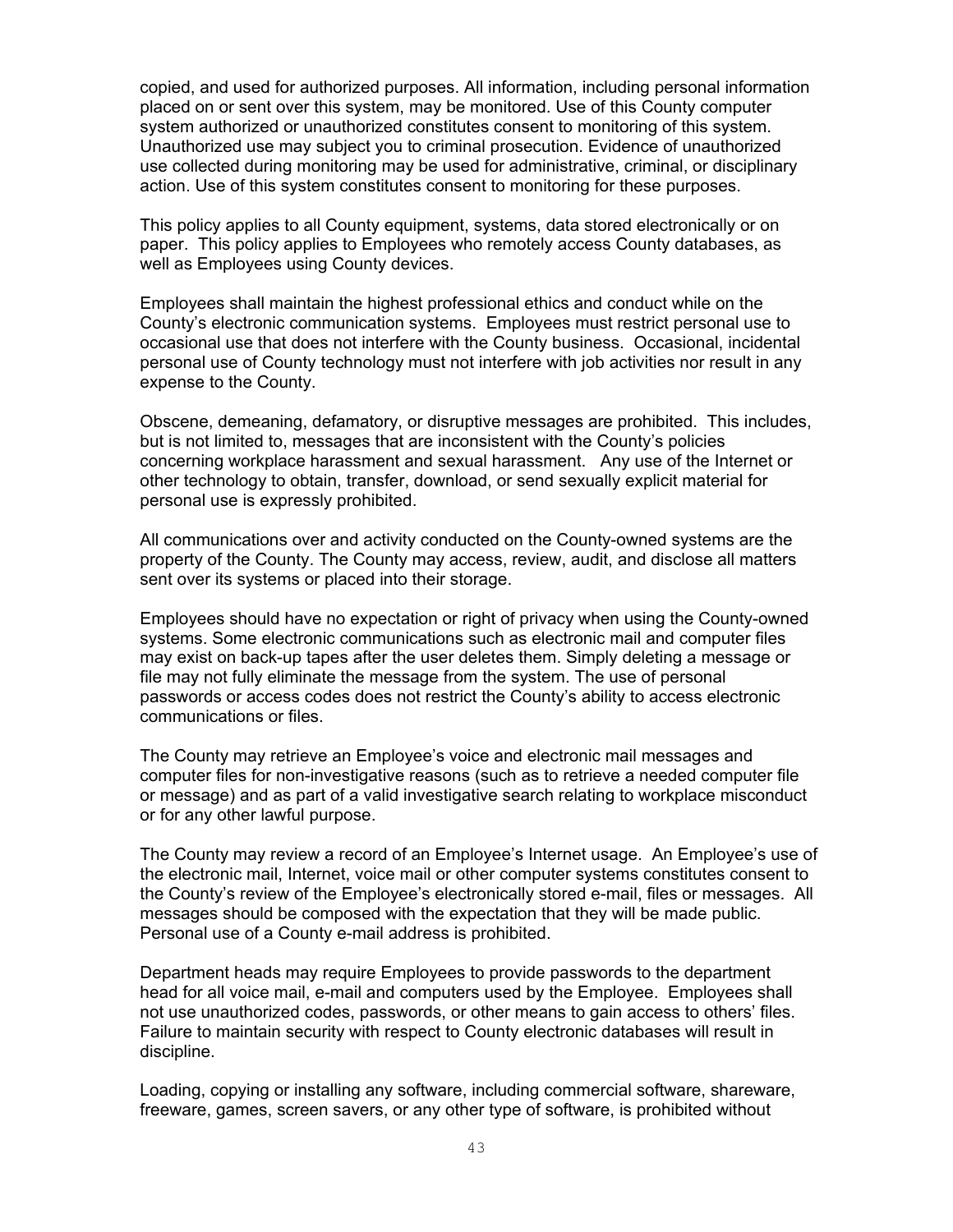copied, and used for authorized purposes. All information, including personal information placed on or sent over this system, may be monitored. Use of this County computer system authorized or unauthorized constitutes consent to monitoring of this system. Unauthorized use may subject you to criminal prosecution. Evidence of unauthorized use collected during monitoring may be used for administrative, criminal, or disciplinary action. Use of this system constitutes consent to monitoring for these purposes.

This policy applies to all County equipment, systems, data stored electronically or on paper. This policy applies to Employees who remotely access County databases, as well as Employees using County devices.

Employees shall maintain the highest professional ethics and conduct while on the County's electronic communication systems. Employees must restrict personal use to occasional use that does not interfere with the County business. Occasional, incidental personal use of County technology must not interfere with job activities nor result in any expense to the County.

Obscene, demeaning, defamatory, or disruptive messages are prohibited. This includes, but is not limited to, messages that are inconsistent with the County's policies concerning workplace harassment and sexual harassment. Any use of the Internet or other technology to obtain, transfer, download, or send sexually explicit material for personal use is expressly prohibited.

All communications over and activity conducted on the County-owned systems are the property of the County. The County may access, review, audit, and disclose all matters sent over its systems or placed into their storage.

Employees should have no expectation or right of privacy when using the County-owned systems. Some electronic communications such as electronic mail and computer files may exist on back-up tapes after the user deletes them. Simply deleting a message or file may not fully eliminate the message from the system. The use of personal passwords or access codes does not restrict the County's ability to access electronic communications or files.

The County may retrieve an Employee's voice and electronic mail messages and computer files for non-investigative reasons (such as to retrieve a needed computer file or message) and as part of a valid investigative search relating to workplace misconduct or for any other lawful purpose.

The County may review a record of an Employee's Internet usage. An Employee's use of the electronic mail, Internet, voice mail or other computer systems constitutes consent to the County's review of the Employee's electronically stored e-mail, files or messages. All messages should be composed with the expectation that they will be made public. Personal use of a County e-mail address is prohibited.

Department heads may require Employees to provide passwords to the department head for all voice mail, e-mail and computers used by the Employee. Employees shall not use unauthorized codes, passwords, or other means to gain access to others' files. Failure to maintain security with respect to County electronic databases will result in discipline.

Loading, copying or installing any software, including commercial software, shareware, freeware, games, screen savers, or any other type of software, is prohibited without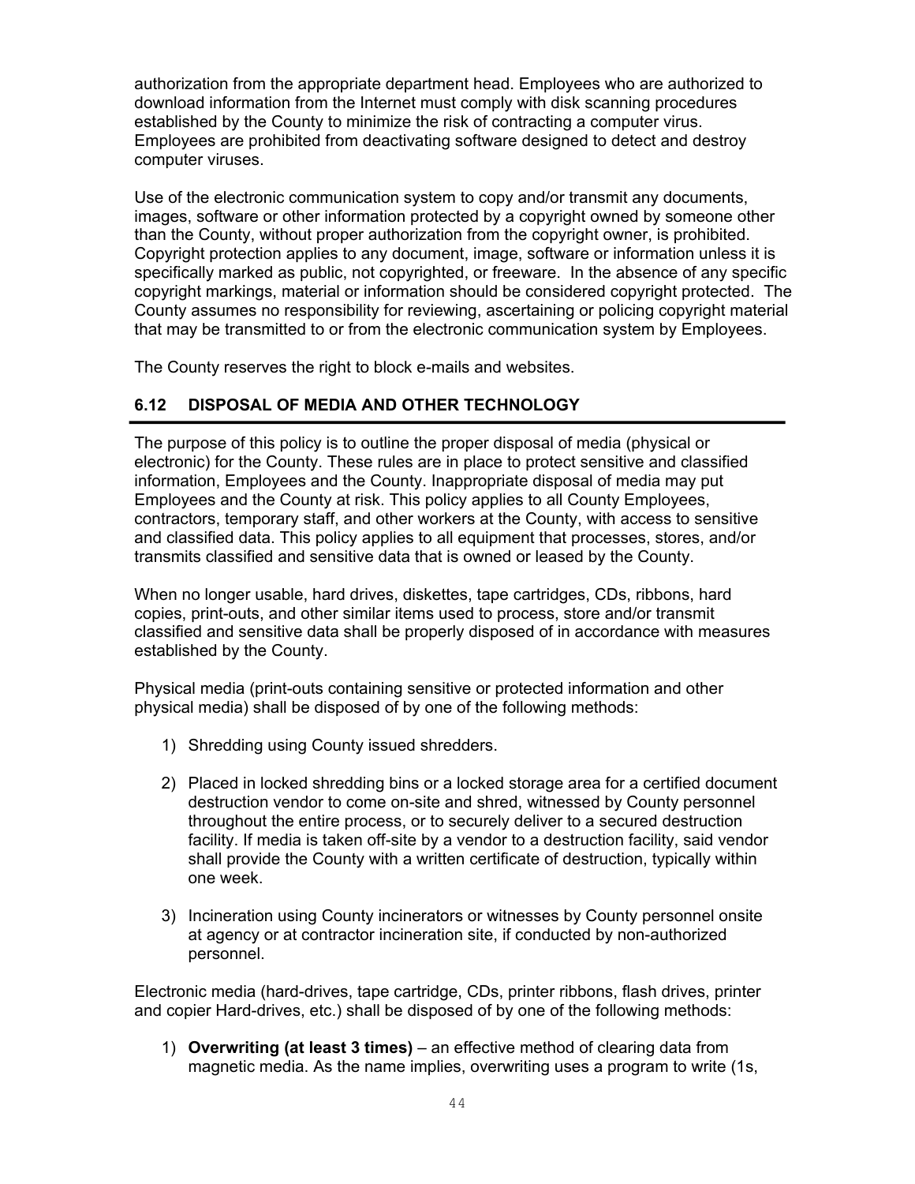authorization from the appropriate department head. Employees who are authorized to download information from the Internet must comply with disk scanning procedures established by the County to minimize the risk of contracting a computer virus. Employees are prohibited from deactivating software designed to detect and destroy computer viruses.

Use of the electronic communication system to copy and/or transmit any documents, images, software or other information protected by a copyright owned by someone other than the County, without proper authorization from the copyright owner, is prohibited. Copyright protection applies to any document, image, software or information unless it is specifically marked as public, not copyrighted, or freeware. In the absence of any specific copyright markings, material or information should be considered copyright protected. The County assumes no responsibility for reviewing, ascertaining or policing copyright material that may be transmitted to or from the electronic communication system by Employees.

The County reserves the right to block e-mails and websites.

## 6.12 DISPOSAL OF MEDIA AND OTHER TECHNOLOGY

The purpose of this policy is to outline the proper disposal of media (physical or electronic) for the County. These rules are in place to protect sensitive and classified information, Employees and the County. Inappropriate disposal of media may put Employees and the County at risk. This policy applies to all County Employees, contractors, temporary staff, and other workers at the County, with access to sensitive and classified data. This policy applies to all equipment that processes, stores, and/or transmits classified and sensitive data that is owned or leased by the County.

When no longer usable, hard drives, diskettes, tape cartridges, CDs, ribbons, hard copies, print-outs, and other similar items used to process, store and/or transmit classified and sensitive data shall be properly disposed of in accordance with measures established by the County.

Physical media (print-outs containing sensitive or protected information and other physical media) shall be disposed of by one of the following methods:

1) Shredding using County issued shredders.

2) Placed in locked shredding bins or a locked storage area for a certified document destruction vendor to come on-site and shred, witnessed by County personnel throughout the entire process, or to securely deliver to a secured destruction facility. If media is taken off-site by a vendor to a destruction facility, said vendor shall provide the County with a written certificate of destruction, typically within one week.

3) Incineration using County incinerators or witnesses by County personnel onsite at agency or at contractor incineration site, if conducted by non-authorized personnel.

Electronic media (hard-drives, tape cartridge, CDs, printer ribbons, flash drives, printer and copier Hard-drives, etc.) shall be disposed of by one of the following methods:

1) **Overwriting (at least 3 times)** – an effective method of clearing data from magnetic media. As the name implies, overwriting uses a program to write (1s,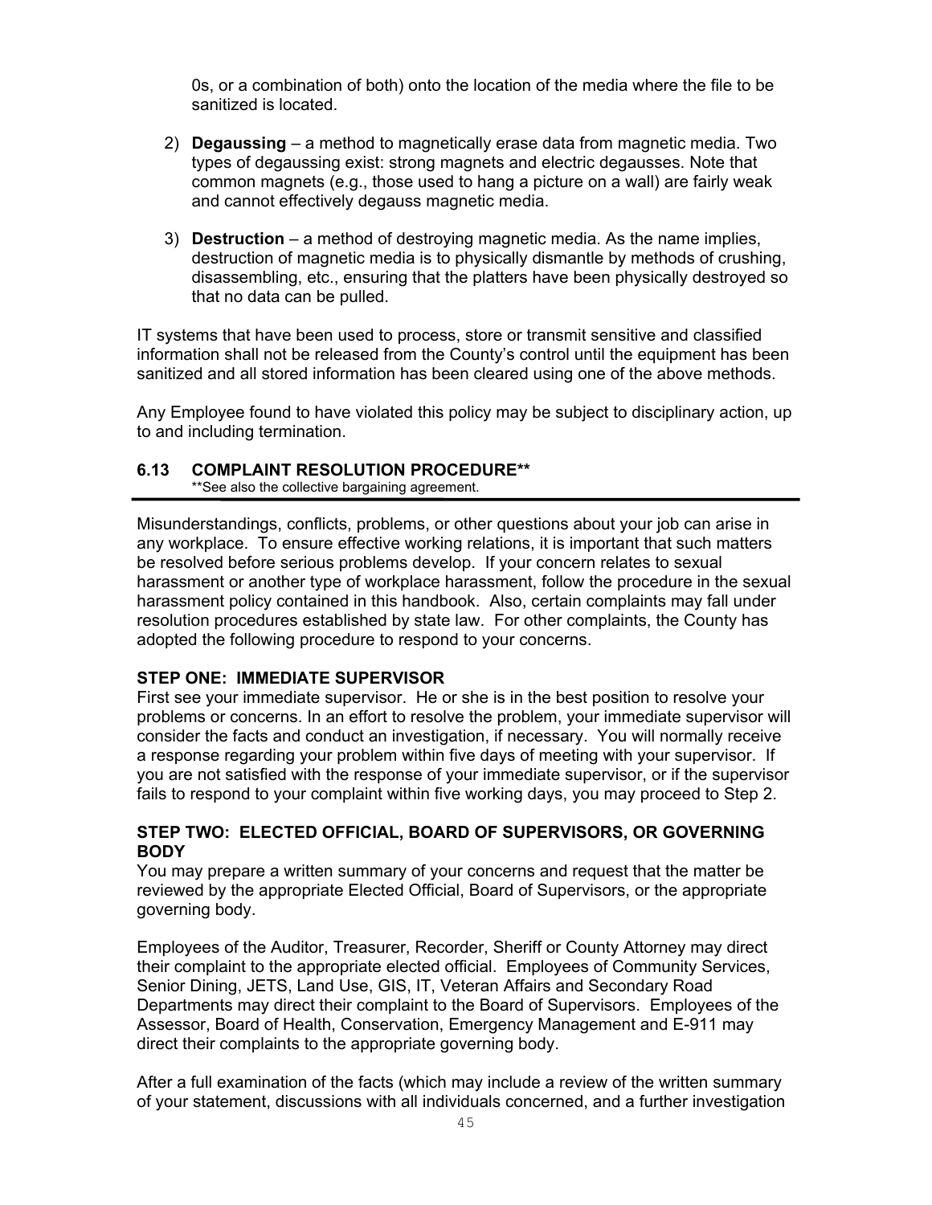0s, or a combination of both) onto the location of the media where the file to be sanitized is located.

2) **Degaussing** – a method to magnetically erase data from magnetic media. Two types of degaussing exist: strong magnets and electric degausses. Note that common magnets (e.g., those used to hang a picture on a wall) are fairly weak and cannot effectively degauss magnetic media.

3) **Destruction** – a method of destroying magnetic media. As the name implies, destruction of magnetic media is to physically dismantle by methods of crushing, disassembling, etc., ensuring that the platters have been physically destroyed so that no data can be pulled.

IT systems that have been used to process, store or transmit sensitive and classified information shall not be released from the County's control until the equipment has been sanitized and all stored information has been cleared using one of the above methods.

Any Employee found to have violated this policy may be subject to disciplinary action, up to and including termination.

## 6.13 COMPLAINT RESOLUTION PROCEDURE**

**See also the collective bargaining agreement.

Misunderstandings, conflicts, problems, or other questions about your job can arise in any workplace. To ensure effective working relations, it is important that such matters be resolved before serious problems develop. If your concern relates to sexual harassment or another type of workplace harassment, follow the procedure in the sexual harassment policy contained in this handbook. Also, certain complaints may fall under resolution procedures established by state law. For other complaints, the County has adopted the following procedure to respond to your concerns.

### STEP ONE: IMMEDIATE SUPERVISOR

First see your immediate supervisor. He or she is in the best position to resolve your problems or concerns. In an effort to resolve the problem, your immediate supervisor will consider the facts and conduct an investigation, if necessary. You will normally receive a response regarding your problem within five days of meeting with your supervisor. If you are not satisfied with the response of your immediate supervisor, or if the supervisor fails to respond to your complaint within five working days, you may proceed to Step 2.

### STEP TWO: ELECTED OFFICIAL, BOARD OF SUPERVISORS, OR GOVERNING BODY

You may prepare a written summary of your concerns and request that the matter be reviewed by the appropriate Elected Official, Board of Supervisors, or the appropriate governing body.

Employees of the Auditor, Treasurer, Recorder, Sheriff or County Attorney may direct their complaint to the appropriate elected official. Employees of Community Services, Senior Dining, JETS, Land Use, GIS, IT, Veteran Affairs and Secondary Road Departments may direct their complaint to the Board of Supervisors. Employees of the Assessor, Board of Health, Conservation, Emergency Management and E-911 may direct their complaints to the appropriate governing body.

After a full examination of the facts (which may include a review of the written summary of your statement, discussions with all individuals concerned, and a further investigation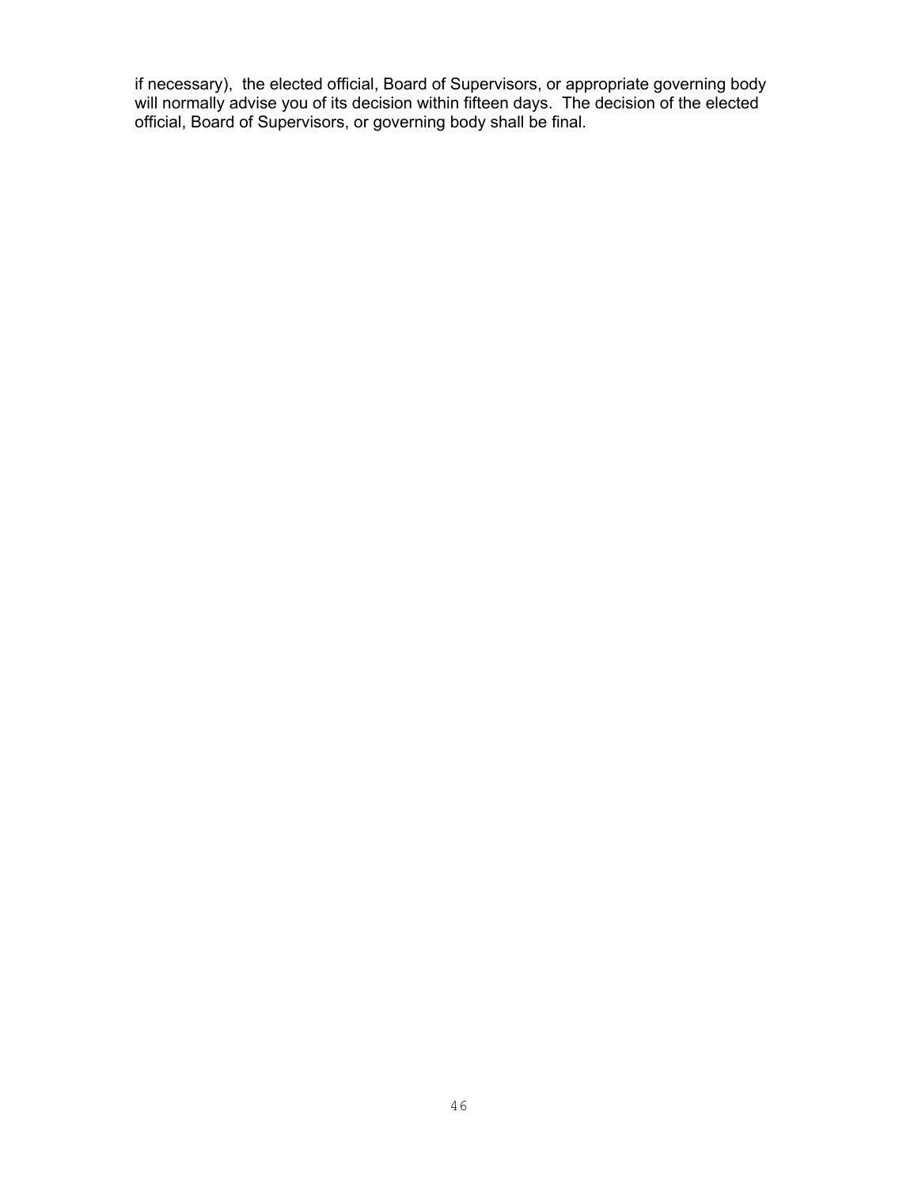if necessary), the elected official, Board of Supervisors, or appropriate governing body will normally advise you of its decision within fifteen days. The decision of the elected official, Board of Supervisors, or governing body shall be final.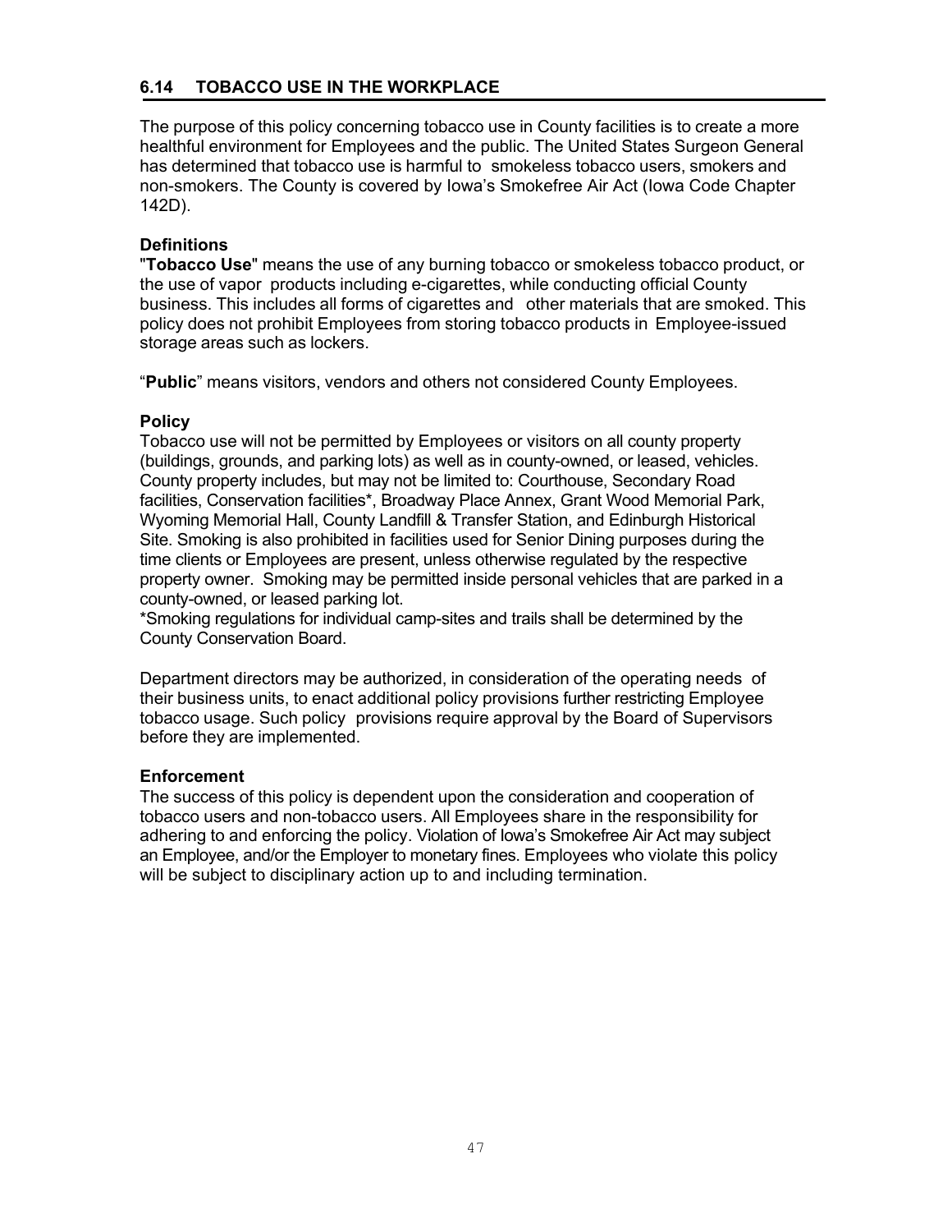## 6.14 TOBACCO USE IN THE WORKPLACE

The purpose of this policy concerning tobacco use in County facilities is to create a more healthful environment for Employees and the public. The United States Surgeon General has determined that tobacco use is harmful to smokeless tobacco users, smokers and non-smokers. The County is covered by Iowa's Smokefree Air Act (Iowa Code Chapter 142D).

### Definitions

"**Tobacco Use**" means the use of any burning tobacco or smokeless tobacco product, or the use of vapor products including e-cigarettes, while conducting official County business. This includes all forms of cigarettes and other materials that are smoked. This policy does not prohibit Employees from storing tobacco products in Employee-issued storage areas such as lockers.

"**Public**" means visitors, vendors and others not considered County Employees.

### Policy

Tobacco use will not be permitted by Employees or visitors on all county property (buildings, grounds, and parking lots) as well as in county-owned, or leased, vehicles. County property includes, but may not be limited to: Courthouse, Secondary Road facilities, Conservation facilities*, Broadway Place Annex, Grant Wood Memorial Park, Wyoming Memorial Hall, County Landfill & Transfer Station, and Edinburgh Historical Site. Smoking is also prohibited in facilities used for Senior Dining purposes during the time clients or Employees are present, unless otherwise regulated by the respective property owner. Smoking may be permitted inside personal vehicles that are parked in a county-owned, or leased parking lot.

*Smoking regulations for individual camp-sites and trails shall be determined by the County Conservation Board.

Department directors may be authorized, in consideration of the operating needs of their business units, to enact additional policy provisions further restricting Employee tobacco usage. Such policy provisions require approval by the Board of Supervisors before they are implemented.

### Enforcement

The success of this policy is dependent upon the consideration and cooperation of tobacco users and non-tobacco users. All Employees share in the responsibility for adhering to and enforcing the policy. Violation of Iowa's Smokefree Air Act may subject an Employee, and/or the Employer to monetary fines. Employees who violate this policy will be subject to disciplinary action up to and including termination.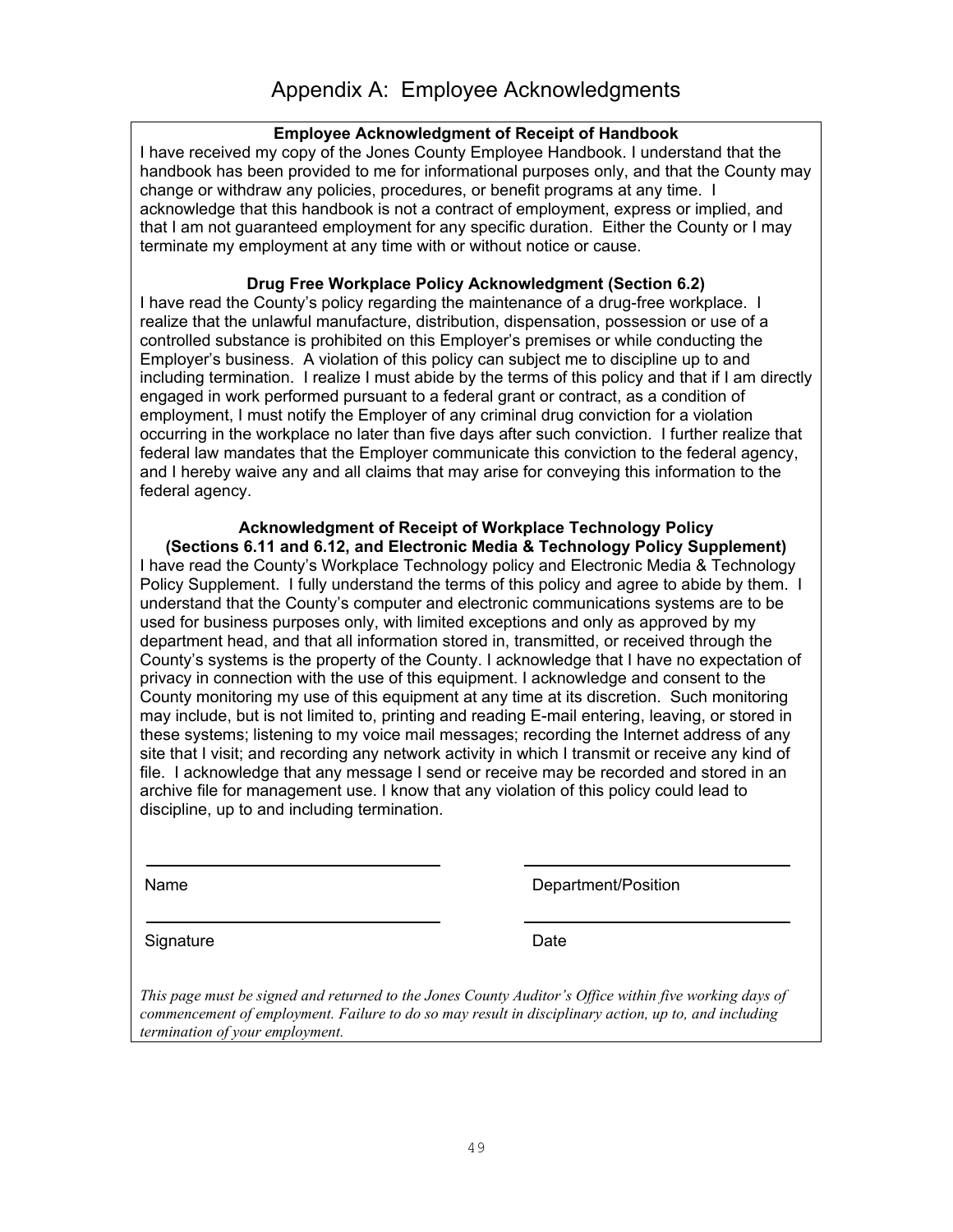# Appendix A: Employee Acknowledgments

**Employee Acknowledgment of Receipt of Handbook**

I have received my copy of the Jones County Employee Handbook. I understand that the handbook has been provided to me for informational purposes only, and that the County may change or withdraw any policies, procedures, or benefit programs at any time. I acknowledge that this handbook is not a contract of employment, express or implied, and that I am not guaranteed employment for any specific duration. Either the County or I may terminate my employment at any time with or without notice or cause.

**Drug Free Workplace Policy Acknowledgment (Section 6.2)**

I have read the County's policy regarding the maintenance of a drug-free workplace. I realize that the unlawful manufacture, distribution, dispensation, possession or use of a controlled substance is prohibited on this Employer's premises or while conducting the Employer's business. A violation of this policy can subject me to discipline up to and including termination. I realize I must abide by the terms of this policy and that if I am directly engaged in work performed pursuant to a federal grant or contract, as a condition of employment, I must notify the Employer of any criminal drug conviction for a violation occurring in the workplace no later than five days after such conviction. I further realize that federal law mandates that the Employer communicate this conviction to the federal agency, and I hereby waive any and all claims that may arise for conveying this information to the federal agency.

**Acknowledgment of Receipt of Workplace Technology Policy (Sections 6.11 and 6.12, and Electronic Media & Technology Policy Supplement)**

I have read the County's Workplace Technology policy and Electronic Media & Technology Policy Supplement. I fully understand the terms of this policy and agree to abide by them. I understand that the County's computer and electronic communications systems are to be used for business purposes only, with limited exceptions and only as approved by my department head, and that all information stored in, transmitted, or received through the County's systems is the property of the County. I acknowledge that I have no expectation of privacy in connection with the use of this equipment. I acknowledge and consent to the County monitoring my use of this equipment at any time at its discretion. Such monitoring may include, but is not limited to, printing and reading E-mail entering, leaving, or stored in these systems; listening to my voice mail messages; recording the Internet address of any site that I visit; and recording any network activity in which I transmit or receive any kind of file. I acknowledge that any message I send or receive may be recorded and stored in an archive file for management use. I know that any violation of this policy could lead to discipline, up to and including termination.

______________________________ ______________________________

Name Department/Position

______________________________ ______________________________

Signature Date

*This page must be signed and returned to the Jones County Auditor's Office within five working days of commencement of employment. Failure to do so may result in disciplinary action, up to, and including termination of your employment.*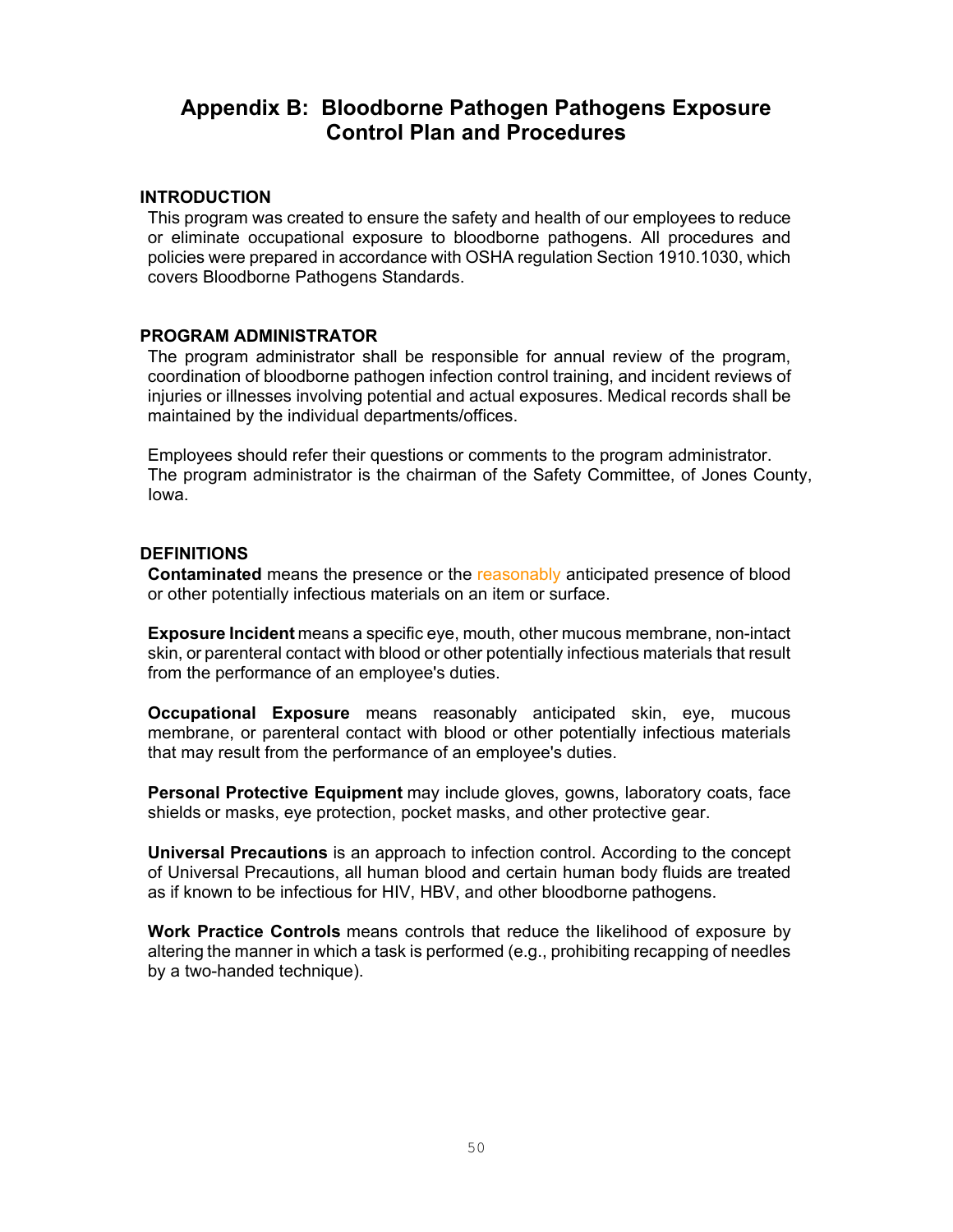# Appendix B: Bloodborne Pathogen Pathogens Exposure Control Plan and Procedures

## INTRODUCTION

This program was created to ensure the safety and health of our employees to reduce or eliminate occupational exposure to bloodborne pathogens. All procedures and policies were prepared in accordance with OSHA regulation Section 1910.1030, which covers Bloodborne Pathogens Standards.

## PROGRAM ADMINISTRATOR

The program administrator shall be responsible for annual review of the program, coordination of bloodborne pathogen infection control training, and incident reviews of injuries or illnesses involving potential and actual exposures. Medical records shall be maintained by the individual departments/offices.

Employees should refer their questions or comments to the program administrator. The program administrator is the chairman of the Safety Committee, of Jones County, Iowa.

## DEFINITIONS

**Contaminated** means the presence or the reasonably anticipated presence of blood or other potentially infectious materials on an item or surface.

**Exposure Incident** means a specific eye, mouth, other mucous membrane, non-intact skin, or parenteral contact with blood or other potentially infectious materials that result from the performance of an employee's duties.

**Occupational Exposure** means reasonably anticipated skin, eye, mucous membrane, or parenteral contact with blood or other potentially infectious materials that may result from the performance of an employee's duties.

**Personal Protective Equipment** may include gloves, gowns, laboratory coats, face shields or masks, eye protection, pocket masks, and other protective gear.

**Universal Precautions** is an approach to infection control. According to the concept of Universal Precautions, all human blood and certain human body fluids are treated as if known to be infectious for HIV, HBV, and other bloodborne pathogens.

**Work Practice Controls** means controls that reduce the likelihood of exposure by altering the manner in which a task is performed (e.g., prohibiting recapping of needles by a two-handed technique).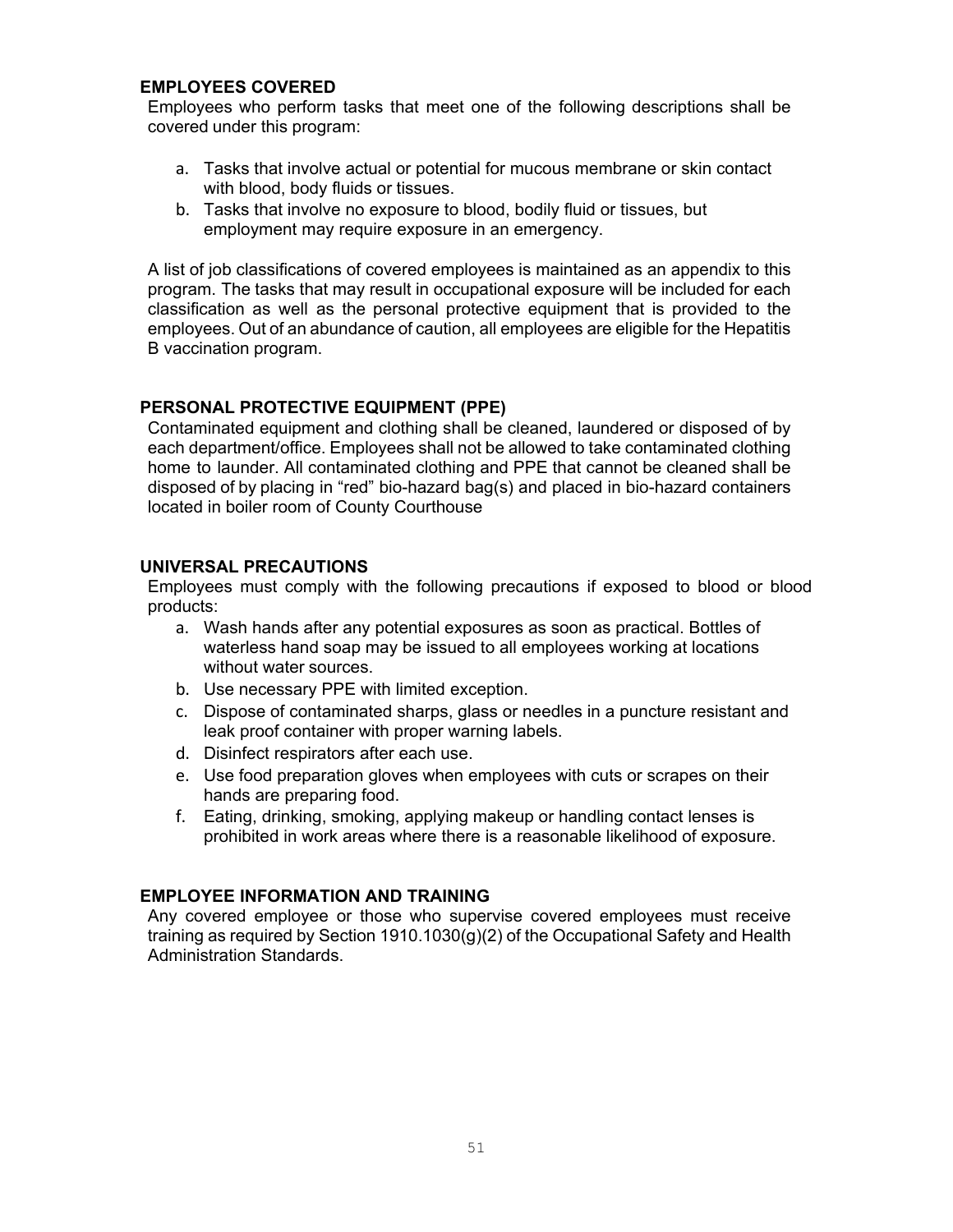## EMPLOYEES COVERED

Employees who perform tasks that meet one of the following descriptions shall be covered under this program:

a. Tasks that involve actual or potential for mucous membrane or skin contact with blood, body fluids or tissues.
b. Tasks that involve no exposure to blood, bodily fluid or tissues, but employment may require exposure in an emergency.

A list of job classifications of covered employees is maintained as an appendix to this program. The tasks that may result in occupational exposure will be included for each classification as well as the personal protective equipment that is provided to the employees. Out of an abundance of caution, all employees are eligible for the Hepatitis B vaccination program.

## PERSONAL PROTECTIVE EQUIPMENT (PPE)

Contaminated equipment and clothing shall be cleaned, laundered or disposed of by each department/office. Employees shall not be allowed to take contaminated clothing home to launder. All contaminated clothing and PPE that cannot be cleaned shall be disposed of by placing in "red" bio-hazard bag(s) and placed in bio-hazard containers located in boiler room of County Courthouse

## UNIVERSAL PRECAUTIONS

Employees must comply with the following precautions if exposed to blood or blood products:

a. Wash hands after any potential exposures as soon as practical. Bottles of waterless hand soap may be issued to all employees working at locations without water sources.
b. Use necessary PPE with limited exception.
c. Dispose of contaminated sharps, glass or needles in a puncture resistant and leak proof container with proper warning labels.
d. Disinfect respirators after each use.
e. Use food preparation gloves when employees with cuts or scrapes on their hands are preparing food.
f. Eating, drinking, smoking, applying makeup or handling contact lenses is prohibited in work areas where there is a reasonable likelihood of exposure.

## EMPLOYEE INFORMATION AND TRAINING

Any covered employee or those who supervise covered employees must receive training as required by Section 1910.1030(g)(2) of the Occupational Safety and Health Administration Standards.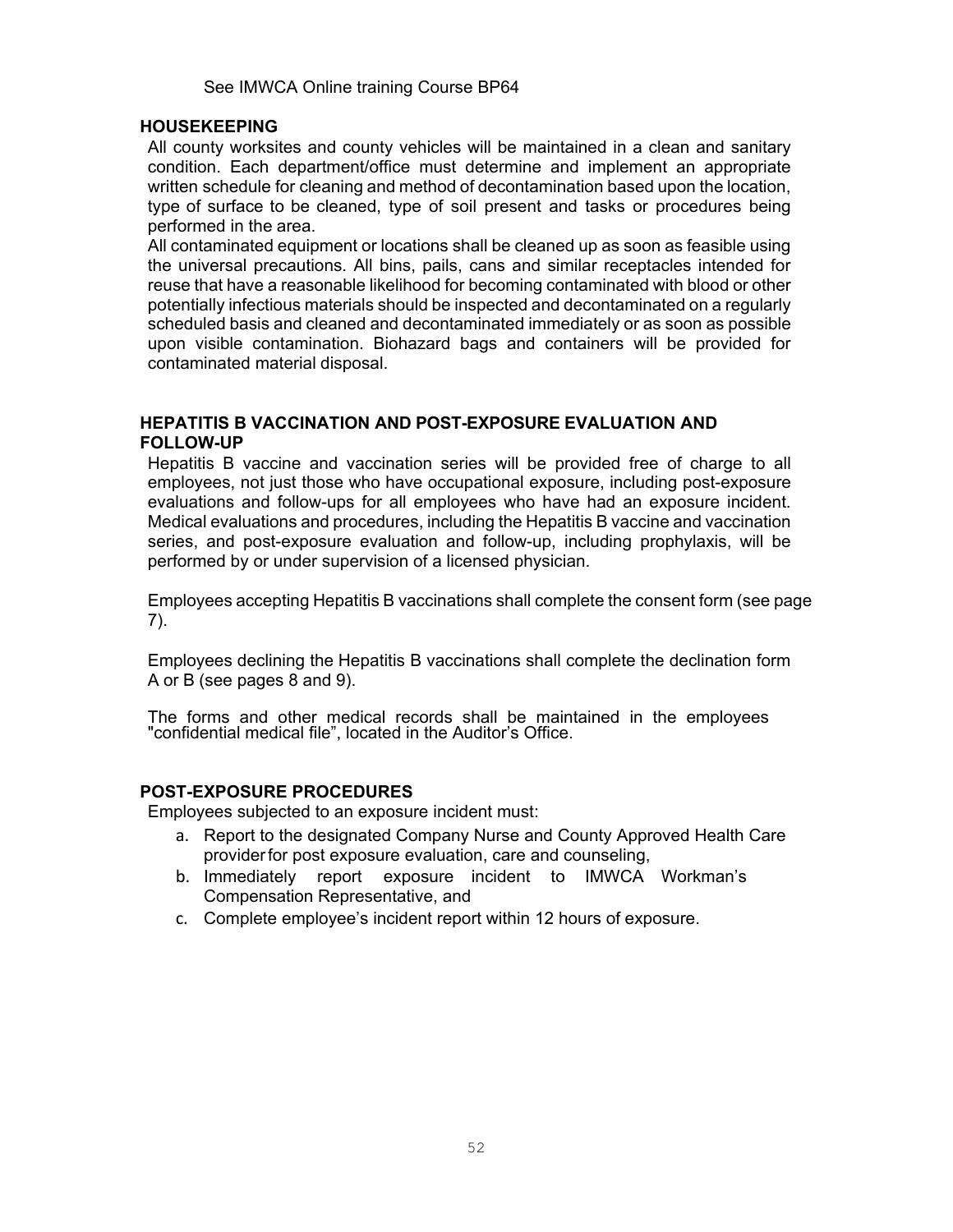See IMWCA Online training Course BP64

## HOUSEKEEPING

All county worksites and county vehicles will be maintained in a clean and sanitary condition. Each department/office must determine and implement an appropriate written schedule for cleaning and method of decontamination based upon the location, type of surface to be cleaned, type of soil present and tasks or procedures being performed in the area.

All contaminated equipment or locations shall be cleaned up as soon as feasible using the universal precautions. All bins, pails, cans and similar receptacles intended for reuse that have a reasonable likelihood for becoming contaminated with blood or other potentially infectious materials should be inspected and decontaminated on a regularly scheduled basis and cleaned and decontaminated immediately or as soon as possible upon visible contamination. Biohazard bags and containers will be provided for contaminated material disposal.

## HEPATITIS B VACCINATION AND POST-EXPOSURE EVALUATION AND FOLLOW-UP

Hepatitis B vaccine and vaccination series will be provided free of charge to all employees, not just those who have occupational exposure, including post-exposure evaluations and follow-ups for all employees who have had an exposure incident. Medical evaluations and procedures, including the Hepatitis B vaccine and vaccination series, and post-exposure evaluation and follow-up, including prophylaxis, will be performed by or under supervision of a licensed physician.

Employees accepting Hepatitis B vaccinations shall complete the consent form (see page 7).

Employees declining the Hepatitis B vaccinations shall complete the declination form A or B (see pages 8 and 9).

The forms and other medical records shall be maintained in the employees "confidential medical file", located in the Auditor's Office.

## POST-EXPOSURE PROCEDURES

Employees subjected to an exposure incident must:

a. Report to the designated Company Nurse and County Approved Health Care provider for post exposure evaluation, care and counseling,
b. Immediately report exposure incident to IMWCA Workman's Compensation Representative, and
c. Complete employee's incident report within 12 hours of exposure.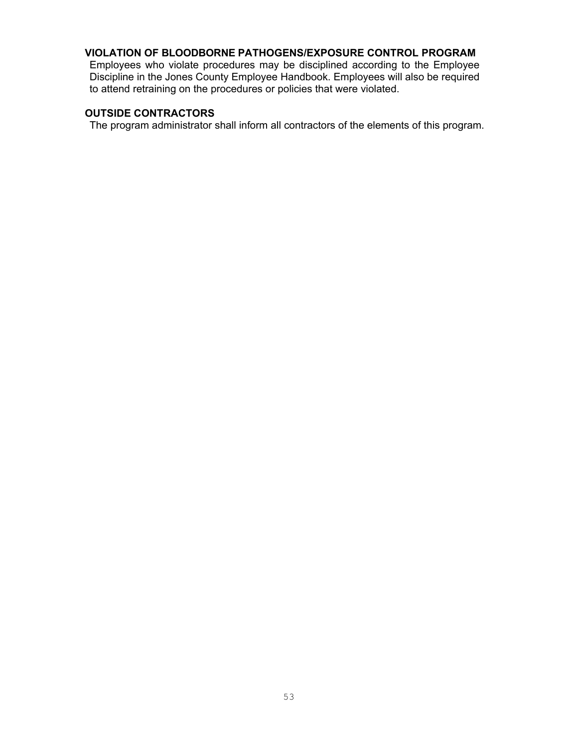## VIOLATION OF BLOODBORNE PATHOGENS/EXPOSURE CONTROL PROGRAM

Employees who violate procedures may be disciplined according to the Employee Discipline in the Jones County Employee Handbook. Employees will also be required to attend retraining on the procedures or policies that were violated.

## OUTSIDE CONTRACTORS

The program administrator shall inform all contractors of the elements of this program.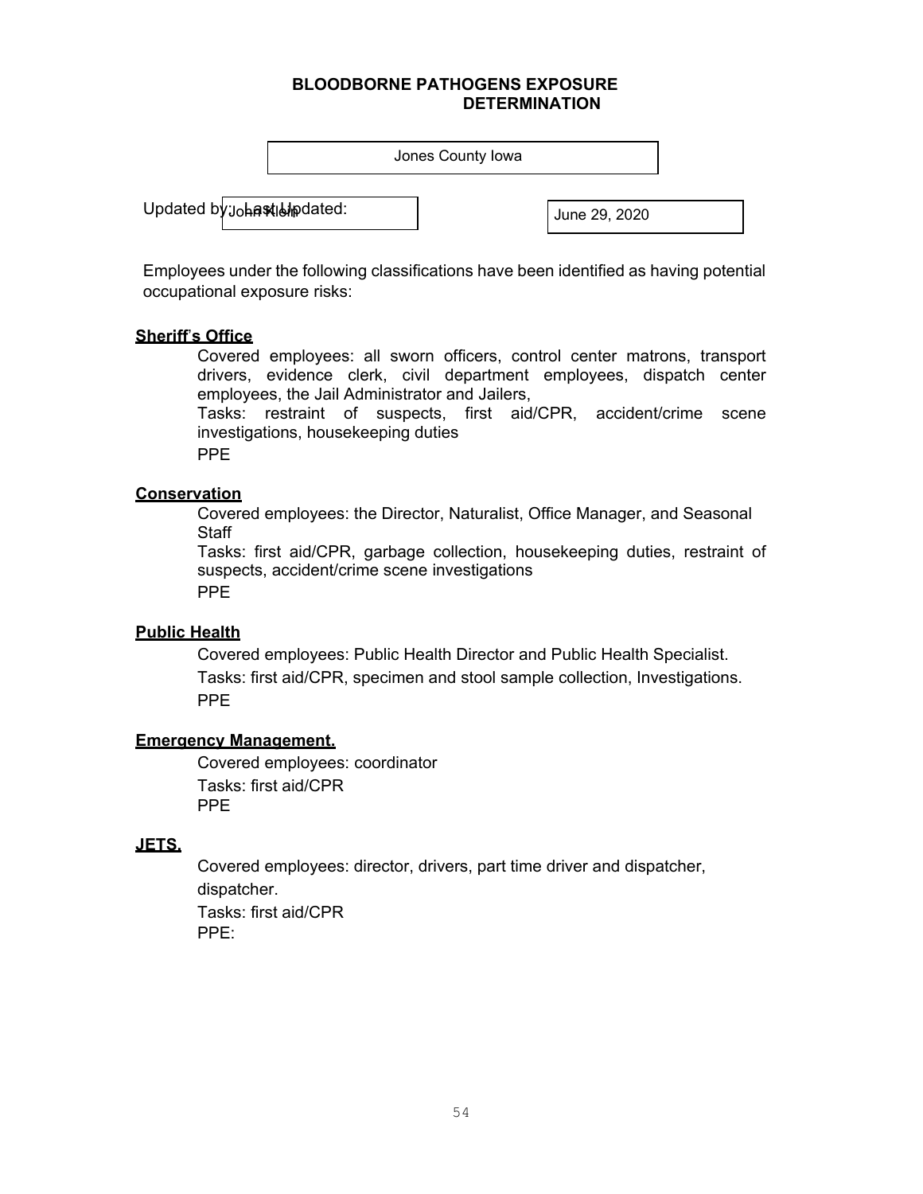# BLOODBORNE PATHOGENS EXPOSURE DETERMINATION

Jones County Iowa

Updated by: John Klein Last Updated: June 29, 2020

Employees under the following classifications have been identified as having potential occupational exposure risks:

**Sheriff's Office**

Covered employees: all sworn officers, control center matrons, transport drivers, evidence clerk, civil department employees, dispatch center employees, the Jail Administrator and Jailers,

Tasks: restraint of suspects, first aid/CPR, accident/crime scene investigations, housekeeping duties

PPE

**Conservation**

Covered employees: the Director, Naturalist, Office Manager, and Seasonal Staff

Tasks: first aid/CPR, garbage collection, housekeeping duties, restraint of suspects, accident/crime scene investigations

PPE

**Public Health**

Covered employees: Public Health Director and Public Health Specialist.

Tasks: first aid/CPR, specimen and stool sample collection, Investigations.

PPE

**Emergency Management.**

Covered employees: coordinator

Tasks: first aid/CPR

PPE

**JETS.**

Covered employees: director, drivers, part time driver and dispatcher, dispatcher.

Tasks: first aid/CPR

PPE: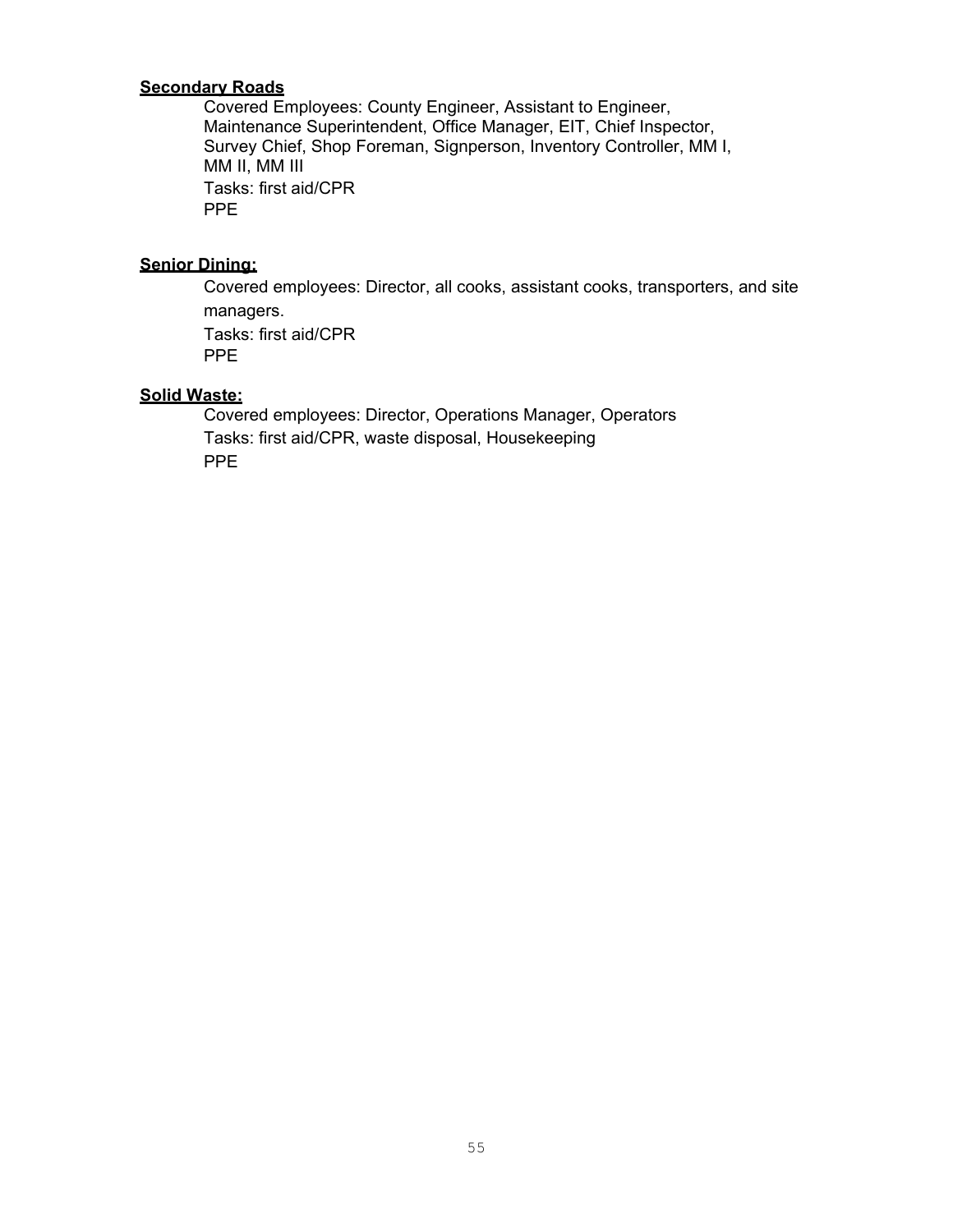**Secondary Roads**

Covered Employees: County Engineer, Assistant to Engineer, Maintenance Superintendent, Office Manager, EIT, Chief Inspector, Survey Chief, Shop Foreman, Signperson, Inventory Controller, MM I, MM II, MM III
Tasks: first aid/CPR
PPE

**Senior Dining:**

Covered employees: Director, all cooks, assistant cooks, transporters, and site managers.
Tasks: first aid/CPR
PPE

**Solid Waste:**

Covered employees: Director, Operations Manager, Operators
Tasks: first aid/CPR, waste disposal, Housekeeping
PPE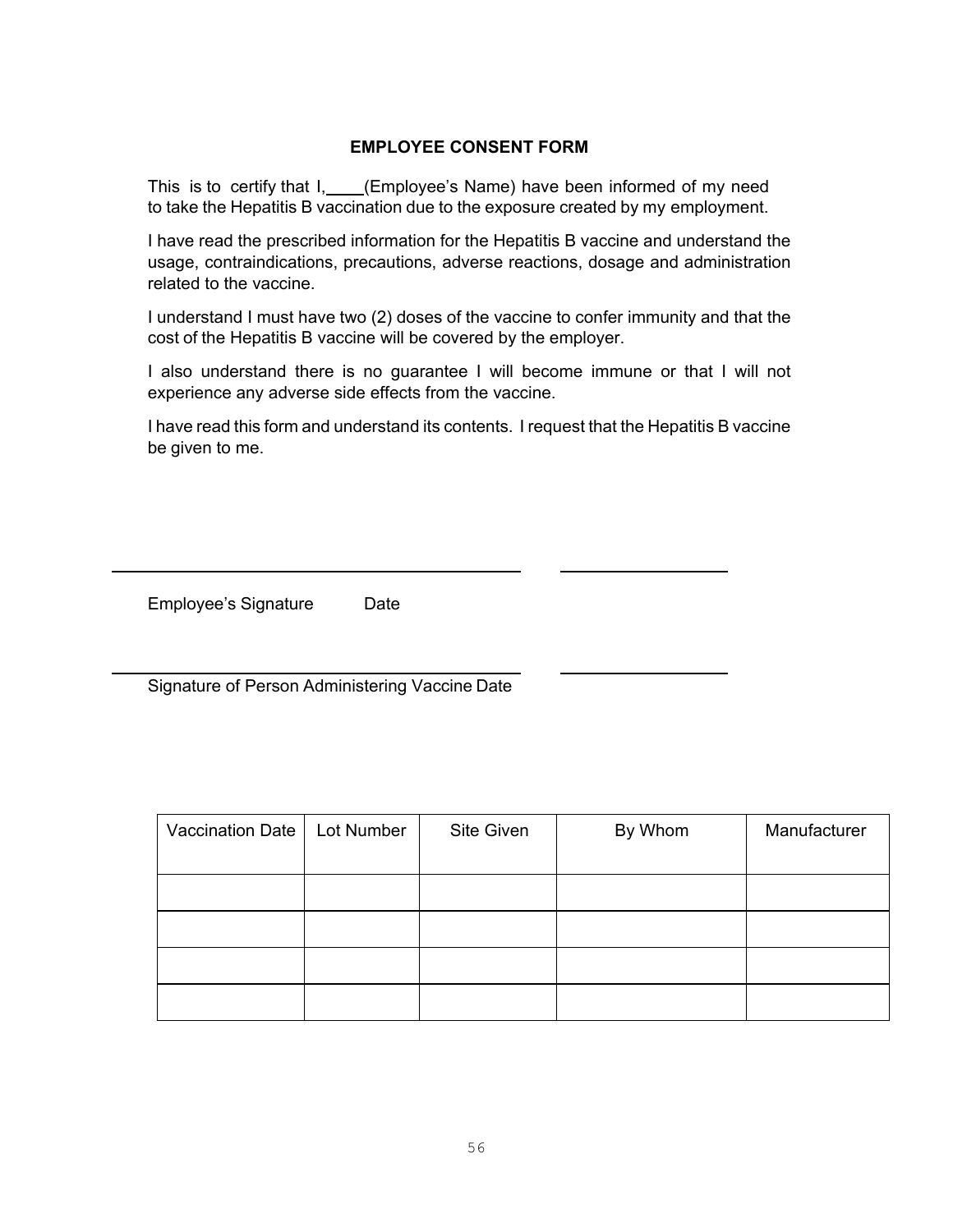## EMPLOYEE CONSENT FORM

This is to certify that I,____(Employee's Name) have been informed of my need to take the Hepatitis B vaccination due to the exposure created by my employment.

I have read the prescribed information for the Hepatitis B vaccine and understand the usage, contraindications, precautions, adverse reactions, dosage and administration related to the vaccine.

I understand I must have two (2) doses of the vaccine to confer immunity and that the cost of the Hepatitis B vaccine will be covered by the employer.

I also understand there is no guarantee I will become immune or that I will not experience any adverse side effects from the vaccine.

I have read this form and understand its contents. I request that the Hepatitis B vaccine be given to me.

_______________________________________ ________________

Employee's Signature Date

_______________________________________ ________________

Signature of Person Administering Vaccine Date

| Vaccination Date | Lot Number | Site Given | By Whom | Manufacturer |
|---|---|---|---|---|
| | | | | |
| | | | | |
| | | | | |
| | | | | |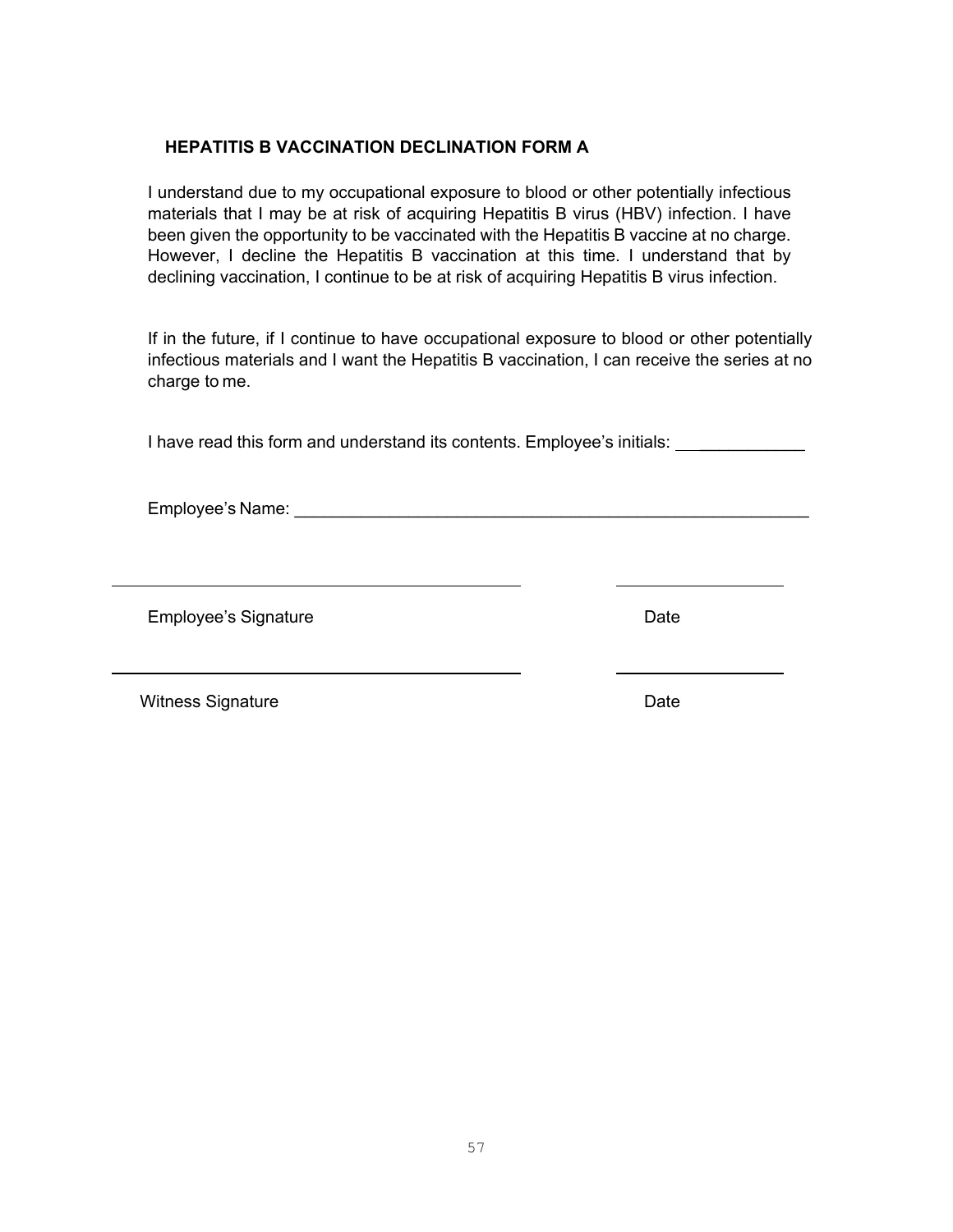### HEPATITIS B VACCINATION DECLINATION FORM A

I understand due to my occupational exposure to blood or other potentially infectious materials that I may be at risk of acquiring Hepatitis B virus (HBV) infection. I have been given the opportunity to be vaccinated with the Hepatitis B vaccine at no charge. However, I decline the Hepatitis B vaccination at this time. I understand that by declining vaccination, I continue to be at risk of acquiring Hepatitis B virus infection.

If in the future, if I continue to have occupational exposure to blood or other potentially infectious materials and I want the Hepatitis B vaccination, I can receive the series at no charge to me.

I have read this form and understand its contents. Employee's initials: _____________

Employee's Name: _______________________________________________________

_________________________________________ __________________

Employee's Signature Date

_________________________________________ __________________

Witness Signature Date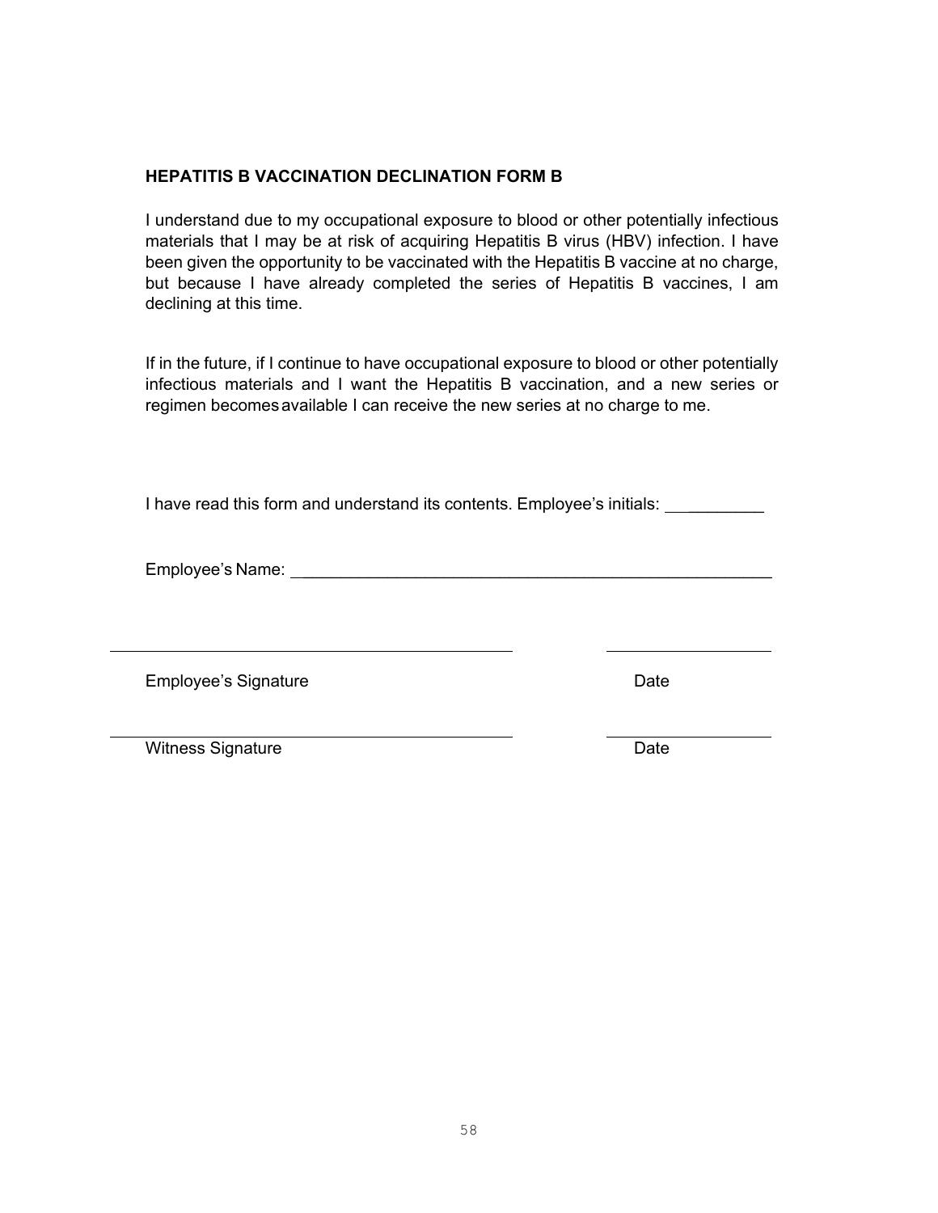## HEPATITIS B VACCINATION DECLINATION FORM B

I understand due to my occupational exposure to blood or other potentially infectious materials that I may be at risk of acquiring Hepatitis B virus (HBV) infection. I have been given the opportunity to be vaccinated with the Hepatitis B vaccine at no charge, but because I have already completed the series of Hepatitis B vaccines, I am declining at this time.

If in the future, if I continue to have occupational exposure to blood or other potentially infectious materials and I want the Hepatitis B vaccination, and a new series or regimen becomes available I can receive the new series at no charge to me.

I have read this form and understand its contents. Employee's initials: __________

Employee's Name: ______________________________________________________

_____________________________________________ ____________________

Employee's Signature Date

_____________________________________________ ____________________

Witness Signature Date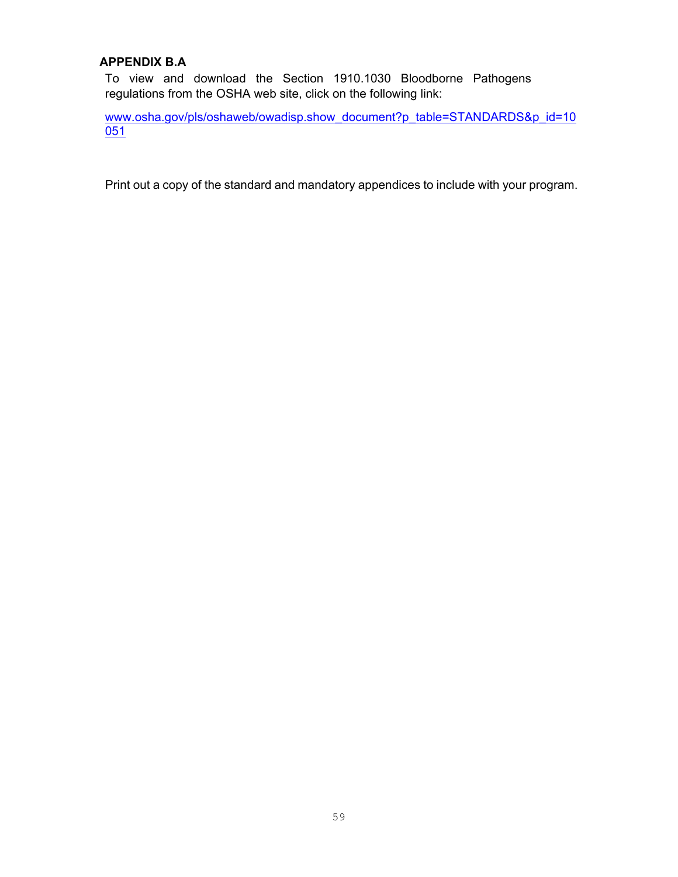## APPENDIX B.A

To view and download the Section 1910.1030 Bloodborne Pathogens regulations from the OSHA web site, click on the following link:

[www.osha.gov/pls/oshaweb/owadisp.show_document?p_table=STANDARDS&p_id=10051](http://www.osha.gov/pls/oshaweb/owadisp.show_document?p_table=STANDARDS&p_id=10051)

Print out a copy of the standard and mandatory appendices to include with your program.